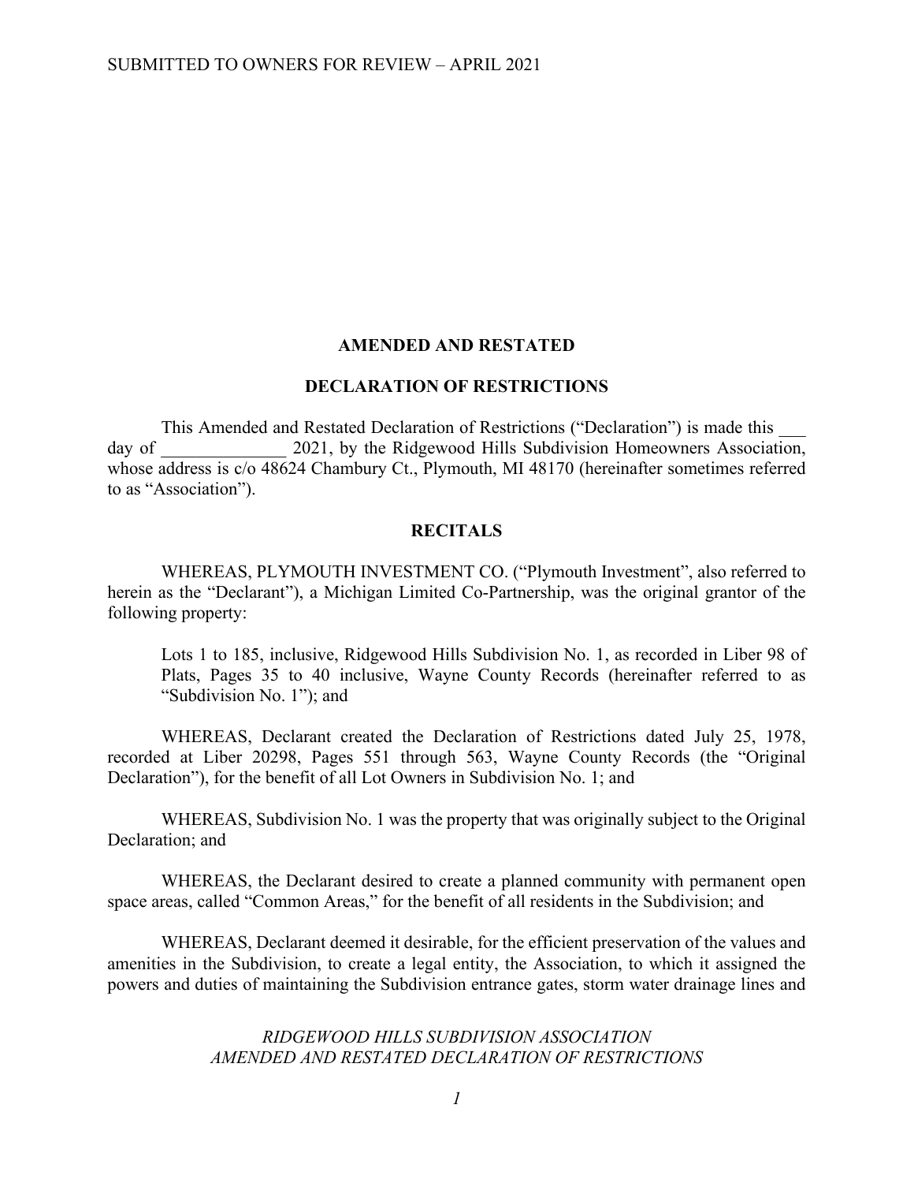SUBMITTED TO OWNERS FOR REVIEW – APRIL 2021

# AMENDED AND RESTATED

# DECLARATION OF RESTRICTIONS

This Amended and Restated Declaration of Restrictions ("Declaration") is made this ___ day of ______________ 2021, by the Ridgewood Hills Subdivision Homeowners Association, whose address is c/o 48624 Chambury Ct., Plymouth, MI 48170 (hereinafter sometimes referred to as "Association").

## RECITALS

WHEREAS, PLYMOUTH INVESTMENT CO. ("Plymouth Investment", also referred to herein as the "Declarant"), a Michigan Limited Co-Partnership, was the original grantor of the following property:

> Lots 1 to 185, inclusive, Ridgewood Hills Subdivision No. 1, as recorded in Liber 98 of Plats, Pages 35 to 40 inclusive, Wayne County Records (hereinafter referred to as "Subdivision No. 1"); and

WHEREAS, Declarant created the Declaration of Restrictions dated July 25, 1978, recorded at Liber 20298, Pages 551 through 563, Wayne County Records (the "Original Declaration"), for the benefit of all Lot Owners in Subdivision No. 1; and

WHEREAS, Subdivision No. 1 was the property that was originally subject to the Original Declaration; and

WHEREAS, the Declarant desired to create a planned community with permanent open space areas, called "Common Areas," for the benefit of all residents in the Subdivision; and

WHEREAS, Declarant deemed it desirable, for the efficient preservation of the values and amenities in the Subdivision, to create a legal entity, the Association, to which it assigned the powers and duties of maintaining the Subdivision entrance gates, storm water drainage lines and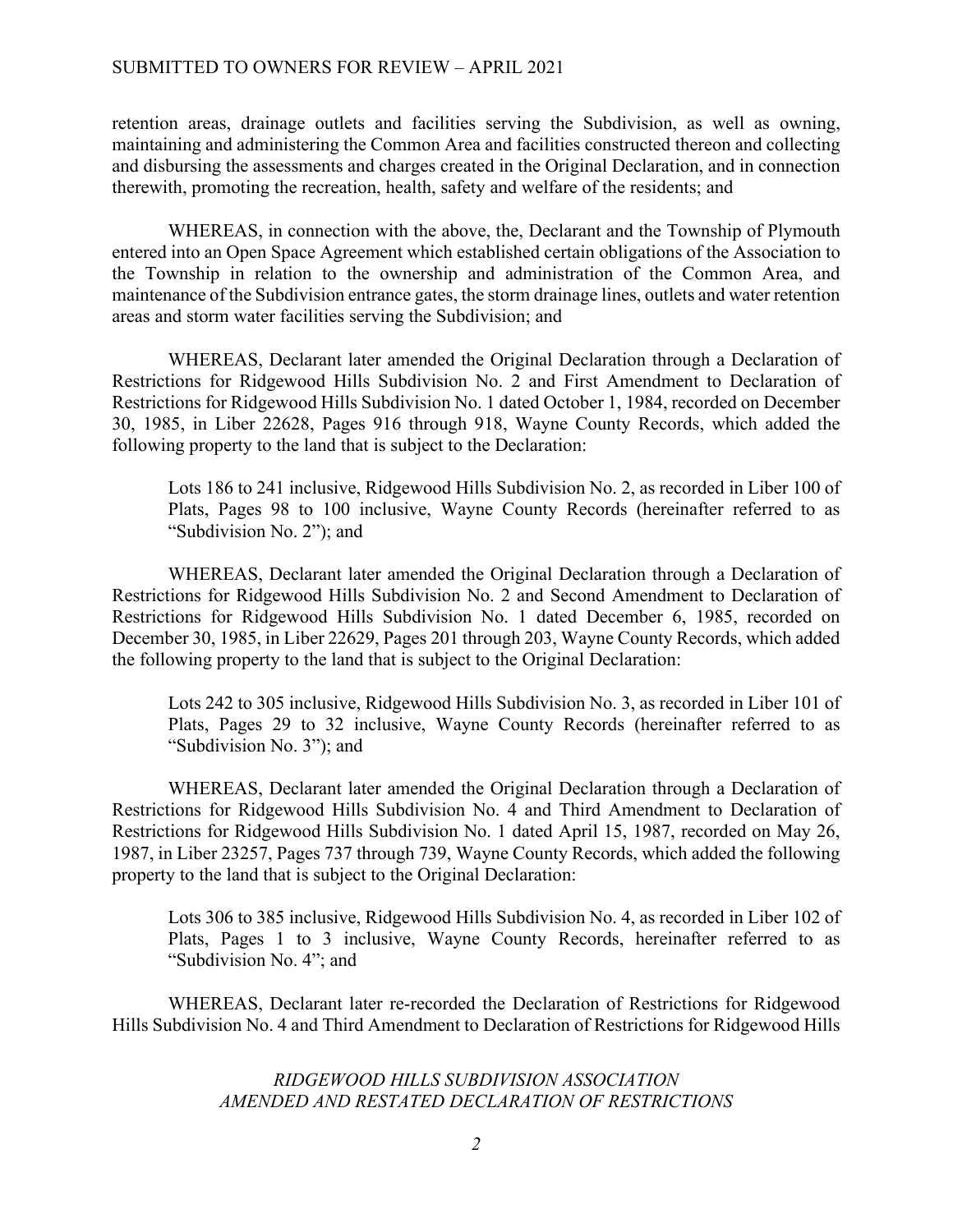retention areas, drainage outlets and facilities serving the Subdivision, as well as owning, maintaining and administering the Common Area and facilities constructed thereon and collecting and disbursing the assessments and charges created in the Original Declaration, and in connection therewith, promoting the recreation, health, safety and welfare of the residents; and

WHEREAS, in connection with the above, the, Declarant and the Township of Plymouth entered into an Open Space Agreement which established certain obligations of the Association to the Township in relation to the ownership and administration of the Common Area, and maintenance of the Subdivision entrance gates, the storm drainage lines, outlets and water retention areas and storm water facilities serving the Subdivision; and

WHEREAS, Declarant later amended the Original Declaration through a Declaration of Restrictions for Ridgewood Hills Subdivision No. 2 and First Amendment to Declaration of Restrictions for Ridgewood Hills Subdivision No. 1 dated October 1, 1984, recorded on December 30, 1985, in Liber 22628, Pages 916 through 918, Wayne County Records, which added the following property to the land that is subject to the Declaration:

> Lots 186 to 241 inclusive, Ridgewood Hills Subdivision No. 2, as recorded in Liber 100 of Plats, Pages 98 to 100 inclusive, Wayne County Records (hereinafter referred to as "Subdivision No. 2"); and

WHEREAS, Declarant later amended the Original Declaration through a Declaration of Restrictions for Ridgewood Hills Subdivision No. 2 and Second Amendment to Declaration of Restrictions for Ridgewood Hills Subdivision No. 1 dated December 6, 1985, recorded on December 30, 1985, in Liber 22629, Pages 201 through 203, Wayne County Records, which added the following property to the land that is subject to the Original Declaration:

> Lots 242 to 305 inclusive, Ridgewood Hills Subdivision No. 3, as recorded in Liber 101 of Plats, Pages 29 to 32 inclusive, Wayne County Records (hereinafter referred to as "Subdivision No. 3"); and

WHEREAS, Declarant later amended the Original Declaration through a Declaration of Restrictions for Ridgewood Hills Subdivision No. 4 and Third Amendment to Declaration of Restrictions for Ridgewood Hills Subdivision No. 1 dated April 15, 1987, recorded on May 26, 1987, in Liber 23257, Pages 737 through 739, Wayne County Records, which added the following property to the land that is subject to the Original Declaration:

> Lots 306 to 385 inclusive, Ridgewood Hills Subdivision No. 4, as recorded in Liber 102 of Plats, Pages 1 to 3 inclusive, Wayne County Records, hereinafter referred to as "Subdivision No. 4"; and

WHEREAS, Declarant later re-recorded the Declaration of Restrictions for Ridgewood Hills Subdivision No. 4 and Third Amendment to Declaration of Restrictions for Ridgewood Hills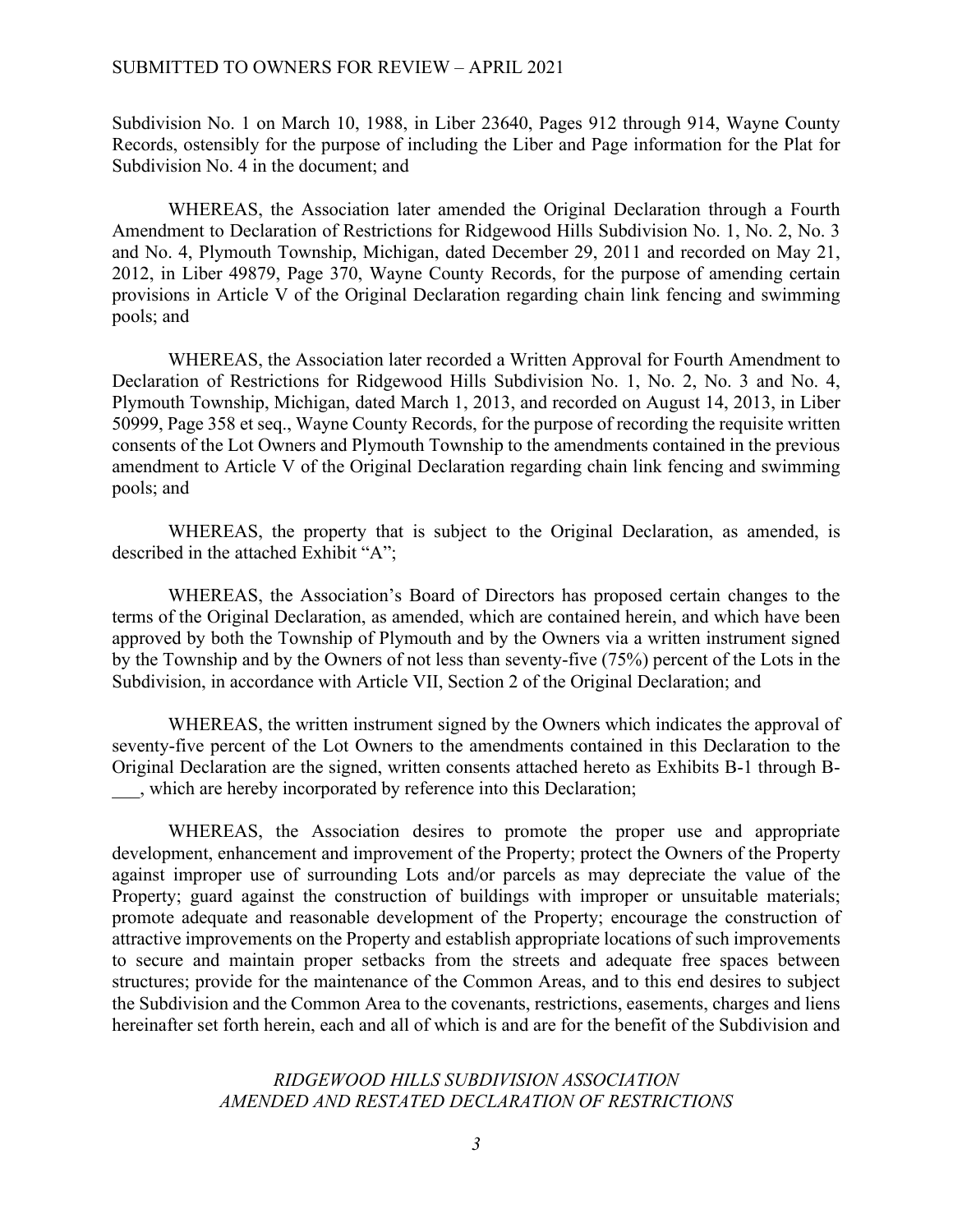Subdivision No. 1 on March 10, 1988, in Liber 23640, Pages 912 through 914, Wayne County Records, ostensibly for the purpose of including the Liber and Page information for the Plat for Subdivision No. 4 in the document; and

WHEREAS, the Association later amended the Original Declaration through a Fourth Amendment to Declaration of Restrictions for Ridgewood Hills Subdivision No. 1, No. 2, No. 3 and No. 4, Plymouth Township, Michigan, dated December 29, 2011 and recorded on May 21, 2012, in Liber 49879, Page 370, Wayne County Records, for the purpose of amending certain provisions in Article V of the Original Declaration regarding chain link fencing and swimming pools; and

WHEREAS, the Association later recorded a Written Approval for Fourth Amendment to Declaration of Restrictions for Ridgewood Hills Subdivision No. 1, No. 2, No. 3 and No. 4, Plymouth Township, Michigan, dated March 1, 2013, and recorded on August 14, 2013, in Liber 50999, Page 358 et seq., Wayne County Records, for the purpose of recording the requisite written consents of the Lot Owners and Plymouth Township to the amendments contained in the previous amendment to Article V of the Original Declaration regarding chain link fencing and swimming pools; and

WHEREAS, the property that is subject to the Original Declaration, as amended, is described in the attached Exhibit "A";

WHEREAS, the Association's Board of Directors has proposed certain changes to the terms of the Original Declaration, as amended, which are contained herein, and which have been approved by both the Township of Plymouth and by the Owners via a written instrument signed by the Township and by the Owners of not less than seventy-five (75%) percent of the Lots in the Subdivision, in accordance with Article VII, Section 2 of the Original Declaration; and

WHEREAS, the written instrument signed by the Owners which indicates the approval of seventy-five percent of the Lot Owners to the amendments contained in this Declaration to the Original Declaration are the signed, written consents attached hereto as Exhibits B-1 through B-___, which are hereby incorporated by reference into this Declaration;

WHEREAS, the Association desires to promote the proper use and appropriate development, enhancement and improvement of the Property; protect the Owners of the Property against improper use of surrounding Lots and/or parcels as may depreciate the value of the Property; guard against the construction of buildings with improper or unsuitable materials; promote adequate and reasonable development of the Property; encourage the construction of attractive improvements on the Property and establish appropriate locations of such improvements to secure and maintain proper setbacks from the streets and adequate free spaces between structures; provide for the maintenance of the Common Areas, and to this end desires to subject the Subdivision and the Common Area to the covenants, restrictions, easements, charges and liens hereinafter set forth herein, each and all of which is and are for the benefit of the Subdivision and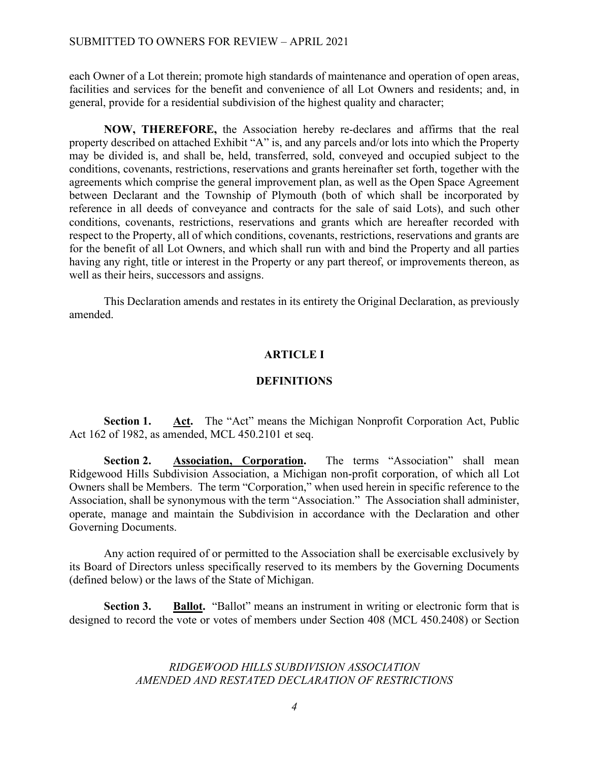each Owner of a Lot therein; promote high standards of maintenance and operation of open areas, facilities and services for the benefit and convenience of all Lot Owners and residents; and, in general, provide for a residential subdivision of the highest quality and character;

**NOW, THEREFORE,** the Association hereby re-declares and affirms that the real property described on attached Exhibit "A" is, and any parcels and/or lots into which the Property may be divided is, and shall be, held, transferred, sold, conveyed and occupied subject to the conditions, covenants, restrictions, reservations and grants hereinafter set forth, together with the agreements which comprise the general improvement plan, as well as the Open Space Agreement between Declarant and the Township of Plymouth (both of which shall be incorporated by reference in all deeds of conveyance and contracts for the sale of said Lots), and such other conditions, covenants, restrictions, reservations and grants which are hereafter recorded with respect to the Property, all of which conditions, covenants, restrictions, reservations and grants are for the benefit of all Lot Owners, and which shall run with and bind the Property and all parties having any right, title or interest in the Property or any part thereof, or improvements thereon, as well as their heirs, successors and assigns.

This Declaration amends and restates in its entirety the Original Declaration, as previously amended.

## ARTICLE I

## DEFINITIONS

**Section 1. Act.** The "Act" means the Michigan Nonprofit Corporation Act, Public Act 162 of 1982, as amended, MCL 450.2101 et seq.

**Section 2. Association, Corporation.** The terms "Association" shall mean Ridgewood Hills Subdivision Association, a Michigan non-profit corporation, of which all Lot Owners shall be Members. The term "Corporation," when used herein in specific reference to the Association, shall be synonymous with the term "Association." The Association shall administer, operate, manage and maintain the Subdivision in accordance with the Declaration and other Governing Documents.

Any action required of or permitted to the Association shall be exercisable exclusively by its Board of Directors unless specifically reserved to its members by the Governing Documents (defined below) or the laws of the State of Michigan.

**Section 3. Ballot.** "Ballot" means an instrument in writing or electronic form that is designed to record the vote or votes of members under Section 408 (MCL 450.2408) or Section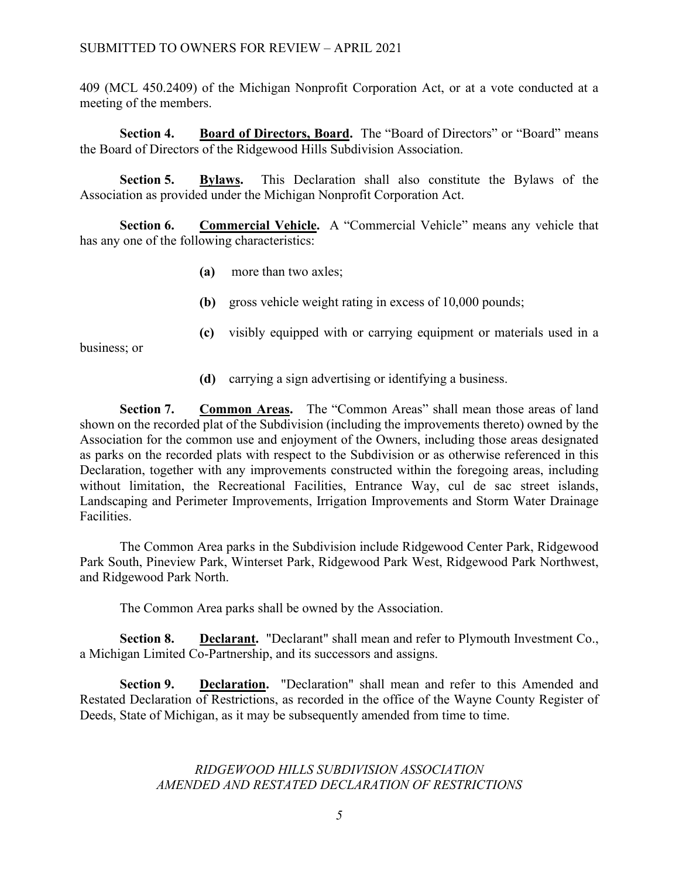409 (MCL 450.2409) of the Michigan Nonprofit Corporation Act, or at a vote conducted at a meeting of the members.

**Section 4.** **Board of Directors, Board.** The "Board of Directors" or "Board" means the Board of Directors of the Ridgewood Hills Subdivision Association.

**Section 5.** **Bylaws.** This Declaration shall also constitute the Bylaws of the Association as provided under the Michigan Nonprofit Corporation Act.

**Section 6.** **Commercial Vehicle.** A "Commercial Vehicle" means any vehicle that has any one of the following characteristics:

**(a)** more than two axles;

**(b)** gross vehicle weight rating in excess of 10,000 pounds;

**(c)** visibly equipped with or carrying equipment or materials used in a business; or

**(d)** carrying a sign advertising or identifying a business.

**Section 7.** **Common Areas.** The "Common Areas" shall mean those areas of land shown on the recorded plat of the Subdivision (including the improvements thereto) owned by the Association for the common use and enjoyment of the Owners, including those areas designated as parks on the recorded plats with respect to the Subdivision or as otherwise referenced in this Declaration, together with any improvements constructed within the foregoing areas, including without limitation, the Recreational Facilities, Entrance Way, cul de sac street islands, Landscaping and Perimeter Improvements, Irrigation Improvements and Storm Water Drainage Facilities.

The Common Area parks in the Subdivision include Ridgewood Center Park, Ridgewood Park South, Pineview Park, Winterset Park, Ridgewood Park West, Ridgewood Park Northwest, and Ridgewood Park North.

The Common Area parks shall be owned by the Association.

**Section 8.** **Declarant.** "Declarant" shall mean and refer to Plymouth Investment Co., a Michigan Limited Co-Partnership, and its successors and assigns.

**Section 9.** **Declaration.** "Declaration" shall mean and refer to this Amended and Restated Declaration of Restrictions, as recorded in the office of the Wayne County Register of Deeds, State of Michigan, as it may be subsequently amended from time to time.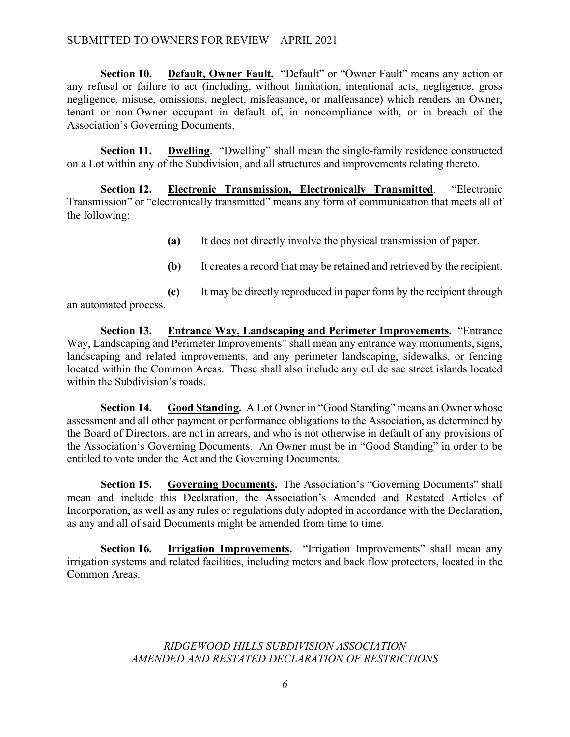**Section 10. Default, Owner Fault.** "Default" or "Owner Fault" means any action or any refusal or failure to act (including, without limitation, intentional acts, negligence, gross negligence, misuse, omissions, neglect, misfeasance, or malfeasance) which renders an Owner, tenant or non-Owner occupant in default of, in noncompliance with, or in breach of the Association's Governing Documents.

**Section 11. Dwelling**. "Dwelling" shall mean the single-family residence constructed on a Lot within any of the Subdivision, and all structures and improvements relating thereto.

**Section 12. Electronic Transmission, Electronically Transmitted**. "Electronic Transmission" or "electronically transmitted" means any form of communication that meets all of the following:

**(a)** It does not directly involve the physical transmission of paper.

**(b)** It creates a record that may be retained and retrieved by the recipient.

**(c)** It may be directly reproduced in paper form by the recipient through an automated process.

**Section 13. Entrance Way, Landscaping and Perimeter Improvements.** "Entrance Way, Landscaping and Perimeter Improvements" shall mean any entrance way monuments, signs, landscaping and related improvements, and any perimeter landscaping, sidewalks, or fencing located within the Common Areas. These shall also include any cul de sac street islands located within the Subdivision's roads.

**Section 14. Good Standing.** A Lot Owner in "Good Standing" means an Owner whose assessment and all other payment or performance obligations to the Association, as determined by the Board of Directors, are not in arrears, and who is not otherwise in default of any provisions of the Association's Governing Documents. An Owner must be in "Good Standing" in order to be entitled to vote under the Act and the Governing Documents.

**Section 15. Governing Documents.** The Association's "Governing Documents" shall mean and include this Declaration, the Association's Amended and Restated Articles of Incorporation, as well as any rules or regulations duly adopted in accordance with the Declaration, as any and all of said Documents might be amended from time to time.

**Section 16. Irrigation Improvements.** "Irrigation Improvements" shall mean any irrigation systems and related facilities, including meters and back flow protectors, located in the Common Areas.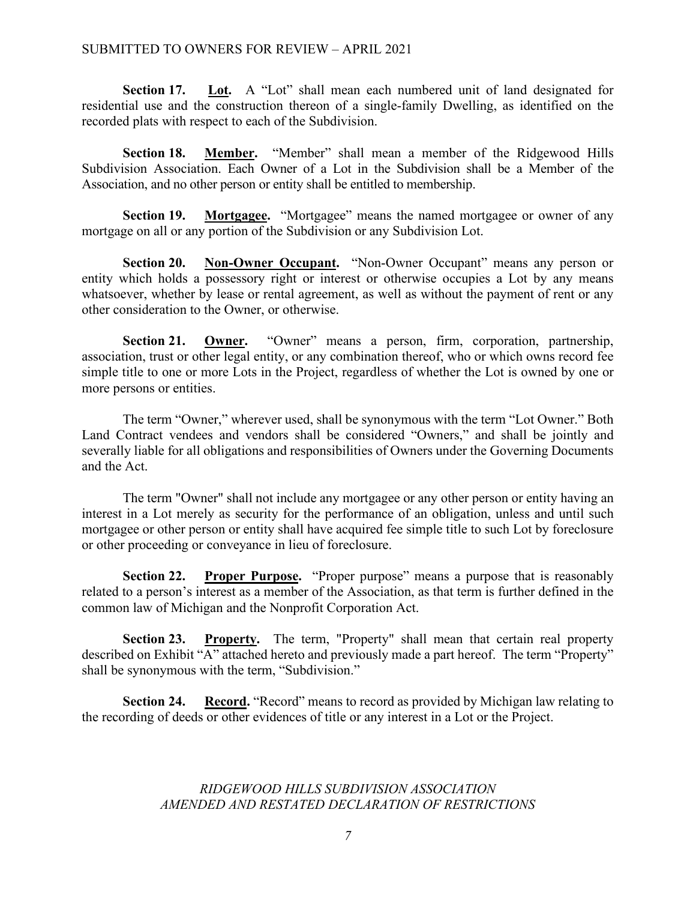**Section 17.** **Lot.** A "Lot" shall mean each numbered unit of land designated for residential use and the construction thereon of a single-family Dwelling, as identified on the recorded plats with respect to each of the Subdivision.

**Section 18.** **Member.** "Member" shall mean a member of the Ridgewood Hills Subdivision Association. Each Owner of a Lot in the Subdivision shall be a Member of the Association, and no other person or entity shall be entitled to membership.

**Section 19.** **Mortgagee.** "Mortgagee" means the named mortgagee or owner of any mortgage on all or any portion of the Subdivision or any Subdivision Lot.

**Section 20.** **Non-Owner Occupant.** "Non-Owner Occupant" means any person or entity which holds a possessory right or interest or otherwise occupies a Lot by any means whatsoever, whether by lease or rental agreement, as well as without the payment of rent or any other consideration to the Owner, or otherwise.

**Section 21.** **Owner.** "Owner" means a person, firm, corporation, partnership, association, trust or other legal entity, or any combination thereof, who or which owns record fee simple title to one or more Lots in the Project, regardless of whether the Lot is owned by one or more persons or entities.

The term "Owner," wherever used, shall be synonymous with the term "Lot Owner." Both Land Contract vendees and vendors shall be considered "Owners," and shall be jointly and severally liable for all obligations and responsibilities of Owners under the Governing Documents and the Act.

The term "Owner" shall not include any mortgagee or any other person or entity having an interest in a Lot merely as security for the performance of an obligation, unless and until such mortgagee or other person or entity shall have acquired fee simple title to such Lot by foreclosure or other proceeding or conveyance in lieu of foreclosure.

**Section 22.** **Proper Purpose.** "Proper purpose" means a purpose that is reasonably related to a person's interest as a member of the Association, as that term is further defined in the common law of Michigan and the Nonprofit Corporation Act.

**Section 23.** **Property.** The term, "Property" shall mean that certain real property described on Exhibit "A" attached hereto and previously made a part hereof. The term "Property" shall be synonymous with the term, "Subdivision."

**Section 24.** **Record.** "Record" means to record as provided by Michigan law relating to the recording of deeds or other evidences of title or any interest in a Lot or the Project.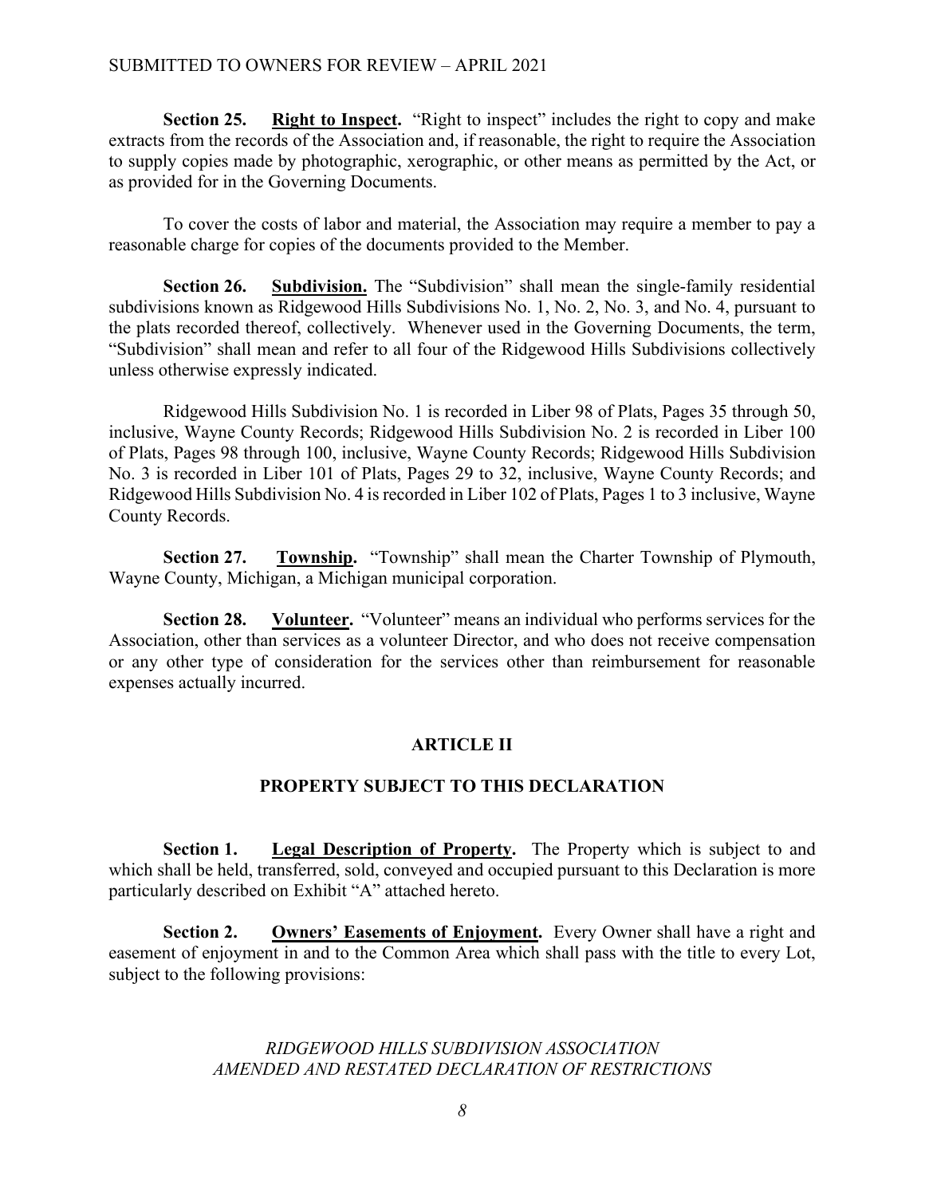**Section 25. Right to Inspect.** "Right to inspect" includes the right to copy and make extracts from the records of the Association and, if reasonable, the right to require the Association to supply copies made by photographic, xerographic, or other means as permitted by the Act, or as provided for in the Governing Documents.

To cover the costs of labor and material, the Association may require a member to pay a reasonable charge for copies of the documents provided to the Member.

**Section 26. Subdivision.** The "Subdivision" shall mean the single-family residential subdivisions known as Ridgewood Hills Subdivisions No. 1, No. 2, No. 3, and No. 4, pursuant to the plats recorded thereof, collectively. Whenever used in the Governing Documents, the term, "Subdivision" shall mean and refer to all four of the Ridgewood Hills Subdivisions collectively unless otherwise expressly indicated.

Ridgewood Hills Subdivision No. 1 is recorded in Liber 98 of Plats, Pages 35 through 50, inclusive, Wayne County Records; Ridgewood Hills Subdivision No. 2 is recorded in Liber 100 of Plats, Pages 98 through 100, inclusive, Wayne County Records; Ridgewood Hills Subdivision No. 3 is recorded in Liber 101 of Plats, Pages 29 to 32, inclusive, Wayne County Records; and Ridgewood Hills Subdivision No. 4 is recorded in Liber 102 of Plats, Pages 1 to 3 inclusive, Wayne County Records.

**Section 27. Township.** "Township" shall mean the Charter Township of Plymouth, Wayne County, Michigan, a Michigan municipal corporation.

**Section 28. Volunteer.** "Volunteer" means an individual who performs services for the Association, other than services as a volunteer Director, and who does not receive compensation or any other type of consideration for the services other than reimbursement for reasonable expenses actually incurred.

## ARTICLE II

## PROPERTY SUBJECT TO THIS DECLARATION

**Section 1. Legal Description of Property.** The Property which is subject to and which shall be held, transferred, sold, conveyed and occupied pursuant to this Declaration is more particularly described on Exhibit "A" attached hereto.

**Section 2. Owners' Easements of Enjoyment.** Every Owner shall have a right and easement of enjoyment in and to the Common Area which shall pass with the title to every Lot, subject to the following provisions: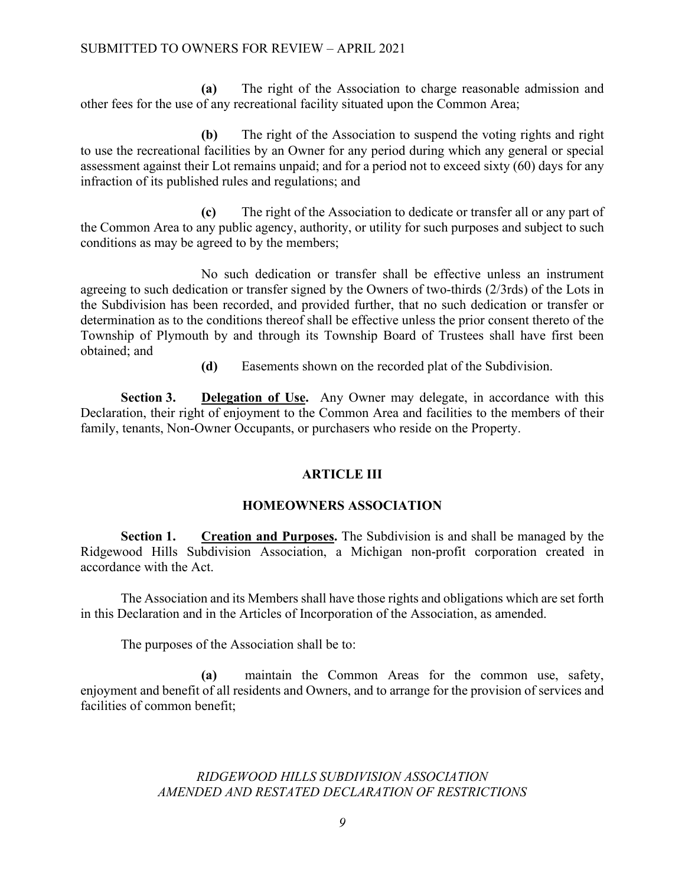**(a)** The right of the Association to charge reasonable admission and other fees for the use of any recreational facility situated upon the Common Area;

**(b)** The right of the Association to suspend the voting rights and right to use the recreational facilities by an Owner for any period during which any general or special assessment against their Lot remains unpaid; and for a period not to exceed sixty (60) days for any infraction of its published rules and regulations; and

**(c)** The right of the Association to dedicate or transfer all or any part of the Common Area to any public agency, authority, or utility for such purposes and subject to such conditions as may be agreed to by the members;

No such dedication or transfer shall be effective unless an instrument agreeing to such dedication or transfer signed by the Owners of two-thirds (2/3rds) of the Lots in the Subdivision has been recorded, and provided further, that no such dedication or transfer or determination as to the conditions thereof shall be effective unless the prior consent thereto of the Township of Plymouth by and through its Township Board of Trustees shall have first been obtained; and

**(d)** Easements shown on the recorded plat of the Subdivision.

**Section 3. Delegation of Use.** Any Owner may delegate, in accordance with this Declaration, their right of enjoyment to the Common Area and facilities to the members of their family, tenants, Non-Owner Occupants, or purchasers who reside on the Property.

## ARTICLE III

## HOMEOWNERS ASSOCIATION

**Section 1. Creation and Purposes.** The Subdivision is and shall be managed by the Ridgewood Hills Subdivision Association, a Michigan non-profit corporation created in accordance with the Act.

The Association and its Members shall have those rights and obligations which are set forth in this Declaration and in the Articles of Incorporation of the Association, as amended.

The purposes of the Association shall be to:

**(a)** maintain the Common Areas for the common use, safety, enjoyment and benefit of all residents and Owners, and to arrange for the provision of services and facilities of common benefit;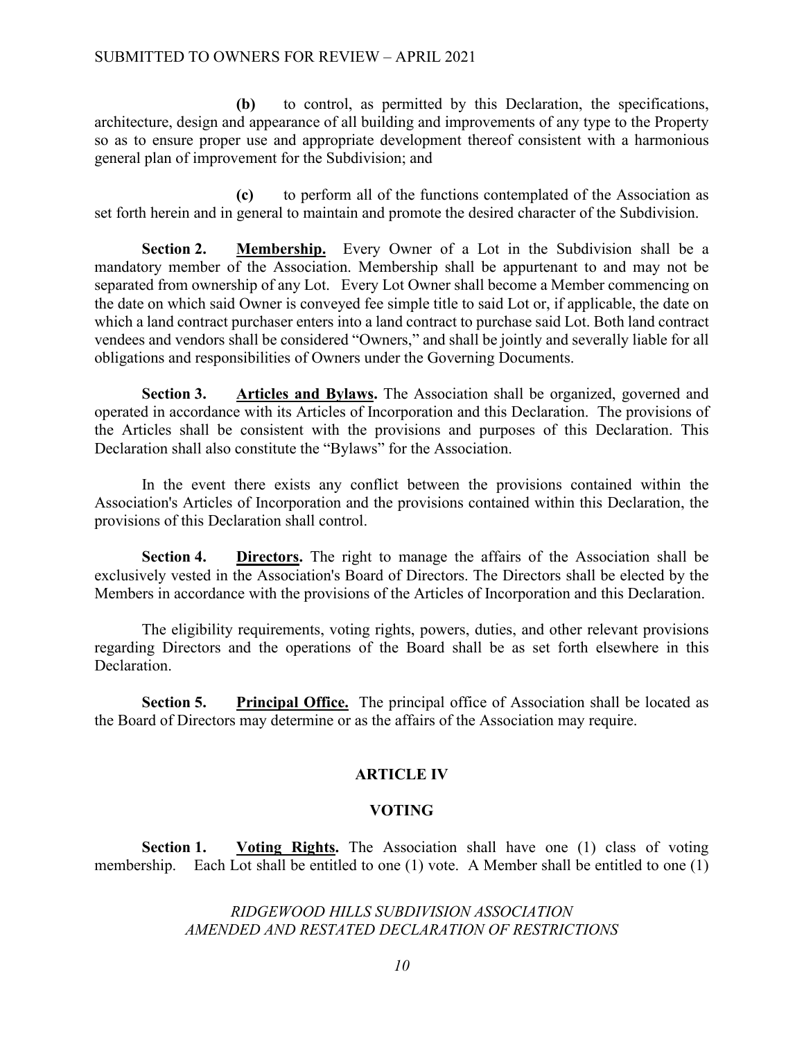**(b)** to control, as permitted by this Declaration, the specifications, architecture, design and appearance of all building and improvements of any type to the Property so as to ensure proper use and appropriate development thereof consistent with a harmonious general plan of improvement for the Subdivision; and

**(c)** to perform all of the functions contemplated of the Association as set forth herein and in general to maintain and promote the desired character of the Subdivision.

**Section 2. Membership.** Every Owner of a Lot in the Subdivision shall be a mandatory member of the Association. Membership shall be appurtenant to and may not be separated from ownership of any Lot. Every Lot Owner shall become a Member commencing on the date on which said Owner is conveyed fee simple title to said Lot or, if applicable, the date on which a land contract purchaser enters into a land contract to purchase said Lot. Both land contract vendees and vendors shall be considered "Owners," and shall be jointly and severally liable for all obligations and responsibilities of Owners under the Governing Documents.

**Section 3. Articles and Bylaws.** The Association shall be organized, governed and operated in accordance with its Articles of Incorporation and this Declaration. The provisions of the Articles shall be consistent with the provisions and purposes of this Declaration. This Declaration shall also constitute the "Bylaws" for the Association.

In the event there exists any conflict between the provisions contained within the Association's Articles of Incorporation and the provisions contained within this Declaration, the provisions of this Declaration shall control.

**Section 4. Directors.** The right to manage the affairs of the Association shall be exclusively vested in the Association's Board of Directors. The Directors shall be elected by the Members in accordance with the provisions of the Articles of Incorporation and this Declaration.

The eligibility requirements, voting rights, powers, duties, and other relevant provisions regarding Directors and the operations of the Board shall be as set forth elsewhere in this Declaration.

**Section 5. Principal Office.** The principal office of Association shall be located as the Board of Directors may determine or as the affairs of the Association may require.

## ARTICLE IV

## VOTING

**Section 1. Voting Rights.** The Association shall have one (1) class of voting membership. Each Lot shall be entitled to one (1) vote. A Member shall be entitled to one (1)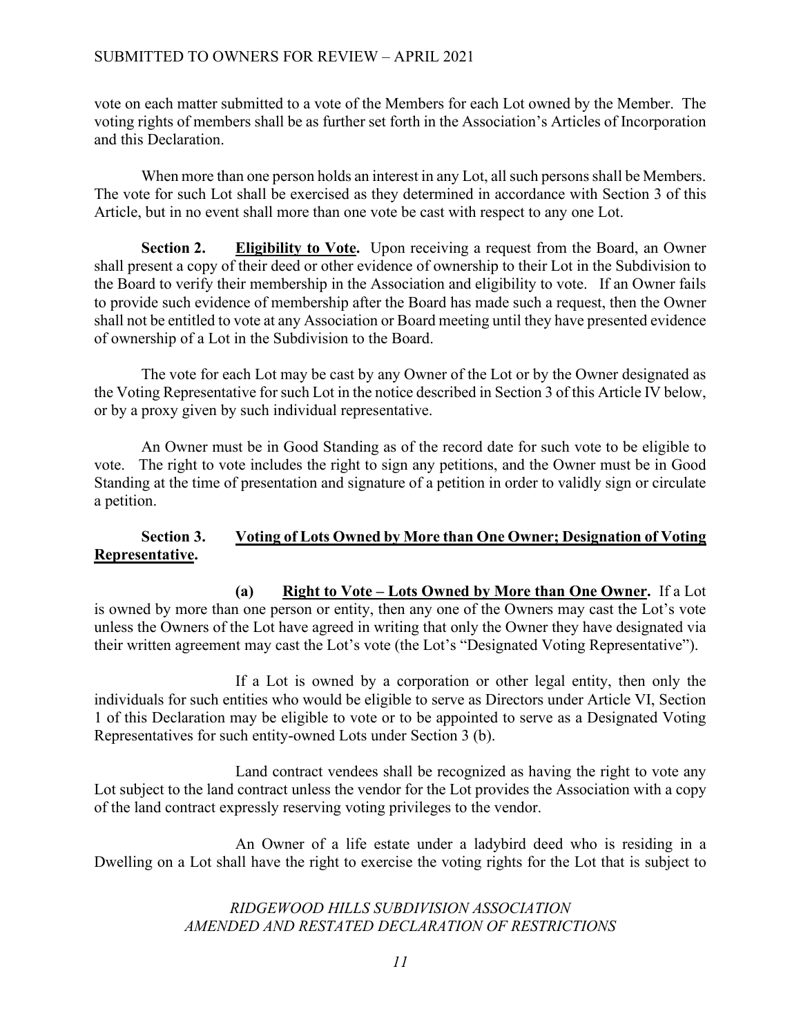vote on each matter submitted to a vote of the Members for each Lot owned by the Member. The voting rights of members shall be as further set forth in the Association's Articles of Incorporation and this Declaration.

When more than one person holds an interest in any Lot, all such persons shall be Members. The vote for such Lot shall be exercised as they determined in accordance with Section 3 of this Article, but in no event shall more than one vote be cast with respect to any one Lot.

**Section 2. Eligibility to Vote.** Upon receiving a request from the Board, an Owner shall present a copy of their deed or other evidence of ownership to their Lot in the Subdivision to the Board to verify their membership in the Association and eligibility to vote. If an Owner fails to provide such evidence of membership after the Board has made such a request, then the Owner shall not be entitled to vote at any Association or Board meeting until they have presented evidence of ownership of a Lot in the Subdivision to the Board.

The vote for each Lot may be cast by any Owner of the Lot or by the Owner designated as the Voting Representative for such Lot in the notice described in Section 3 of this Article IV below, or by a proxy given by such individual representative.

An Owner must be in Good Standing as of the record date for such vote to be eligible to vote. The right to vote includes the right to sign any petitions, and the Owner must be in Good Standing at the time of presentation and signature of a petition in order to validly sign or circulate a petition.

**Section 3. Voting of Lots Owned by More than One Owner; Designation of Voting Representative.**

**(a) Right to Vote – Lots Owned by More than One Owner.** If a Lot is owned by more than one person or entity, then any one of the Owners may cast the Lot's vote unless the Owners of the Lot have agreed in writing that only the Owner they have designated via their written agreement may cast the Lot's vote (the Lot's "Designated Voting Representative").

If a Lot is owned by a corporation or other legal entity, then only the individuals for such entities who would be eligible to serve as Directors under Article VI, Section 1 of this Declaration may be eligible to vote or to be appointed to serve as a Designated Voting Representatives for such entity-owned Lots under Section 3 (b).

Land contract vendees shall be recognized as having the right to vote any Lot subject to the land contract unless the vendor for the Lot provides the Association with a copy of the land contract expressly reserving voting privileges to the vendor.

An Owner of a life estate under a ladybird deed who is residing in a Dwelling on a Lot shall have the right to exercise the voting rights for the Lot that is subject to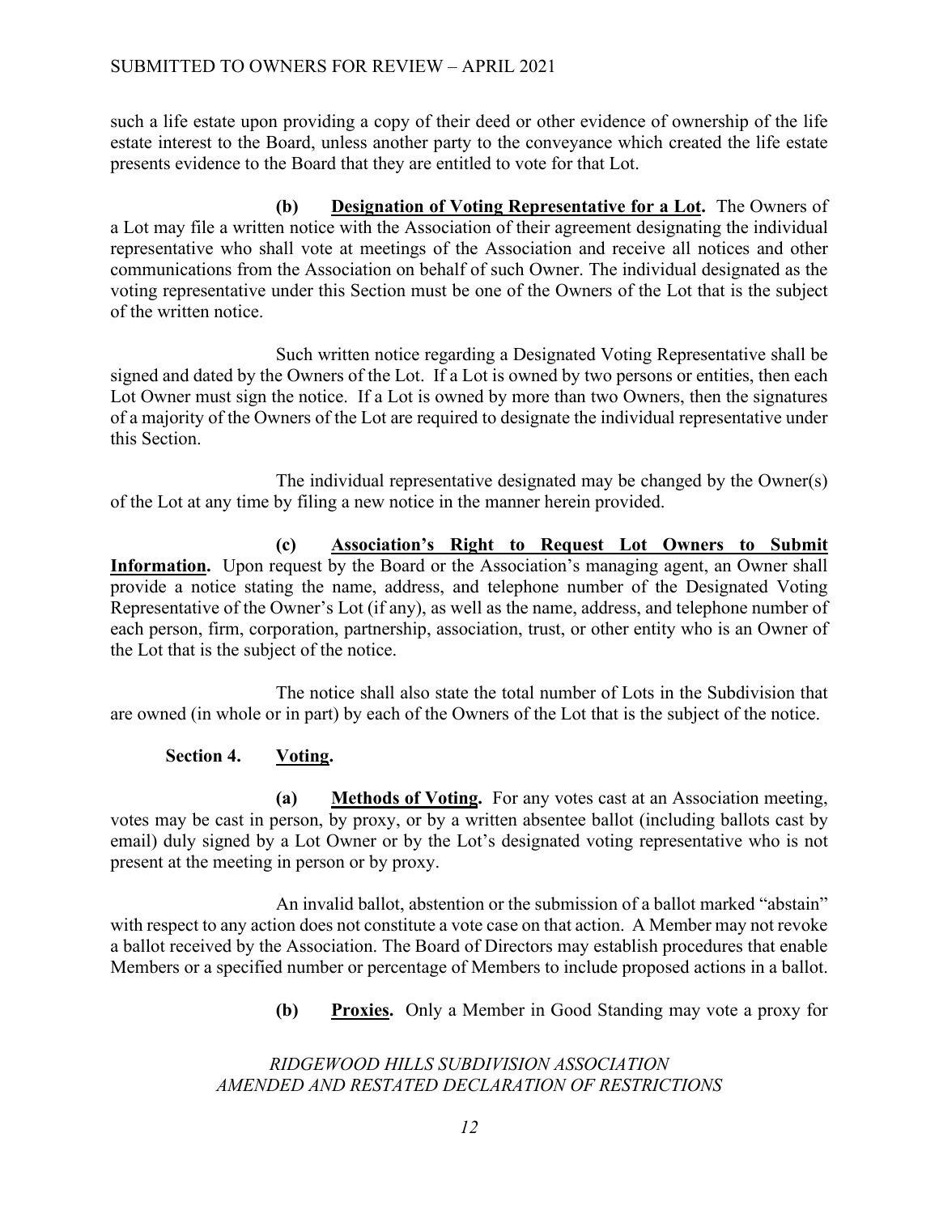such a life estate upon providing a copy of their deed or other evidence of ownership of the life estate interest to the Board, unless another party to the conveyance which created the life estate presents evidence to the Board that they are entitled to vote for that Lot.

**(b) Designation of Voting Representative for a Lot.** The Owners of a Lot may file a written notice with the Association of their agreement designating the individual representative who shall vote at meetings of the Association and receive all notices and other communications from the Association on behalf of such Owner. The individual designated as the voting representative under this Section must be one of the Owners of the Lot that is the subject of the written notice.

Such written notice regarding a Designated Voting Representative shall be signed and dated by the Owners of the Lot. If a Lot is owned by two persons or entities, then each Lot Owner must sign the notice. If a Lot is owned by more than two Owners, then the signatures of a majority of the Owners of the Lot are required to designate the individual representative under this Section.

The individual representative designated may be changed by the Owner(s) of the Lot at any time by filing a new notice in the manner herein provided.

**(c) Association's Right to Request Lot Owners to Submit Information.** Upon request by the Board or the Association's managing agent, an Owner shall provide a notice stating the name, address, and telephone number of the Designated Voting Representative of the Owner's Lot (if any), as well as the name, address, and telephone number of each person, firm, corporation, partnership, association, trust, or other entity who is an Owner of the Lot that is the subject of the notice.

The notice shall also state the total number of Lots in the Subdivision that are owned (in whole or in part) by each of the Owners of the Lot that is the subject of the notice.

**Section 4. Voting.**

**(a) Methods of Voting.** For any votes cast at an Association meeting, votes may be cast in person, by proxy, or by a written absentee ballot (including ballots cast by email) duly signed by a Lot Owner or by the Lot's designated voting representative who is not present at the meeting in person or by proxy.

An invalid ballot, abstention or the submission of a ballot marked "abstain" with respect to any action does not constitute a vote case on that action. A Member may not revoke a ballot received by the Association. The Board of Directors may establish procedures that enable Members or a specified number or percentage of Members to include proposed actions in a ballot.

**(b) Proxies.** Only a Member in Good Standing may vote a proxy for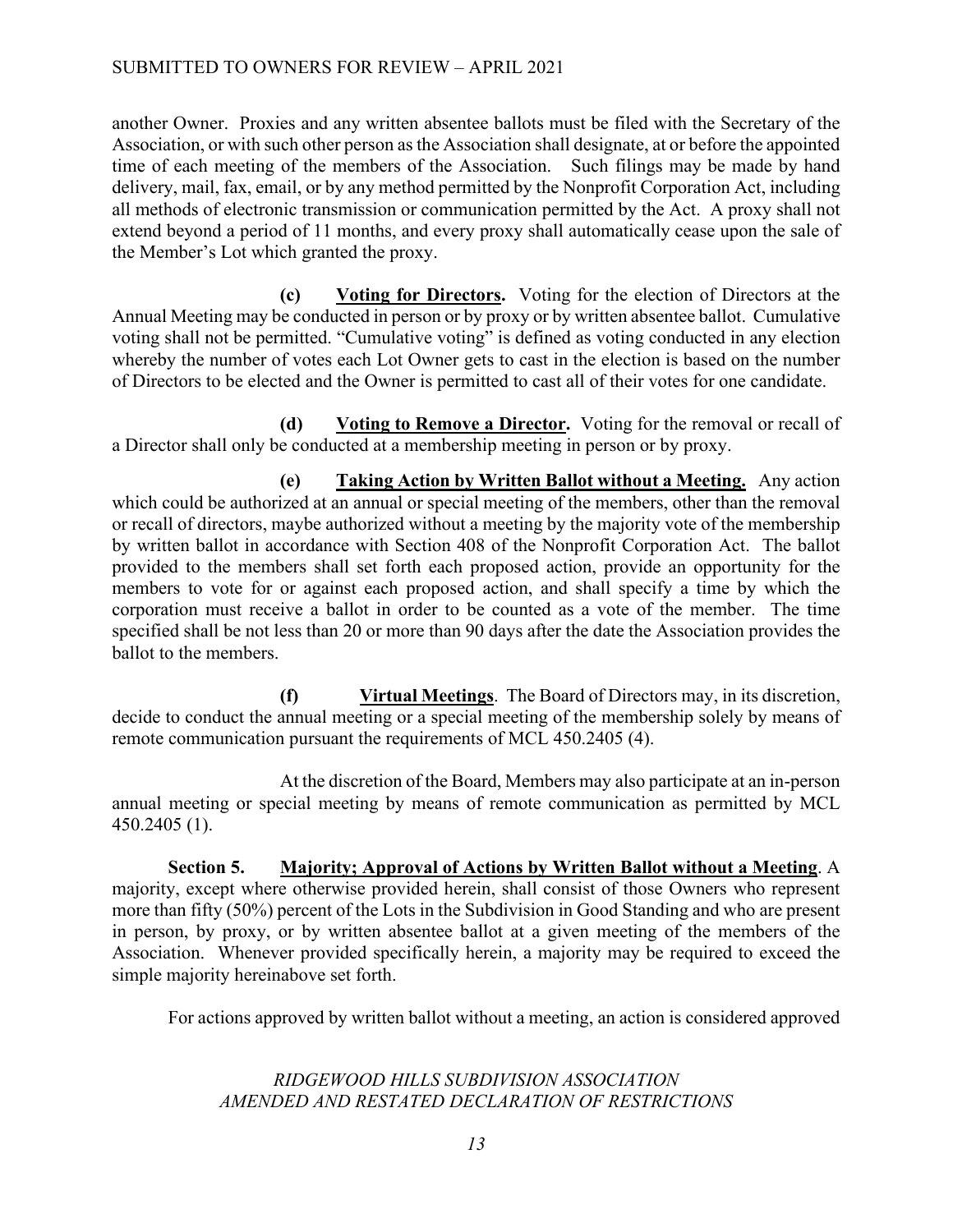another Owner. Proxies and any written absentee ballots must be filed with the Secretary of the Association, or with such other person as the Association shall designate, at or before the appointed time of each meeting of the members of the Association. Such filings may be made by hand delivery, mail, fax, email, or by any method permitted by the Nonprofit Corporation Act, including all methods of electronic transmission or communication permitted by the Act. A proxy shall not extend beyond a period of 11 months, and every proxy shall automatically cease upon the sale of the Member's Lot which granted the proxy.

**(c) Voting for Directors.** Voting for the election of Directors at the Annual Meeting may be conducted in person or by proxy or by written absentee ballot. Cumulative voting shall not be permitted. "Cumulative voting" is defined as voting conducted in any election whereby the number of votes each Lot Owner gets to cast in the election is based on the number of Directors to be elected and the Owner is permitted to cast all of their votes for one candidate.

**(d) Voting to Remove a Director.** Voting for the removal or recall of a Director shall only be conducted at a membership meeting in person or by proxy.

**(e) Taking Action by Written Ballot without a Meeting.** Any action which could be authorized at an annual or special meeting of the members, other than the removal or recall of directors, maybe authorized without a meeting by the majority vote of the membership by written ballot in accordance with Section 408 of the Nonprofit Corporation Act. The ballot provided to the members shall set forth each proposed action, provide an opportunity for the members to vote for or against each proposed action, and shall specify a time by which the corporation must receive a ballot in order to be counted as a vote of the member. The time specified shall be not less than 20 or more than 90 days after the date the Association provides the ballot to the members.

**(f) Virtual Meetings**. The Board of Directors may, in its discretion, decide to conduct the annual meeting or a special meeting of the membership solely by means of remote communication pursuant the requirements of MCL 450.2405 (4).

At the discretion of the Board, Members may also participate at an in-person annual meeting or special meeting by means of remote communication as permitted by MCL 450.2405 (1).

**Section 5. Majority; Approval of Actions by Written Ballot without a Meeting**. A majority, except where otherwise provided herein, shall consist of those Owners who represent more than fifty (50%) percent of the Lots in the Subdivision in Good Standing and who are present in person, by proxy, or by written absentee ballot at a given meeting of the members of the Association. Whenever provided specifically herein, a majority may be required to exceed the simple majority hereinabove set forth.

For actions approved by written ballot without a meeting, an action is considered approved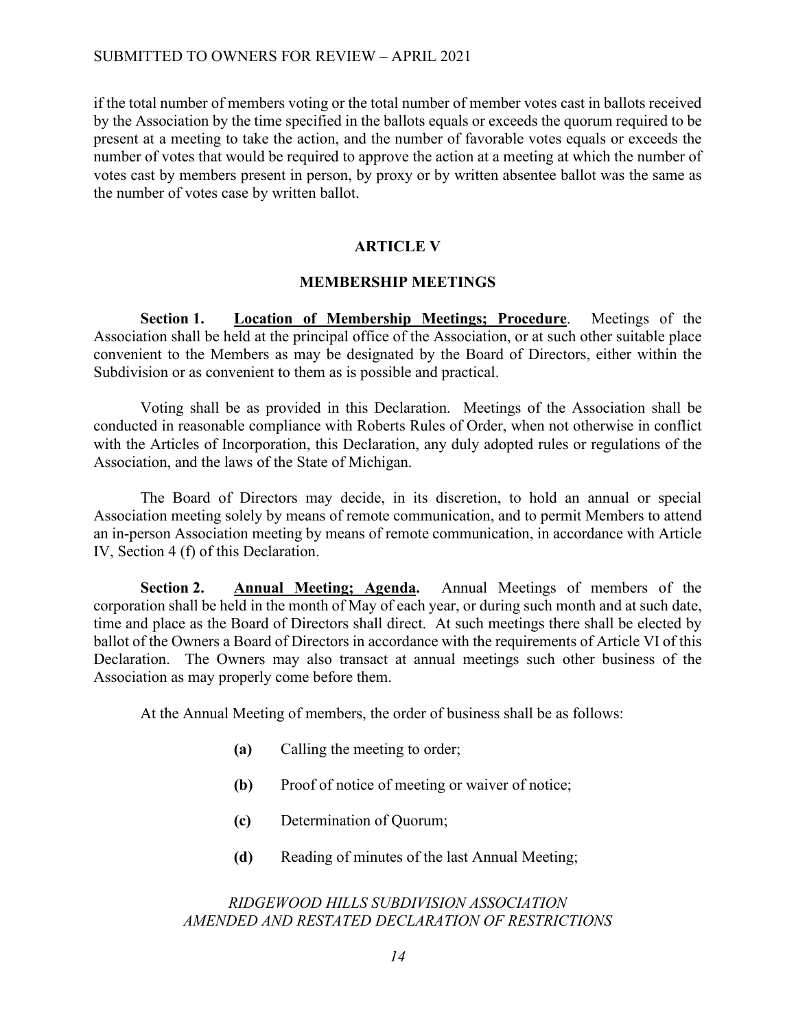if the total number of members voting or the total number of member votes cast in ballots received by the Association by the time specified in the ballots equals or exceeds the quorum required to be present at a meeting to take the action, and the number of favorable votes equals or exceeds the number of votes that would be required to approve the action at a meeting at which the number of votes cast by members present in person, by proxy or by written absentee ballot was the same as the number of votes case by written ballot.

## ARTICLE V

## MEMBERSHIP MEETINGS

**Section 1.** **<u>Location of Membership Meetings; Procedure</u>**. Meetings of the Association shall be held at the principal office of the Association, or at such other suitable place convenient to the Members as may be designated by the Board of Directors, either within the Subdivision or as convenient to them as is possible and practical.

Voting shall be as provided in this Declaration. Meetings of the Association shall be conducted in reasonable compliance with Roberts Rules of Order, when not otherwise in conflict with the Articles of Incorporation, this Declaration, any duly adopted rules or regulations of the Association, and the laws of the State of Michigan.

The Board of Directors may decide, in its discretion, to hold an annual or special Association meeting solely by means of remote communication, and to permit Members to attend an in-person Association meeting by means of remote communication, in accordance with Article IV, Section 4 (f) of this Declaration.

**Section 2.** **<u>Annual Meeting; Agenda</u>.** Annual Meetings of members of the corporation shall be held in the month of May of each year, or during such month and at such date, time and place as the Board of Directors shall direct. At such meetings there shall be elected by ballot of the Owners a Board of Directors in accordance with the requirements of Article VI of this Declaration. The Owners may also transact at annual meetings such other business of the Association as may properly come before them.

At the Annual Meeting of members, the order of business shall be as follows:

- **(a)** Calling the meeting to order;
- **(b)** Proof of notice of meeting or waiver of notice;
- **(c)** Determination of Quorum;
- **(d)** Reading of minutes of the last Annual Meeting;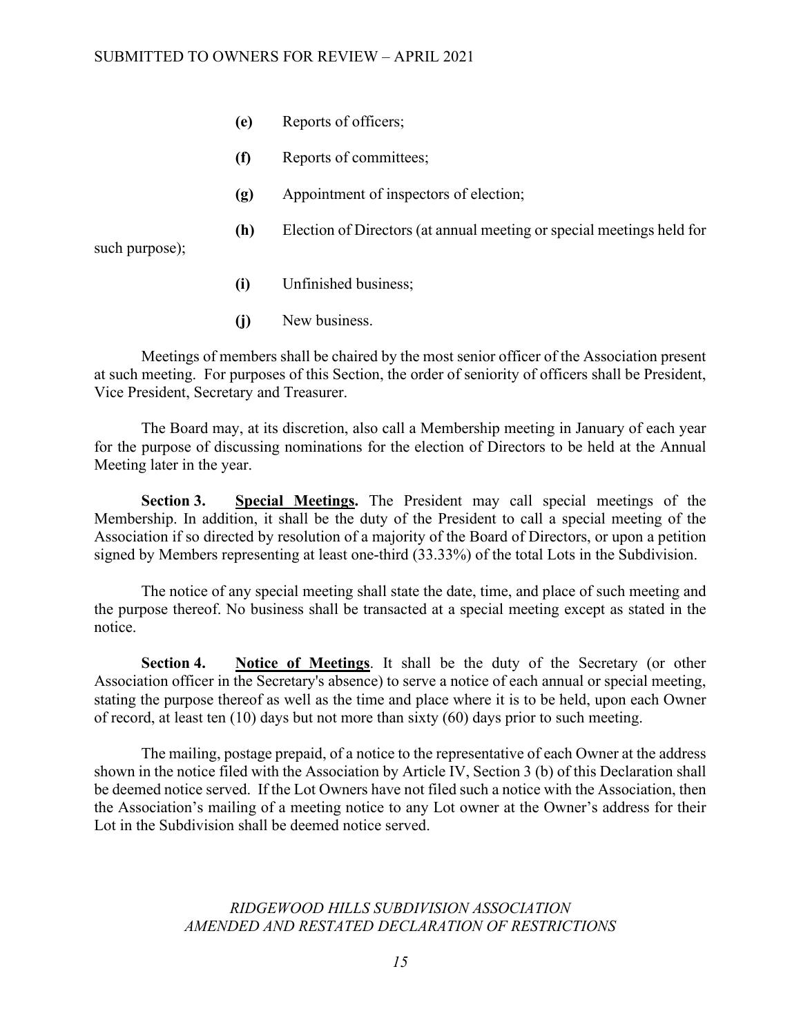**(e)** Reports of officers;

**(f)** Reports of committees;

**(g)** Appointment of inspectors of election;

**(h)** Election of Directors (at annual meeting or special meetings held for such purpose);

**(i)** Unfinished business;

**(j)** New business.

Meetings of members shall be chaired by the most senior officer of the Association present at such meeting. For purposes of this Section, the order of seniority of officers shall be President, Vice President, Secretary and Treasurer.

The Board may, at its discretion, also call a Membership meeting in January of each year for the purpose of discussing nominations for the election of Directors to be held at the Annual Meeting later in the year.

**Section 3. <u>Special Meetings</u>.** The President may call special meetings of the Membership. In addition, it shall be the duty of the President to call a special meeting of the Association if so directed by resolution of a majority of the Board of Directors, or upon a petition signed by Members representing at least one-third (33.33%) of the total Lots in the Subdivision.

The notice of any special meeting shall state the date, time, and place of such meeting and the purpose thereof. No business shall be transacted at a special meeting except as stated in the notice.

**Section 4. <u>Notice of Meetings</u>**. It shall be the duty of the Secretary (or other Association officer in the Secretary's absence) to serve a notice of each annual or special meeting, stating the purpose thereof as well as the time and place where it is to be held, upon each Owner of record, at least ten (10) days but not more than sixty (60) days prior to such meeting.

The mailing, postage prepaid, of a notice to the representative of each Owner at the address shown in the notice filed with the Association by Article IV, Section 3 (b) of this Declaration shall be deemed notice served. If the Lot Owners have not filed such a notice with the Association, then the Association's mailing of a meeting notice to any Lot owner at the Owner's address for their Lot in the Subdivision shall be deemed notice served.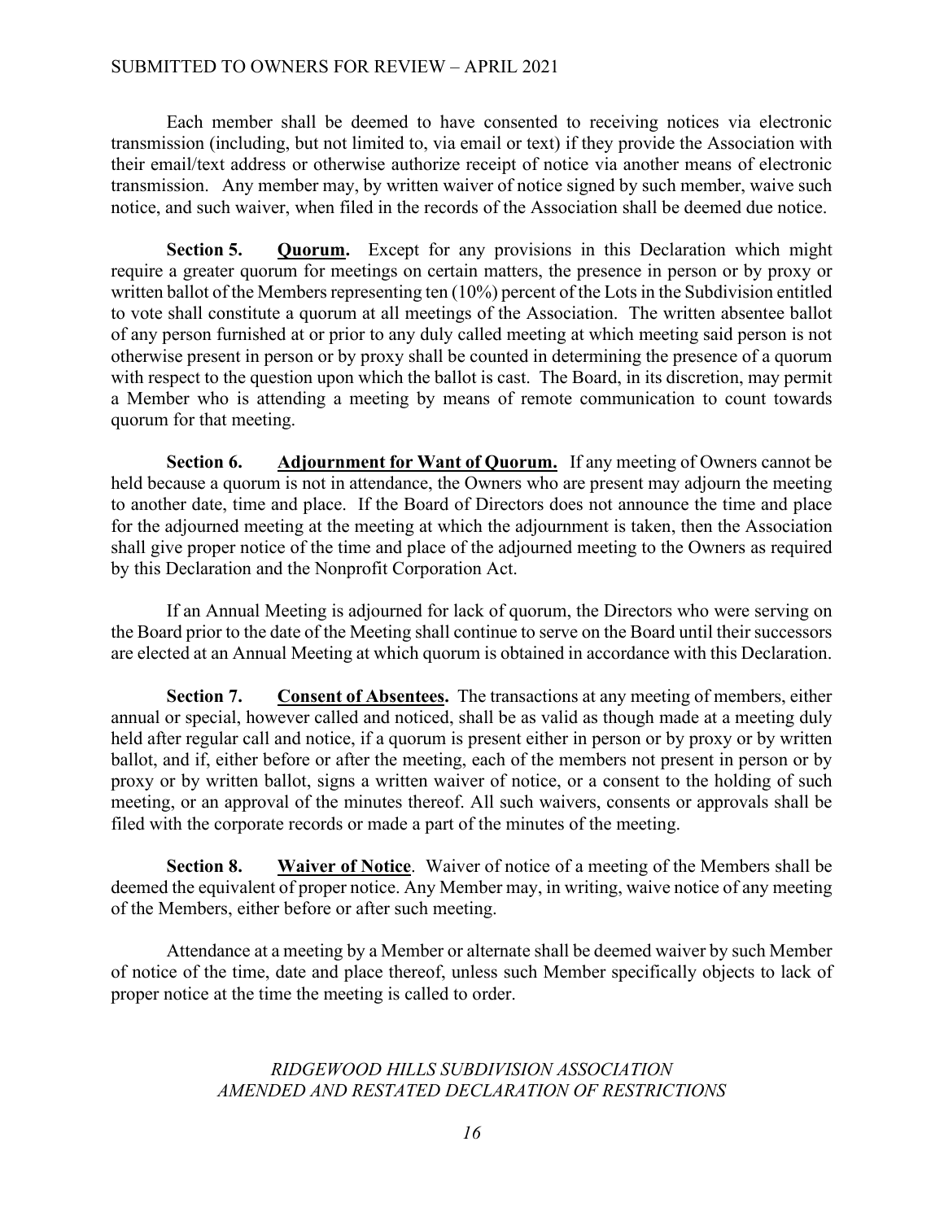Each member shall be deemed to have consented to receiving notices via electronic transmission (including, but not limited to, via email or text) if they provide the Association with their email/text address or otherwise authorize receipt of notice via another means of electronic transmission. Any member may, by written waiver of notice signed by such member, waive such notice, and such waiver, when filed in the records of the Association shall be deemed due notice.

**Section 5. Quorum.** Except for any provisions in this Declaration which might require a greater quorum for meetings on certain matters, the presence in person or by proxy or written ballot of the Members representing ten (10%) percent of the Lots in the Subdivision entitled to vote shall constitute a quorum at all meetings of the Association. The written absentee ballot of any person furnished at or prior to any duly called meeting at which meeting said person is not otherwise present in person or by proxy shall be counted in determining the presence of a quorum with respect to the question upon which the ballot is cast. The Board, in its discretion, may permit a Member who is attending a meeting by means of remote communication to count towards quorum for that meeting.

**Section 6. Adjournment for Want of Quorum.** If any meeting of Owners cannot be held because a quorum is not in attendance, the Owners who are present may adjourn the meeting to another date, time and place. If the Board of Directors does not announce the time and place for the adjourned meeting at the meeting at which the adjournment is taken, then the Association shall give proper notice of the time and place of the adjourned meeting to the Owners as required by this Declaration and the Nonprofit Corporation Act.

If an Annual Meeting is adjourned for lack of quorum, the Directors who were serving on the Board prior to the date of the Meeting shall continue to serve on the Board until their successors are elected at an Annual Meeting at which quorum is obtained in accordance with this Declaration.

**Section 7. Consent of Absentees.** The transactions at any meeting of members, either annual or special, however called and noticed, shall be as valid as though made at a meeting duly held after regular call and notice, if a quorum is present either in person or by proxy or by written ballot, and if, either before or after the meeting, each of the members not present in person or by proxy or by written ballot, signs a written waiver of notice, or a consent to the holding of such meeting, or an approval of the minutes thereof. All such waivers, consents or approvals shall be filed with the corporate records or made a part of the minutes of the meeting.

**Section 8. Waiver of Notice**. Waiver of notice of a meeting of the Members shall be deemed the equivalent of proper notice. Any Member may, in writing, waive notice of any meeting of the Members, either before or after such meeting.

Attendance at a meeting by a Member or alternate shall be deemed waiver by such Member of notice of the time, date and place thereof, unless such Member specifically objects to lack of proper notice at the time the meeting is called to order.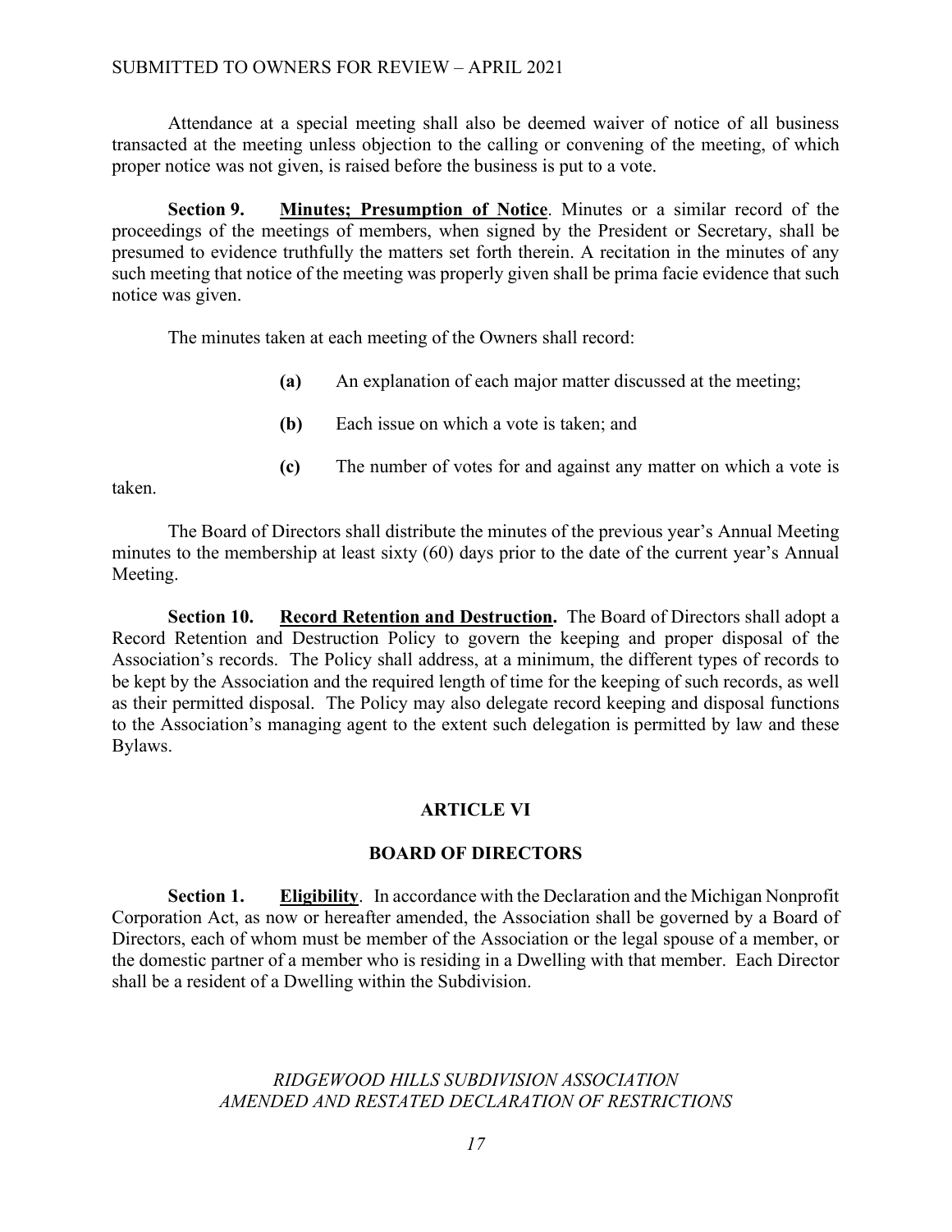Attendance at a special meeting shall also be deemed waiver of notice of all business transacted at the meeting unless objection to the calling or convening of the meeting, of which proper notice was not given, is raised before the business is put to a vote.

**Section 9.** **Minutes; Presumption of Notice**. Minutes or a similar record of the proceedings of the meetings of members, when signed by the President or Secretary, shall be presumed to evidence truthfully the matters set forth therein. A recitation in the minutes of any such meeting that notice of the meeting was properly given shall be prima facie evidence that such notice was given.

The minutes taken at each meeting of the Owners shall record:

**(a)** An explanation of each major matter discussed at the meeting;

**(b)** Each issue on which a vote is taken; and

**(c)** The number of votes for and against any matter on which a vote is taken.

The Board of Directors shall distribute the minutes of the previous year's Annual Meeting minutes to the membership at least sixty (60) days prior to the date of the current year's Annual Meeting.

**Section 10.** **Record Retention and Destruction.** The Board of Directors shall adopt a Record Retention and Destruction Policy to govern the keeping and proper disposal of the Association's records. The Policy shall address, at a minimum, the different types of records to be kept by the Association and the required length of time for the keeping of such records, as well as their permitted disposal. The Policy may also delegate record keeping and disposal functions to the Association's managing agent to the extent such delegation is permitted by law and these Bylaws.

## ARTICLE VI

## BOARD OF DIRECTORS

**Section 1.** **Eligibility**. In accordance with the Declaration and the Michigan Nonprofit Corporation Act, as now or hereafter amended, the Association shall be governed by a Board of Directors, each of whom must be member of the Association or the legal spouse of a member, or the domestic partner of a member who is residing in a Dwelling with that member. Each Director shall be a resident of a Dwelling within the Subdivision.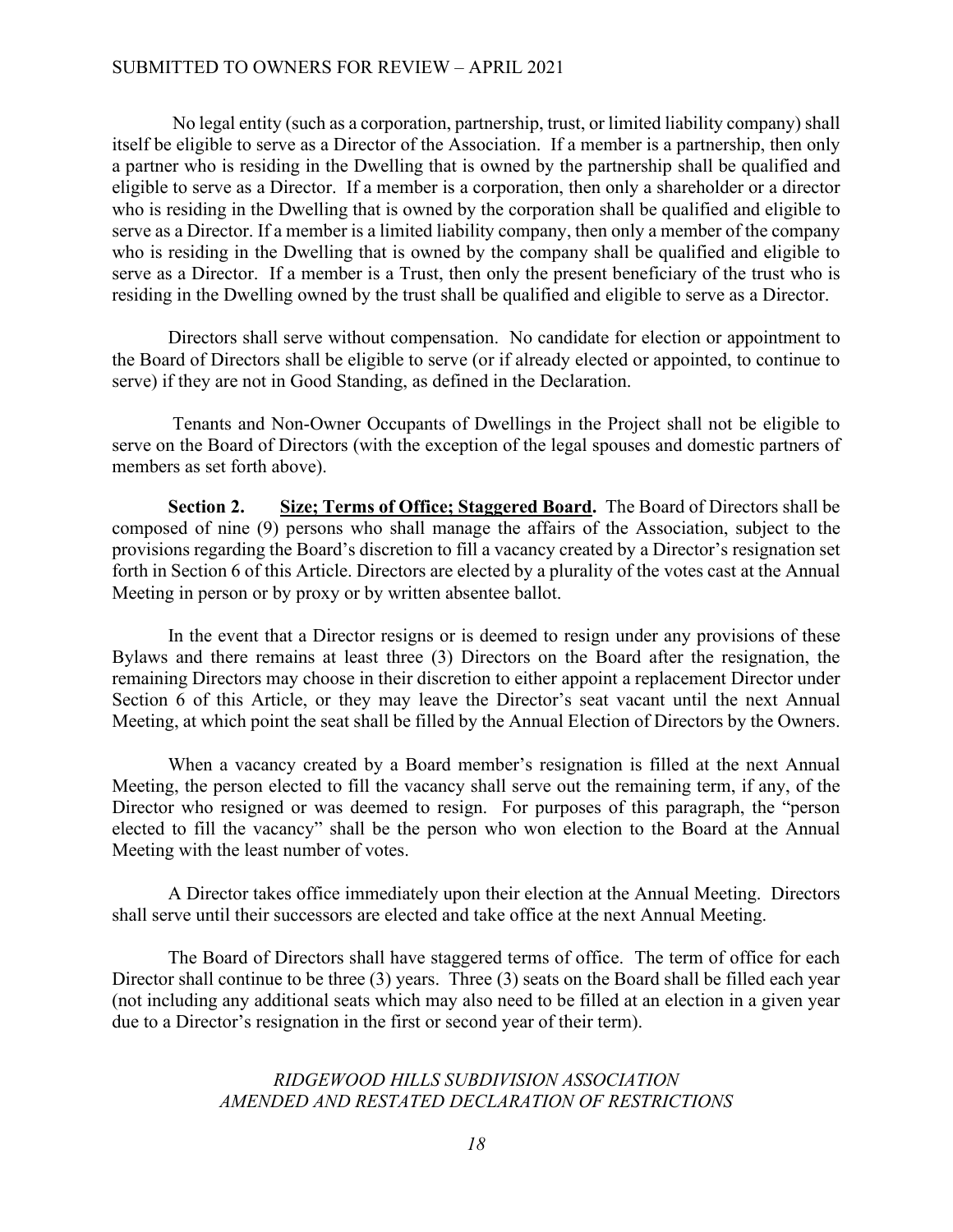No legal entity (such as a corporation, partnership, trust, or limited liability company) shall itself be eligible to serve as a Director of the Association. If a member is a partnership, then only a partner who is residing in the Dwelling that is owned by the partnership shall be qualified and eligible to serve as a Director. If a member is a corporation, then only a shareholder or a director who is residing in the Dwelling that is owned by the corporation shall be qualified and eligible to serve as a Director. If a member is a limited liability company, then only a member of the company who is residing in the Dwelling that is owned by the company shall be qualified and eligible to serve as a Director. If a member is a Trust, then only the present beneficiary of the trust who is residing in the Dwelling owned by the trust shall be qualified and eligible to serve as a Director.

Directors shall serve without compensation. No candidate for election or appointment to the Board of Directors shall be eligible to serve (or if already elected or appointed, to continue to serve) if they are not in Good Standing, as defined in the Declaration.

Tenants and Non-Owner Occupants of Dwellings in the Project shall not be eligible to serve on the Board of Directors (with the exception of the legal spouses and domestic partners of members as set forth above).

**Section 2. Size; Terms of Office; Staggered Board.** The Board of Directors shall be composed of nine (9) persons who shall manage the affairs of the Association, subject to the provisions regarding the Board's discretion to fill a vacancy created by a Director's resignation set forth in Section 6 of this Article. Directors are elected by a plurality of the votes cast at the Annual Meeting in person or by proxy or by written absentee ballot.

In the event that a Director resigns or is deemed to resign under any provisions of these Bylaws and there remains at least three (3) Directors on the Board after the resignation, the remaining Directors may choose in their discretion to either appoint a replacement Director under Section 6 of this Article, or they may leave the Director's seat vacant until the next Annual Meeting, at which point the seat shall be filled by the Annual Election of Directors by the Owners.

When a vacancy created by a Board member's resignation is filled at the next Annual Meeting, the person elected to fill the vacancy shall serve out the remaining term, if any, of the Director who resigned or was deemed to resign. For purposes of this paragraph, the "person elected to fill the vacancy" shall be the person who won election to the Board at the Annual Meeting with the least number of votes.

A Director takes office immediately upon their election at the Annual Meeting. Directors shall serve until their successors are elected and take office at the next Annual Meeting.

The Board of Directors shall have staggered terms of office. The term of office for each Director shall continue to be three (3) years. Three (3) seats on the Board shall be filled each year (not including any additional seats which may also need to be filled at an election in a given year due to a Director's resignation in the first or second year of their term).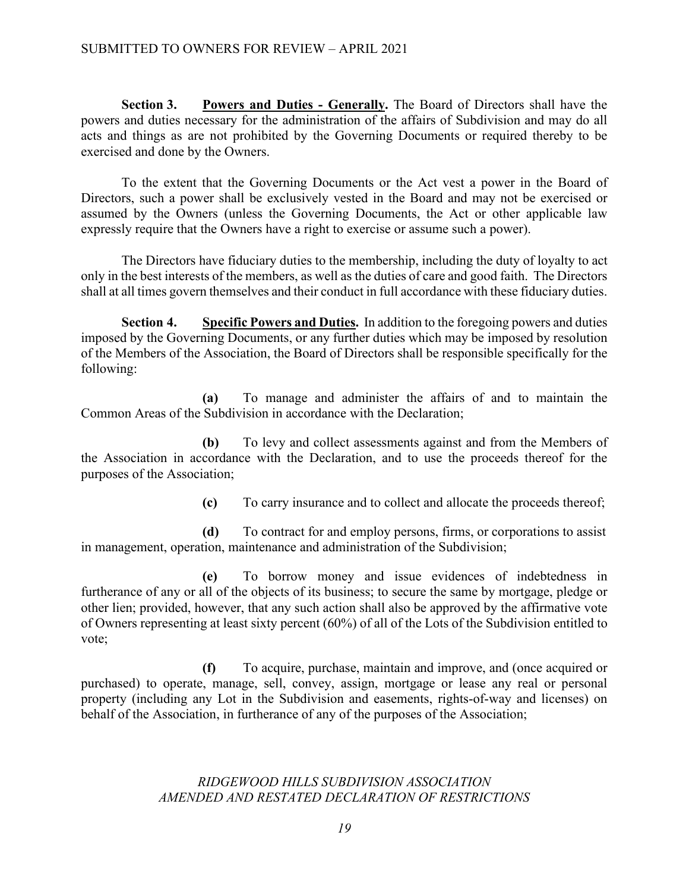**Section 3. Powers and Duties - Generally.** The Board of Directors shall have the powers and duties necessary for the administration of the affairs of Subdivision and may do all acts and things as are not prohibited by the Governing Documents or required thereby to be exercised and done by the Owners.

To the extent that the Governing Documents or the Act vest a power in the Board of Directors, such a power shall be exclusively vested in the Board and may not be exercised or assumed by the Owners (unless the Governing Documents, the Act or other applicable law expressly require that the Owners have a right to exercise or assume such a power).

The Directors have fiduciary duties to the membership, including the duty of loyalty to act only in the best interests of the members, as well as the duties of care and good faith. The Directors shall at all times govern themselves and their conduct in full accordance with these fiduciary duties.

**Section 4. Specific Powers and Duties.** In addition to the foregoing powers and duties imposed by the Governing Documents, or any further duties which may be imposed by resolution of the Members of the Association, the Board of Directors shall be responsible specifically for the following:

**(a)** To manage and administer the affairs of and to maintain the Common Areas of the Subdivision in accordance with the Declaration;

**(b)** To levy and collect assessments against and from the Members of the Association in accordance with the Declaration, and to use the proceeds thereof for the purposes of the Association;

**(c)** To carry insurance and to collect and allocate the proceeds thereof;

**(d)** To contract for and employ persons, firms, or corporations to assist in management, operation, maintenance and administration of the Subdivision;

**(e)** To borrow money and issue evidences of indebtedness in furtherance of any or all of the objects of its business; to secure the same by mortgage, pledge or other lien; provided, however, that any such action shall also be approved by the affirmative vote of Owners representing at least sixty percent (60%) of all of the Lots of the Subdivision entitled to vote;

**(f)** To acquire, purchase, maintain and improve, and (once acquired or purchased) to operate, manage, sell, convey, assign, mortgage or lease any real or personal property (including any Lot in the Subdivision and easements, rights-of-way and licenses) on behalf of the Association, in furtherance of any of the purposes of the Association;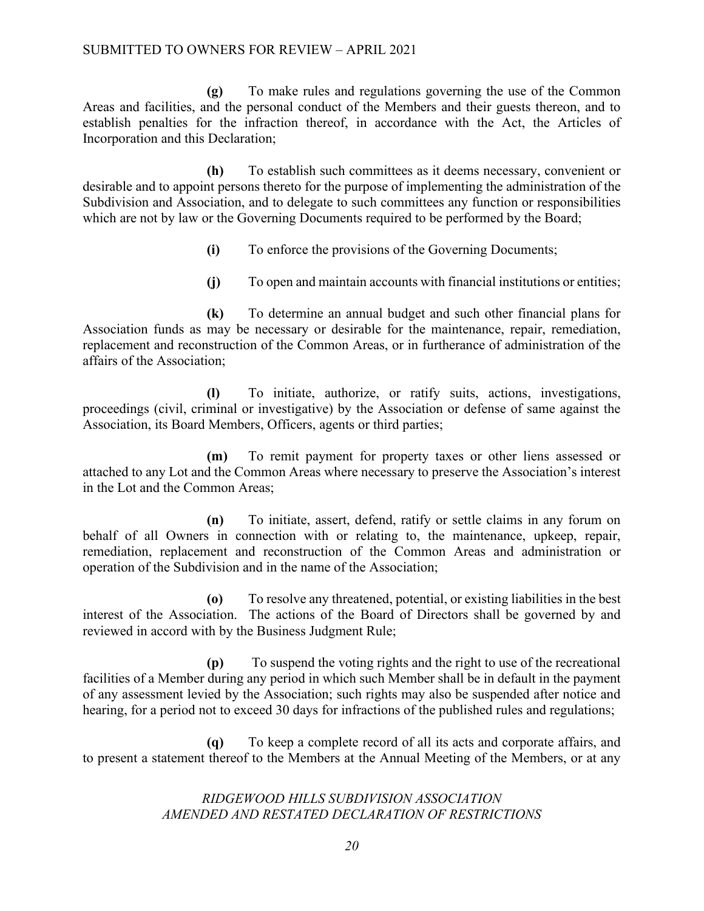**(g)** To make rules and regulations governing the use of the Common Areas and facilities, and the personal conduct of the Members and their guests thereon, and to establish penalties for the infraction thereof, in accordance with the Act, the Articles of Incorporation and this Declaration;

**(h)** To establish such committees as it deems necessary, convenient or desirable and to appoint persons thereto for the purpose of implementing the administration of the Subdivision and Association, and to delegate to such committees any function or responsibilities which are not by law or the Governing Documents required to be performed by the Board;

**(i)** To enforce the provisions of the Governing Documents;

**(j)** To open and maintain accounts with financial institutions or entities;

**(k)** To determine an annual budget and such other financial plans for Association funds as may be necessary or desirable for the maintenance, repair, remediation, replacement and reconstruction of the Common Areas, or in furtherance of administration of the affairs of the Association;

**(l)** To initiate, authorize, or ratify suits, actions, investigations, proceedings (civil, criminal or investigative) by the Association or defense of same against the Association, its Board Members, Officers, agents or third parties;

**(m)** To remit payment for property taxes or other liens assessed or attached to any Lot and the Common Areas where necessary to preserve the Association's interest in the Lot and the Common Areas;

**(n)** To initiate, assert, defend, ratify or settle claims in any forum on behalf of all Owners in connection with or relating to, the maintenance, upkeep, repair, remediation, replacement and reconstruction of the Common Areas and administration or operation of the Subdivision and in the name of the Association;

**(o)** To resolve any threatened, potential, or existing liabilities in the best interest of the Association. The actions of the Board of Directors shall be governed by and reviewed in accord with by the Business Judgment Rule;

**(p)** To suspend the voting rights and the right to use of the recreational facilities of a Member during any period in which such Member shall be in default in the payment of any assessment levied by the Association; such rights may also be suspended after notice and hearing, for a period not to exceed 30 days for infractions of the published rules and regulations;

**(q)** To keep a complete record of all its acts and corporate affairs, and to present a statement thereof to the Members at the Annual Meeting of the Members, or at any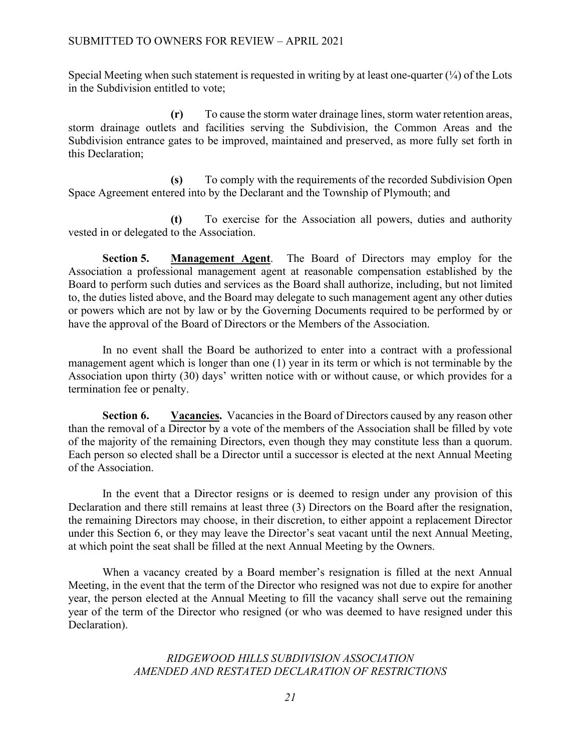Special Meeting when such statement is requested in writing by at least one-quarter (¼) of the Lots in the Subdivision entitled to vote;

**(r)** To cause the storm water drainage lines, storm water retention areas, storm drainage outlets and facilities serving the Subdivision, the Common Areas and the Subdivision entrance gates to be improved, maintained and preserved, as more fully set forth in this Declaration;

**(s)** To comply with the requirements of the recorded Subdivision Open Space Agreement entered into by the Declarant and the Township of Plymouth; and

**(t)** To exercise for the Association all powers, duties and authority vested in or delegated to the Association.

**Section 5. Management Agent**. The Board of Directors may employ for the Association a professional management agent at reasonable compensation established by the Board to perform such duties and services as the Board shall authorize, including, but not limited to, the duties listed above, and the Board may delegate to such management agent any other duties or powers which are not by law or by the Governing Documents required to be performed by or have the approval of the Board of Directors or the Members of the Association.

In no event shall the Board be authorized to enter into a contract with a professional management agent which is longer than one (1) year in its term or which is not terminable by the Association upon thirty (30) days' written notice with or without cause, or which provides for a termination fee or penalty.

**Section 6. Vacancies.** Vacancies in the Board of Directors caused by any reason other than the removal of a Director by a vote of the members of the Association shall be filled by vote of the majority of the remaining Directors, even though they may constitute less than a quorum. Each person so elected shall be a Director until a successor is elected at the next Annual Meeting of the Association.

In the event that a Director resigns or is deemed to resign under any provision of this Declaration and there still remains at least three (3) Directors on the Board after the resignation, the remaining Directors may choose, in their discretion, to either appoint a replacement Director under this Section 6, or they may leave the Director's seat vacant until the next Annual Meeting, at which point the seat shall be filled at the next Annual Meeting by the Owners.

When a vacancy created by a Board member's resignation is filled at the next Annual Meeting, in the event that the term of the Director who resigned was not due to expire for another year, the person elected at the Annual Meeting to fill the vacancy shall serve out the remaining year of the term of the Director who resigned (or who was deemed to have resigned under this Declaration).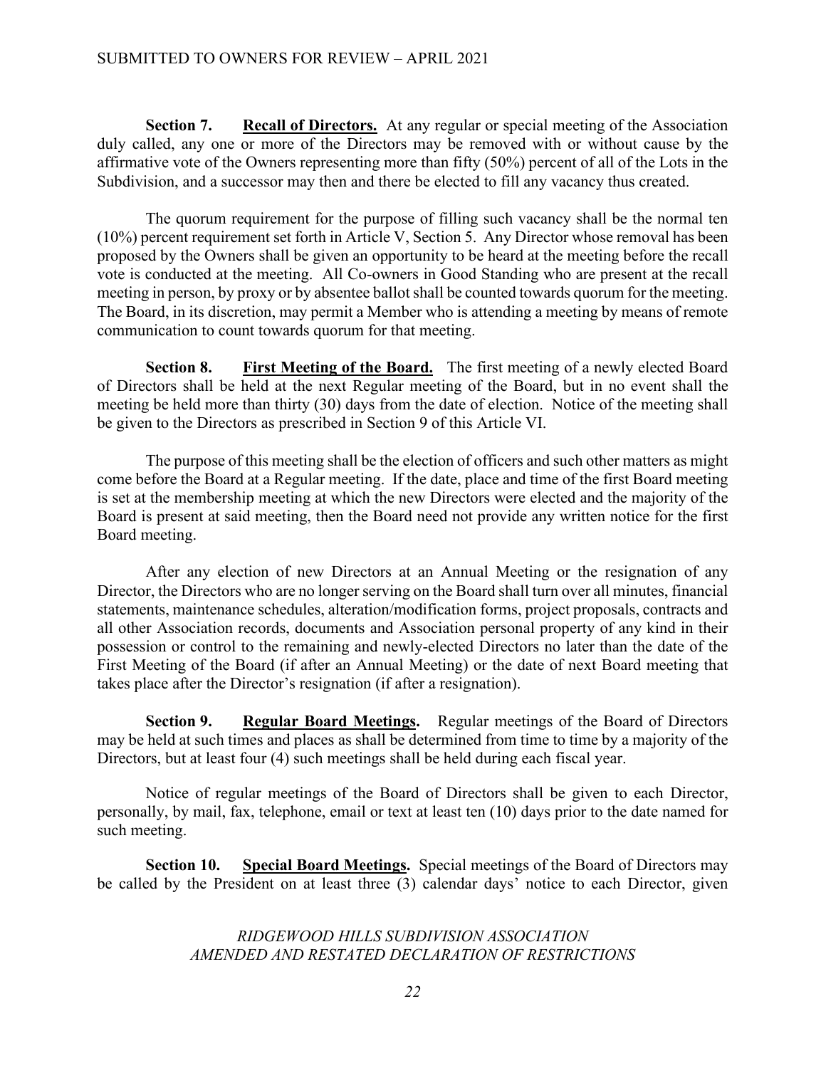**Section 7. <u>Recall of Directors.</u>** At any regular or special meeting of the Association duly called, any one or more of the Directors may be removed with or without cause by the affirmative vote of the Owners representing more than fifty (50%) percent of all of the Lots in the Subdivision, and a successor may then and there be elected to fill any vacancy thus created.

The quorum requirement for the purpose of filling such vacancy shall be the normal ten (10%) percent requirement set forth in Article V, Section 5. Any Director whose removal has been proposed by the Owners shall be given an opportunity to be heard at the meeting before the recall vote is conducted at the meeting. All Co-owners in Good Standing who are present at the recall meeting in person, by proxy or by absentee ballot shall be counted towards quorum for the meeting. The Board, in its discretion, may permit a Member who is attending a meeting by means of remote communication to count towards quorum for that meeting.

**Section 8. <u>First Meeting of the Board.</u>** The first meeting of a newly elected Board of Directors shall be held at the next Regular meeting of the Board, but in no event shall the meeting be held more than thirty (30) days from the date of election. Notice of the meeting shall be given to the Directors as prescribed in Section 9 of this Article VI.

The purpose of this meeting shall be the election of officers and such other matters as might come before the Board at a Regular meeting. If the date, place and time of the first Board meeting is set at the membership meeting at which the new Directors were elected and the majority of the Board is present at said meeting, then the Board need not provide any written notice for the first Board meeting.

After any election of new Directors at an Annual Meeting or the resignation of any Director, the Directors who are no longer serving on the Board shall turn over all minutes, financial statements, maintenance schedules, alteration/modification forms, project proposals, contracts and all other Association records, documents and Association personal property of any kind in their possession or control to the remaining and newly-elected Directors no later than the date of the First Meeting of the Board (if after an Annual Meeting) or the date of next Board meeting that takes place after the Director's resignation (if after a resignation).

**Section 9. <u>Regular Board Meetings</u>.** Regular meetings of the Board of Directors may be held at such times and places as shall be determined from time to time by a majority of the Directors, but at least four (4) such meetings shall be held during each fiscal year.

Notice of regular meetings of the Board of Directors shall be given to each Director, personally, by mail, fax, telephone, email or text at least ten (10) days prior to the date named for such meeting.

**Section 10. <u>Special Board Meetings</u>.** Special meetings of the Board of Directors may be called by the President on at least three (3) calendar days' notice to each Director, given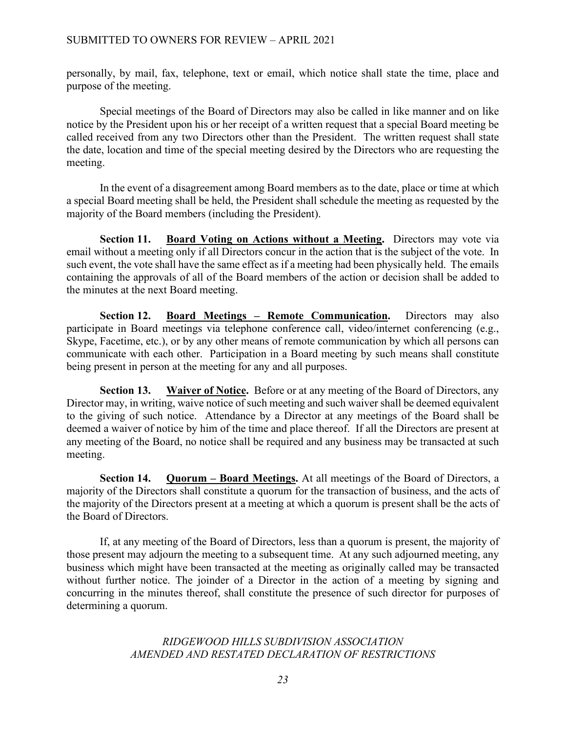personally, by mail, fax, telephone, text or email, which notice shall state the time, place and purpose of the meeting.

Special meetings of the Board of Directors may also be called in like manner and on like notice by the President upon his or her receipt of a written request that a special Board meeting be called received from any two Directors other than the President. The written request shall state the date, location and time of the special meeting desired by the Directors who are requesting the meeting.

In the event of a disagreement among Board members as to the date, place or time at which a special Board meeting shall be held, the President shall schedule the meeting as requested by the majority of the Board members (including the President).

**Section 11. Board Voting on Actions without a Meeting.** Directors may vote via email without a meeting only if all Directors concur in the action that is the subject of the vote. In such event, the vote shall have the same effect as if a meeting had been physically held. The emails containing the approvals of all of the Board members of the action or decision shall be added to the minutes at the next Board meeting.

**Section 12. Board Meetings – Remote Communication.** Directors may also participate in Board meetings via telephone conference call, video/internet conferencing (e.g., Skype, Facetime, etc.), or by any other means of remote communication by which all persons can communicate with each other. Participation in a Board meeting by such means shall constitute being present in person at the meeting for any and all purposes.

**Section 13. Waiver of Notice.** Before or at any meeting of the Board of Directors, any Director may, in writing, waive notice of such meeting and such waiver shall be deemed equivalent to the giving of such notice. Attendance by a Director at any meetings of the Board shall be deemed a waiver of notice by him of the time and place thereof. If all the Directors are present at any meeting of the Board, no notice shall be required and any business may be transacted at such meeting.

**Section 14. Quorum – Board Meetings.** At all meetings of the Board of Directors, a majority of the Directors shall constitute a quorum for the transaction of business, and the acts of the majority of the Directors present at a meeting at which a quorum is present shall be the acts of the Board of Directors.

If, at any meeting of the Board of Directors, less than a quorum is present, the majority of those present may adjourn the meeting to a subsequent time. At any such adjourned meeting, any business which might have been transacted at the meeting as originally called may be transacted without further notice. The joinder of a Director in the action of a meeting by signing and concurring in the minutes thereof, shall constitute the presence of such director for purposes of determining a quorum.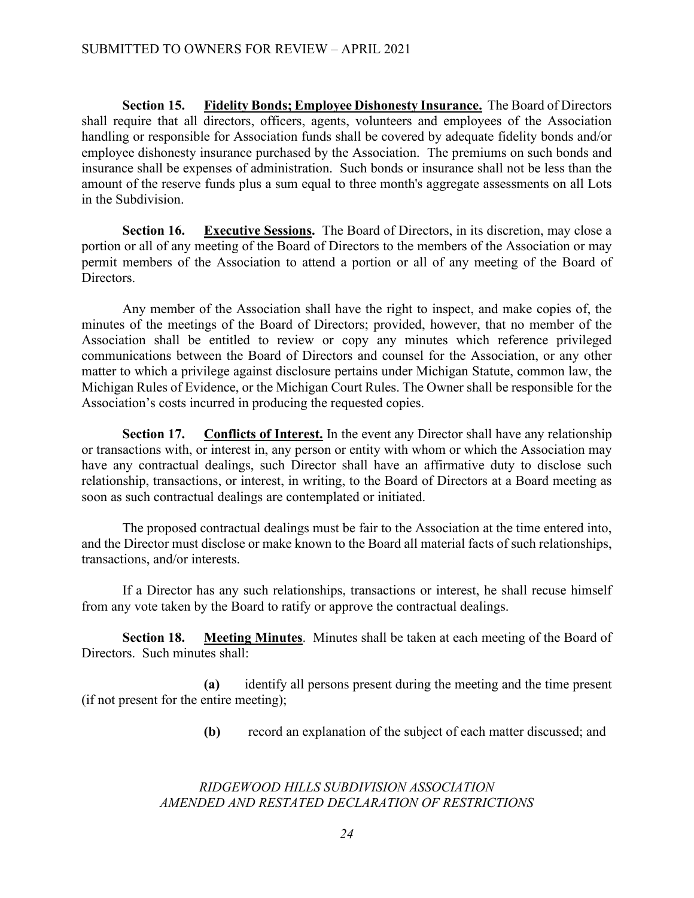**Section 15. <u>Fidelity Bonds; Employee Dishonesty Insurance.</u>** The Board of Directors shall require that all directors, officers, agents, volunteers and employees of the Association handling or responsible for Association funds shall be covered by adequate fidelity bonds and/or employee dishonesty insurance purchased by the Association. The premiums on such bonds and insurance shall be expenses of administration. Such bonds or insurance shall not be less than the amount of the reserve funds plus a sum equal to three month's aggregate assessments on all Lots in the Subdivision.

**Section 16. <u>Executive Sessions</u>.** The Board of Directors, in its discretion, may close a portion or all of any meeting of the Board of Directors to the members of the Association or may permit members of the Association to attend a portion or all of any meeting of the Board of Directors.

Any member of the Association shall have the right to inspect, and make copies of, the minutes of the meetings of the Board of Directors; provided, however, that no member of the Association shall be entitled to review or copy any minutes which reference privileged communications between the Board of Directors and counsel for the Association, or any other matter to which a privilege against disclosure pertains under Michigan Statute, common law, the Michigan Rules of Evidence, or the Michigan Court Rules. The Owner shall be responsible for the Association's costs incurred in producing the requested copies.

**Section 17. <u>Conflicts of Interest.</u>** In the event any Director shall have any relationship or transactions with, or interest in, any person or entity with whom or which the Association may have any contractual dealings, such Director shall have an affirmative duty to disclose such relationship, transactions, or interest, in writing, to the Board of Directors at a Board meeting as soon as such contractual dealings are contemplated or initiated.

The proposed contractual dealings must be fair to the Association at the time entered into, and the Director must disclose or make known to the Board all material facts of such relationships, transactions, and/or interests.

If a Director has any such relationships, transactions or interest, he shall recuse himself from any vote taken by the Board to ratify or approve the contractual dealings.

**Section 18. <u>Meeting Minutes</u>.** Minutes shall be taken at each meeting of the Board of Directors. Such minutes shall:

**(a)** identify all persons present during the meeting and the time present (if not present for the entire meeting);

**(b)** record an explanation of the subject of each matter discussed; and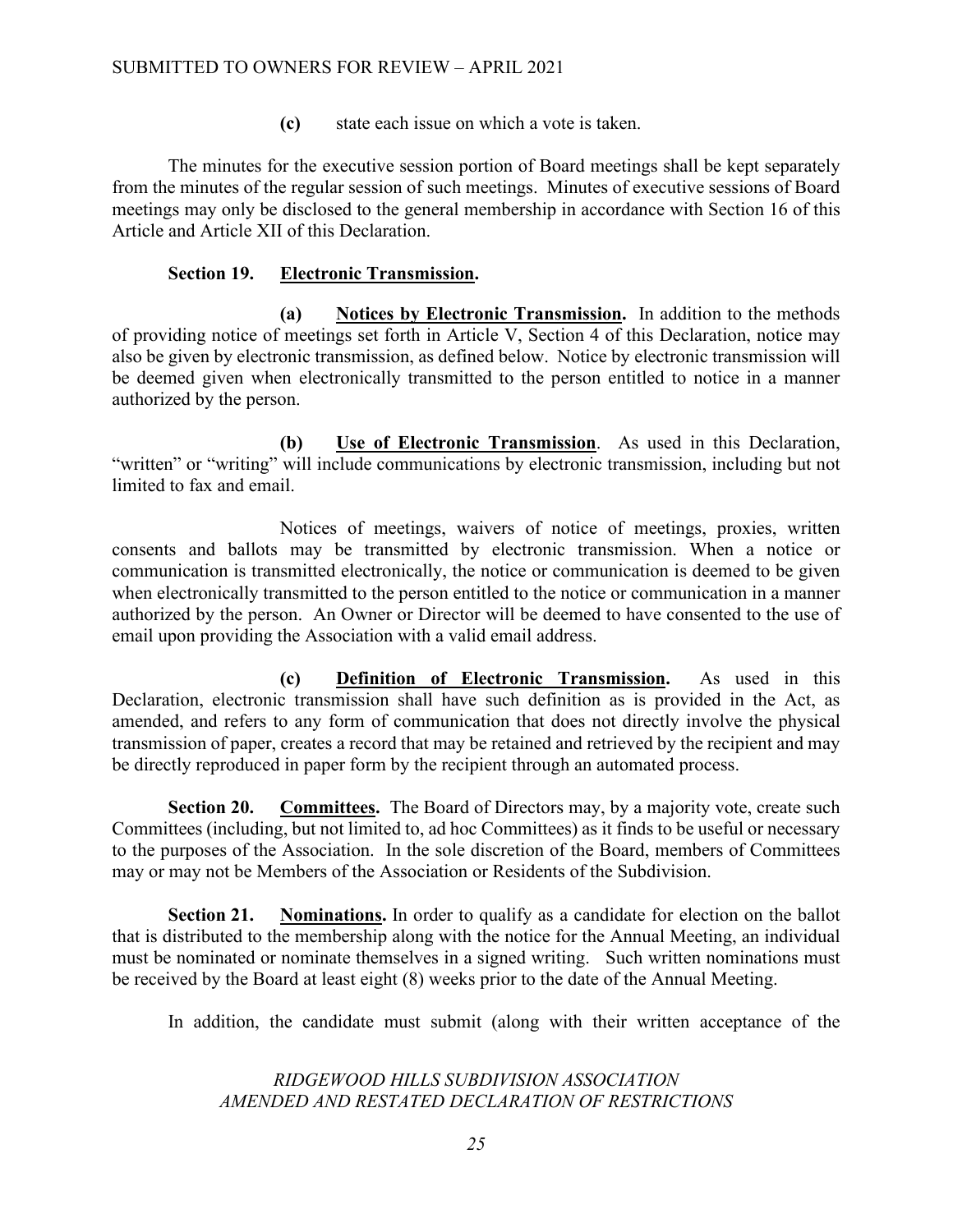**(c)** state each issue on which a vote is taken.

The minutes for the executive session portion of Board meetings shall be kept separately from the minutes of the regular session of such meetings. Minutes of executive sessions of Board meetings may only be disclosed to the general membership in accordance with Section 16 of this Article and Article XII of this Declaration.

**Section 19. Electronic Transmission.**

**(a) Notices by Electronic Transmission.** In addition to the methods of providing notice of meetings set forth in Article V, Section 4 of this Declaration, notice may also be given by electronic transmission, as defined below. Notice by electronic transmission will be deemed given when electronically transmitted to the person entitled to notice in a manner authorized by the person.

**(b) Use of Electronic Transmission**. As used in this Declaration, "written" or "writing" will include communications by electronic transmission, including but not limited to fax and email.

Notices of meetings, waivers of notice of meetings, proxies, written consents and ballots may be transmitted by electronic transmission. When a notice or communication is transmitted electronically, the notice or communication is deemed to be given when electronically transmitted to the person entitled to the notice or communication in a manner authorized by the person. An Owner or Director will be deemed to have consented to the use of email upon providing the Association with a valid email address.

**(c) Definition of Electronic Transmission.** As used in this Declaration, electronic transmission shall have such definition as is provided in the Act, as amended, and refers to any form of communication that does not directly involve the physical transmission of paper, creates a record that may be retained and retrieved by the recipient and may be directly reproduced in paper form by the recipient through an automated process.

**Section 20. Committees.** The Board of Directors may, by a majority vote, create such Committees (including, but not limited to, ad hoc Committees) as it finds to be useful or necessary to the purposes of the Association. In the sole discretion of the Board, members of Committees may or may not be Members of the Association or Residents of the Subdivision.

**Section 21. Nominations.** In order to qualify as a candidate for election on the ballot that is distributed to the membership along with the notice for the Annual Meeting, an individual must be nominated or nominate themselves in a signed writing. Such written nominations must be received by the Board at least eight (8) weeks prior to the date of the Annual Meeting.

In addition, the candidate must submit (along with their written acceptance of the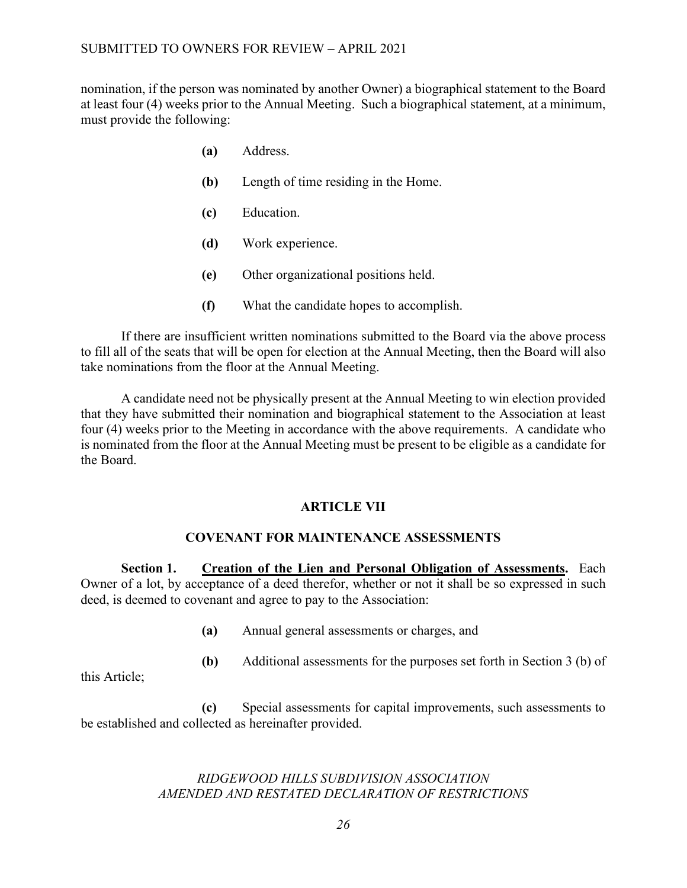nomination, if the person was nominated by another Owner) a biographical statement to the Board at least four (4) weeks prior to the Annual Meeting. Such a biographical statement, at a minimum, must provide the following:

- **(a)** Address.
- **(b)** Length of time residing in the Home.
- **(c)** Education.
- **(d)** Work experience.
- **(e)** Other organizational positions held.
- **(f)** What the candidate hopes to accomplish.

If there are insufficient written nominations submitted to the Board via the above process to fill all of the seats that will be open for election at the Annual Meeting, then the Board will also take nominations from the floor at the Annual Meeting.

A candidate need not be physically present at the Annual Meeting to win election provided that they have submitted their nomination and biographical statement to the Association at least four (4) weeks prior to the Meeting in accordance with the above requirements. A candidate who is nominated from the floor at the Annual Meeting must be present to be eligible as a candidate for the Board.

## ARTICLE VII

## COVENANT FOR MAINTENANCE ASSESSMENTS

**Section 1. Creation of the Lien and Personal Obligation of Assessments.** Each Owner of a lot, by acceptance of a deed therefor, whether or not it shall be so expressed in such deed, is deemed to covenant and agree to pay to the Association:

**(a)** Annual general assessments or charges, and

**(b)** Additional assessments for the purposes set forth in Section 3 (b) of this Article;

**(c)** Special assessments for capital improvements, such assessments to be established and collected as hereinafter provided.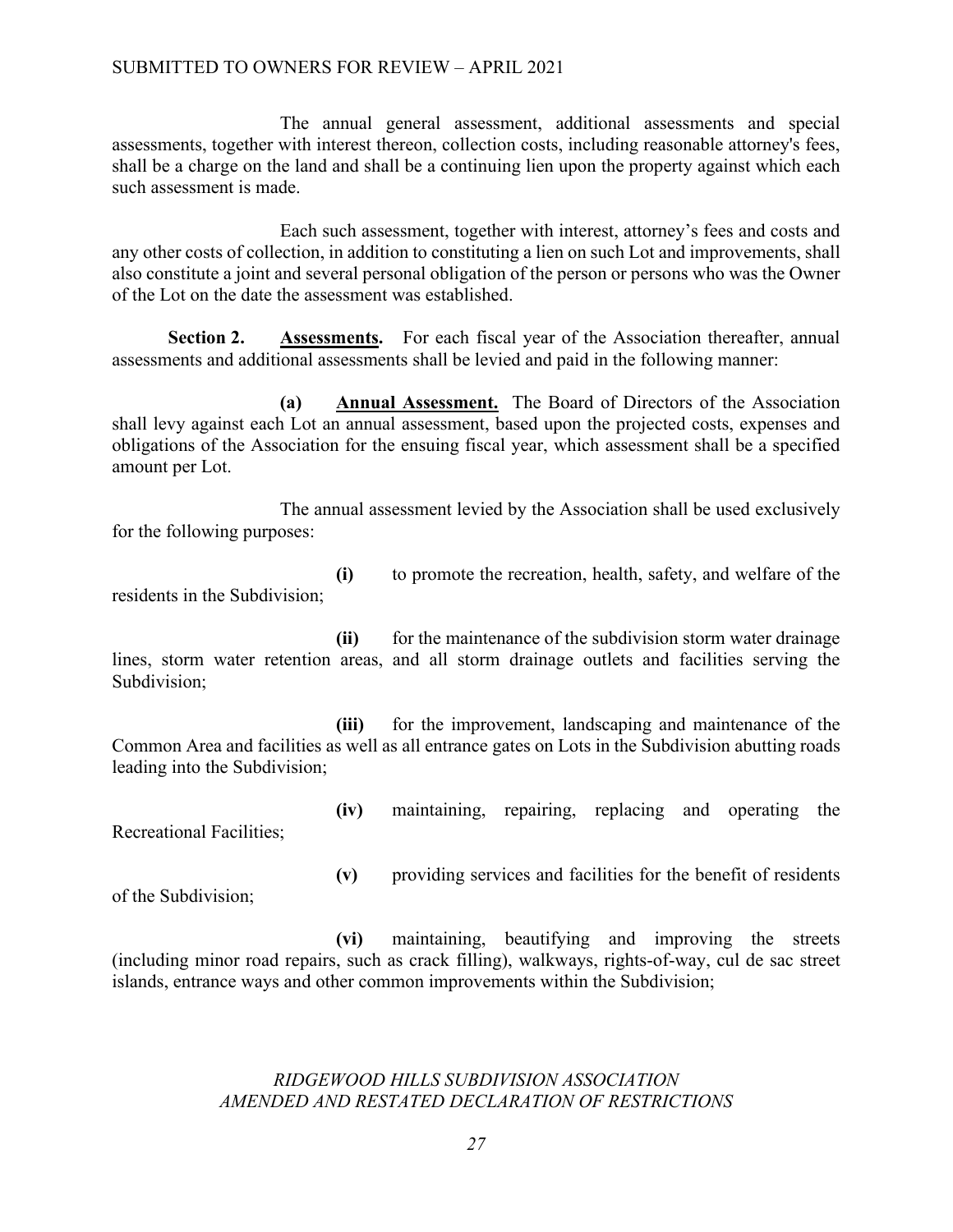The annual general assessment, additional assessments and special assessments, together with interest thereon, collection costs, including reasonable attorney's fees, shall be a charge on the land and shall be a continuing lien upon the property against which each such assessment is made.

Each such assessment, together with interest, attorney's fees and costs and any other costs of collection, in addition to constituting a lien on such Lot and improvements, shall also constitute a joint and several personal obligation of the person or persons who was the Owner of the Lot on the date the assessment was established.

**Section 2.** **<u>Assessments</u>.** For each fiscal year of the Association thereafter, annual assessments and additional assessments shall be levied and paid in the following manner:

**(a)** **<u>Annual Assessment.</u>** The Board of Directors of the Association shall levy against each Lot an annual assessment, based upon the projected costs, expenses and obligations of the Association for the ensuing fiscal year, which assessment shall be a specified amount per Lot.

The annual assessment levied by the Association shall be used exclusively for the following purposes:

**(i)** to promote the recreation, health, safety, and welfare of the residents in the Subdivision;

**(ii)** for the maintenance of the subdivision storm water drainage lines, storm water retention areas, and all storm drainage outlets and facilities serving the Subdivision;

**(iii)** for the improvement, landscaping and maintenance of the Common Area and facilities as well as all entrance gates on Lots in the Subdivision abutting roads leading into the Subdivision;

**(iv)** maintaining, repairing, replacing and operating the Recreational Facilities;

**(v)** providing services and facilities for the benefit of residents of the Subdivision;

**(vi)** maintaining, beautifying and improving the streets (including minor road repairs, such as crack filling), walkways, rights-of-way, cul de sac street islands, entrance ways and other common improvements within the Subdivision;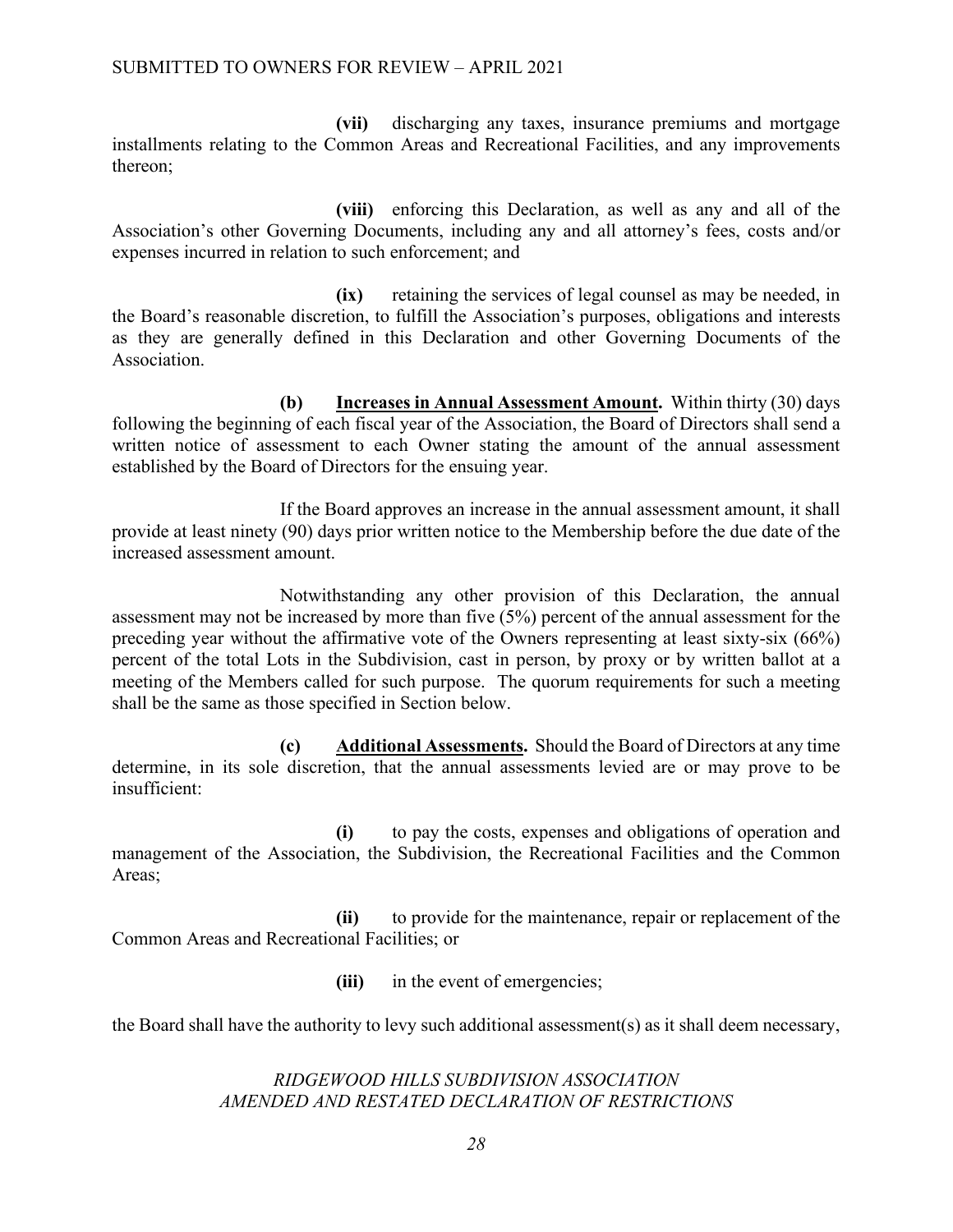**(vii)** discharging any taxes, insurance premiums and mortgage installments relating to the Common Areas and Recreational Facilities, and any improvements thereon;

**(viii)** enforcing this Declaration, as well as any and all of the Association's other Governing Documents, including any and all attorney's fees, costs and/or expenses incurred in relation to such enforcement; and

**(ix)** retaining the services of legal counsel as may be needed, in the Board's reasonable discretion, to fulfill the Association's purposes, obligations and interests as they are generally defined in this Declaration and other Governing Documents of the Association.

**(b) <u>Increases in Annual Assessment Amount</u>.** Within thirty (30) days following the beginning of each fiscal year of the Association, the Board of Directors shall send a written notice of assessment to each Owner stating the amount of the annual assessment established by the Board of Directors for the ensuing year.

If the Board approves an increase in the annual assessment amount, it shall provide at least ninety (90) days prior written notice to the Membership before the due date of the increased assessment amount.

Notwithstanding any other provision of this Declaration, the annual assessment may not be increased by more than five (5%) percent of the annual assessment for the preceding year without the affirmative vote of the Owners representing at least sixty-six (66%) percent of the total Lots in the Subdivision, cast in person, by proxy or by written ballot at a meeting of the Members called for such purpose. The quorum requirements for such a meeting shall be the same as those specified in Section below.

**(c) <u>Additional Assessments</u>.** Should the Board of Directors at any time determine, in its sole discretion, that the annual assessments levied are or may prove to be insufficient:

**(i)** to pay the costs, expenses and obligations of operation and management of the Association, the Subdivision, the Recreational Facilities and the Common Areas;

**(ii)** to provide for the maintenance, repair or replacement of the Common Areas and Recreational Facilities; or

**(iii)** in the event of emergencies;

the Board shall have the authority to levy such additional assessment(s) as it shall deem necessary,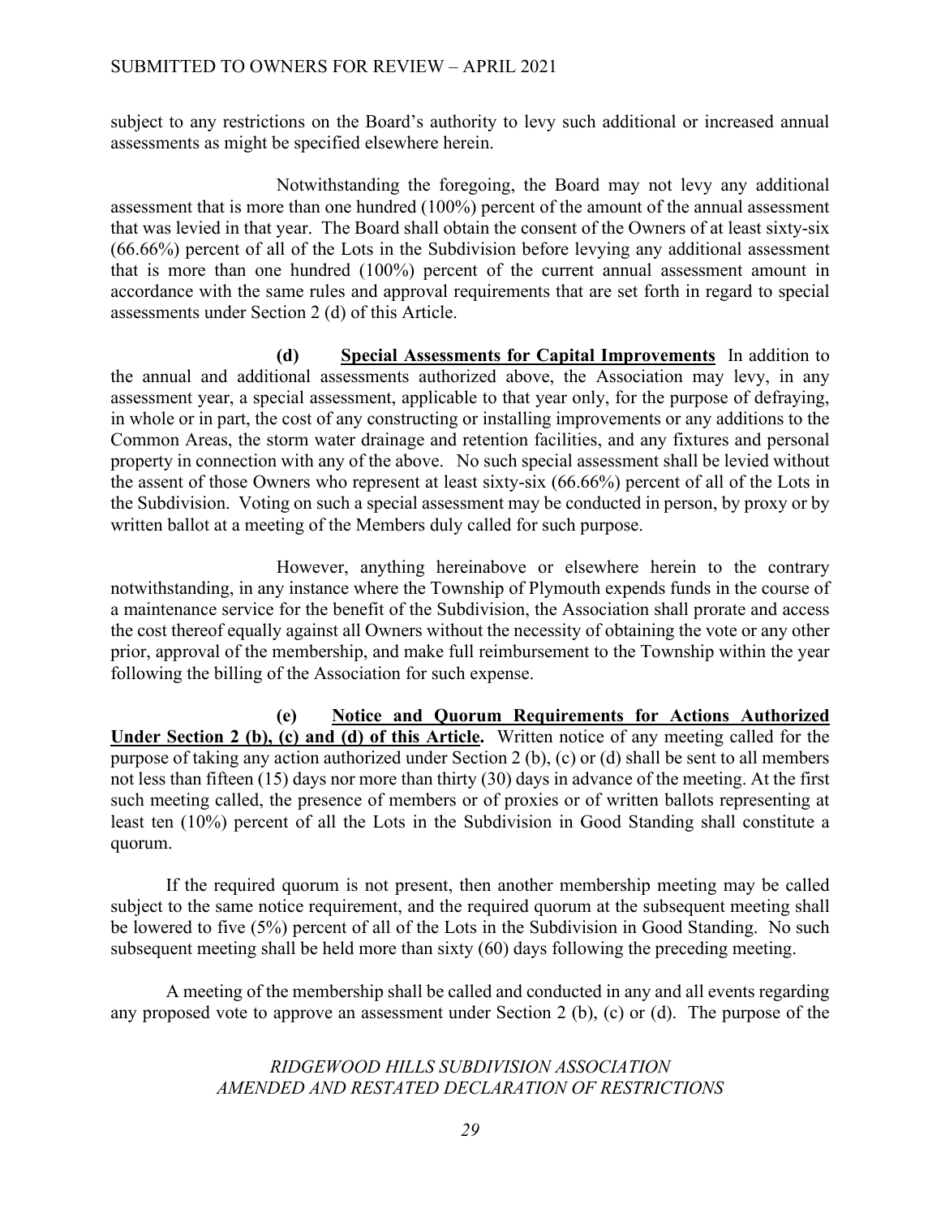subject to any restrictions on the Board's authority to levy such additional or increased annual assessments as might be specified elsewhere herein.

Notwithstanding the foregoing, the Board may not levy any additional assessment that is more than one hundred (100%) percent of the amount of the annual assessment that was levied in that year. The Board shall obtain the consent of the Owners of at least sixty-six (66.66%) percent of all of the Lots in the Subdivision before levying any additional assessment that is more than one hundred (100%) percent of the current annual assessment amount in accordance with the same rules and approval requirements that are set forth in regard to special assessments under Section 2 (d) of this Article.

**(d) <u>Special Assessments for Capital Improvements</u>** In addition to the annual and additional assessments authorized above, the Association may levy, in any assessment year, a special assessment, applicable to that year only, for the purpose of defraying, in whole or in part, the cost of any constructing or installing improvements or any additions to the Common Areas, the storm water drainage and retention facilities, and any fixtures and personal property in connection with any of the above. No such special assessment shall be levied without the assent of those Owners who represent at least sixty-six (66.66%) percent of all of the Lots in the Subdivision. Voting on such a special assessment may be conducted in person, by proxy or by written ballot at a meeting of the Members duly called for such purpose.

However, anything hereinabove or elsewhere herein to the contrary notwithstanding, in any instance where the Township of Plymouth expends funds in the course of a maintenance service for the benefit of the Subdivision, the Association shall prorate and access the cost thereof equally against all Owners without the necessity of obtaining the vote or any other prior, approval of the membership, and make full reimbursement to the Township within the year following the billing of the Association for such expense.

**(e) <u>Notice and Quorum Requirements for Actions Authorized Under Section 2 (b), (c) and (d) of this Article</u>.** Written notice of any meeting called for the purpose of taking any action authorized under Section 2 (b), (c) or (d) shall be sent to all members not less than fifteen (15) days nor more than thirty (30) days in advance of the meeting. At the first such meeting called, the presence of members or of proxies or of written ballots representing at least ten (10%) percent of all the Lots in the Subdivision in Good Standing shall constitute a quorum.

If the required quorum is not present, then another membership meeting may be called subject to the same notice requirement, and the required quorum at the subsequent meeting shall be lowered to five (5%) percent of all of the Lots in the Subdivision in Good Standing. No such subsequent meeting shall be held more than sixty (60) days following the preceding meeting.

A meeting of the membership shall be called and conducted in any and all events regarding any proposed vote to approve an assessment under Section 2 (b), (c) or (d). The purpose of the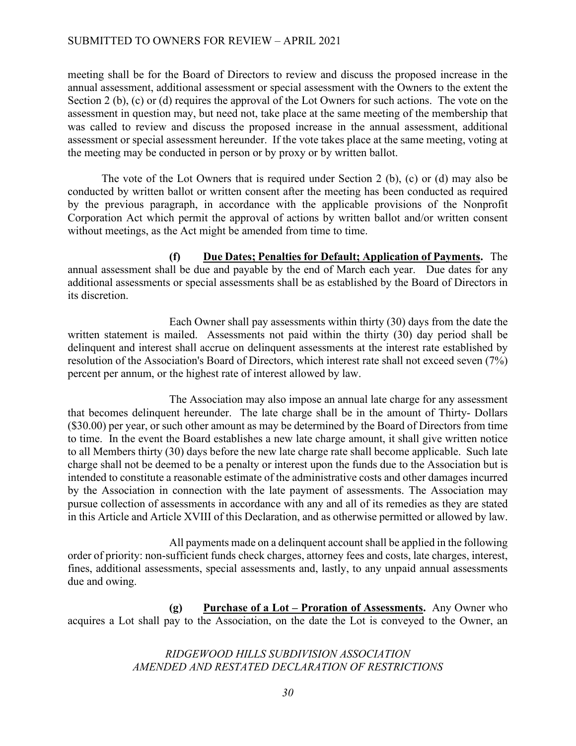meeting shall be for the Board of Directors to review and discuss the proposed increase in the annual assessment, additional assessment or special assessment with the Owners to the extent the Section 2 (b), (c) or (d) requires the approval of the Lot Owners for such actions. The vote on the assessment in question may, but need not, take place at the same meeting of the membership that was called to review and discuss the proposed increase in the annual assessment, additional assessment or special assessment hereunder. If the vote takes place at the same meeting, voting at the meeting may be conducted in person or by proxy or by written ballot.

The vote of the Lot Owners that is required under Section 2 (b), (c) or (d) may also be conducted by written ballot or written consent after the meeting has been conducted as required by the previous paragraph, in accordance with the applicable provisions of the Nonprofit Corporation Act which permit the approval of actions by written ballot and/or written consent without meetings, as the Act might be amended from time to time.

**(f) Due Dates; Penalties for Default; Application of Payments.** The annual assessment shall be due and payable by the end of March each year. Due dates for any additional assessments or special assessments shall be as established by the Board of Directors in its discretion.

Each Owner shall pay assessments within thirty (30) days from the date the written statement is mailed. Assessments not paid within the thirty (30) day period shall be delinquent and interest shall accrue on delinquent assessments at the interest rate established by resolution of the Association's Board of Directors, which interest rate shall not exceed seven (7%) percent per annum, or the highest rate of interest allowed by law.

The Association may also impose an annual late charge for any assessment that becomes delinquent hereunder. The late charge shall be in the amount of Thirty- Dollars ($30.00) per year, or such other amount as may be determined by the Board of Directors from time to time. In the event the Board establishes a new late charge amount, it shall give written notice to all Members thirty (30) days before the new late charge rate shall become applicable. Such late charge shall not be deemed to be a penalty or interest upon the funds due to the Association but is intended to constitute a reasonable estimate of the administrative costs and other damages incurred by the Association in connection with the late payment of assessments. The Association may pursue collection of assessments in accordance with any and all of its remedies as they are stated in this Article and Article XVIII of this Declaration, and as otherwise permitted or allowed by law.

All payments made on a delinquent account shall be applied in the following order of priority: non-sufficient funds check charges, attorney fees and costs, late charges, interest, fines, additional assessments, special assessments and, lastly, to any unpaid annual assessments due and owing.

**(g) Purchase of a Lot – Proration of Assessments.** Any Owner who acquires a Lot shall pay to the Association, on the date the Lot is conveyed to the Owner, an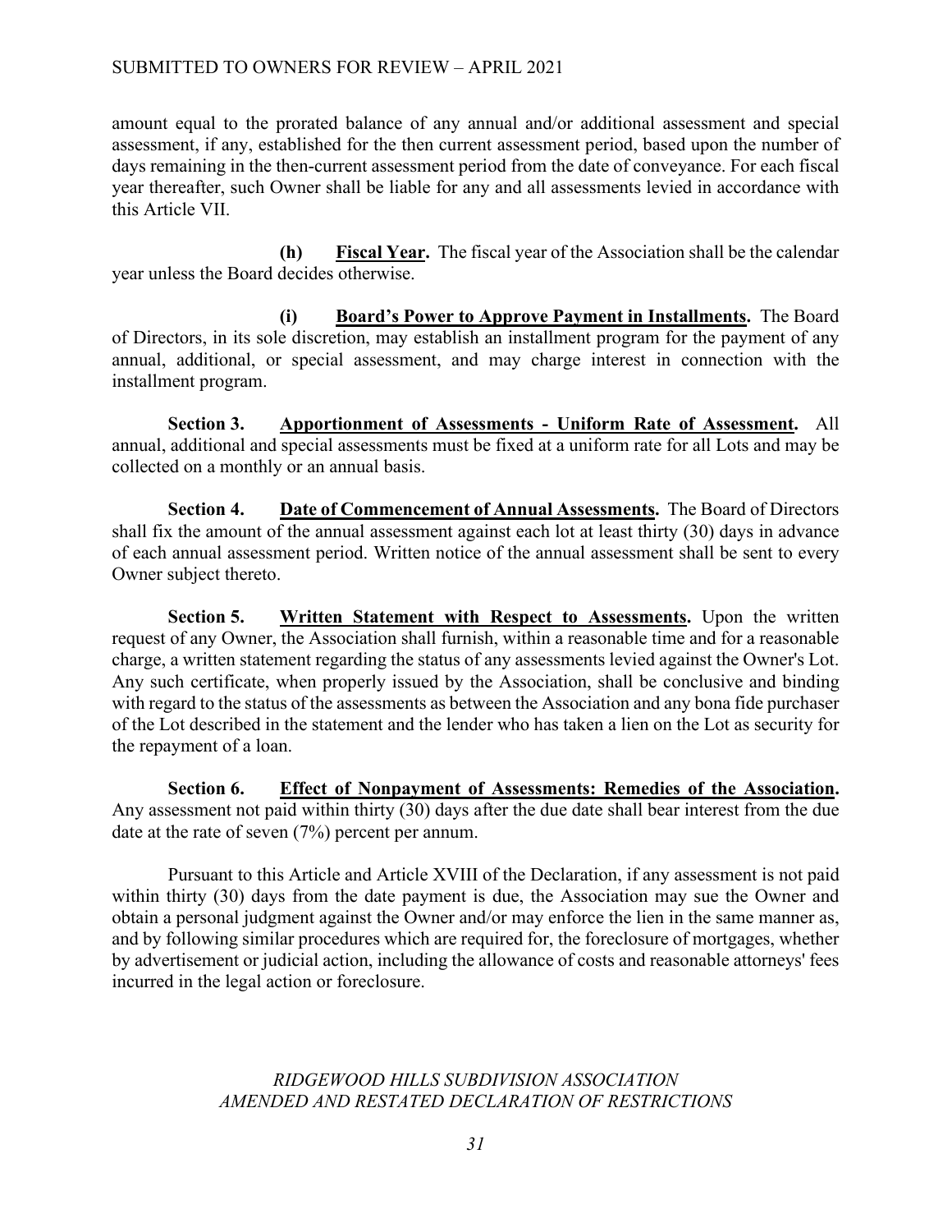amount equal to the prorated balance of any annual and/or additional assessment and special assessment, if any, established for the then current assessment period, based upon the number of days remaining in the then-current assessment period from the date of conveyance. For each fiscal year thereafter, such Owner shall be liable for any and all assessments levied in accordance with this Article VII.

**(h)** **Fiscal Year.** The fiscal year of the Association shall be the calendar year unless the Board decides otherwise.

**(i)** **Board's Power to Approve Payment in Installments.** The Board of Directors, in its sole discretion, may establish an installment program for the payment of any annual, additional, or special assessment, and may charge interest in connection with the installment program.

**Section 3.** **Apportionment of Assessments - Uniform Rate of Assessment.** All annual, additional and special assessments must be fixed at a uniform rate for all Lots and may be collected on a monthly or an annual basis.

**Section 4.** **Date of Commencement of Annual Assessments.** The Board of Directors shall fix the amount of the annual assessment against each lot at least thirty (30) days in advance of each annual assessment period. Written notice of the annual assessment shall be sent to every Owner subject thereto.

**Section 5.** **Written Statement with Respect to Assessments.** Upon the written request of any Owner, the Association shall furnish, within a reasonable time and for a reasonable charge, a written statement regarding the status of any assessments levied against the Owner's Lot. Any such certificate, when properly issued by the Association, shall be conclusive and binding with regard to the status of the assessments as between the Association and any bona fide purchaser of the Lot described in the statement and the lender who has taken a lien on the Lot as security for the repayment of a loan.

**Section 6.** **Effect of Nonpayment of Assessments: Remedies of the Association.** Any assessment not paid within thirty (30) days after the due date shall bear interest from the due date at the rate of seven (7%) percent per annum.

Pursuant to this Article and Article XVIII of the Declaration, if any assessment is not paid within thirty (30) days from the date payment is due, the Association may sue the Owner and obtain a personal judgment against the Owner and/or may enforce the lien in the same manner as, and by following similar procedures which are required for, the foreclosure of mortgages, whether by advertisement or judicial action, including the allowance of costs and reasonable attorneys' fees incurred in the legal action or foreclosure.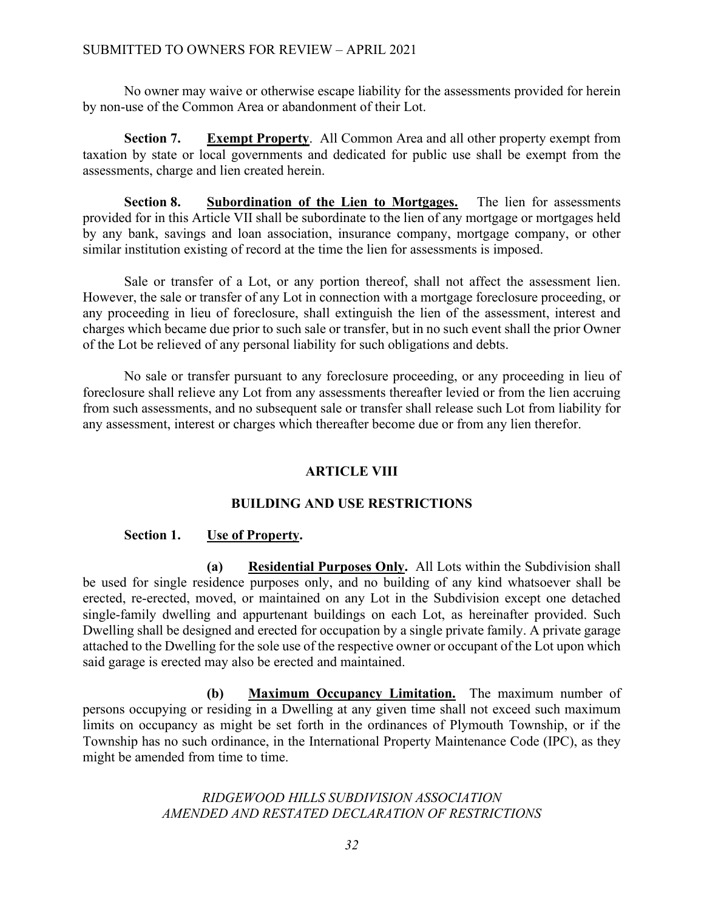No owner may waive or otherwise escape liability for the assessments provided for herein by non-use of the Common Area or abandonment of their Lot.

**Section 7. Exempt Property**. All Common Area and all other property exempt from taxation by state or local governments and dedicated for public use shall be exempt from the assessments, charge and lien created herein.

**Section 8. Subordination of the Lien to Mortgages.** The lien for assessments provided for in this Article VII shall be subordinate to the lien of any mortgage or mortgages held by any bank, savings and loan association, insurance company, mortgage company, or other similar institution existing of record at the time the lien for assessments is imposed.

Sale or transfer of a Lot, or any portion thereof, shall not affect the assessment lien. However, the sale or transfer of any Lot in connection with a mortgage foreclosure proceeding, or any proceeding in lieu of foreclosure, shall extinguish the lien of the assessment, interest and charges which became due prior to such sale or transfer, but in no such event shall the prior Owner of the Lot be relieved of any personal liability for such obligations and debts.

No sale or transfer pursuant to any foreclosure proceeding, or any proceeding in lieu of foreclosure shall relieve any Lot from any assessments thereafter levied or from the lien accruing from such assessments, and no subsequent sale or transfer shall release such Lot from liability for any assessment, interest or charges which thereafter become due or from any lien therefor.

## ARTICLE VIII

## BUILDING AND USE RESTRICTIONS

**Section 1. Use of Property.**

**(a) Residential Purposes Only.** All Lots within the Subdivision shall be used for single residence purposes only, and no building of any kind whatsoever shall be erected, re-erected, moved, or maintained on any Lot in the Subdivision except one detached single-family dwelling and appurtenant buildings on each Lot, as hereinafter provided. Such Dwelling shall be designed and erected for occupation by a single private family. A private garage attached to the Dwelling for the sole use of the respective owner or occupant of the Lot upon which said garage is erected may also be erected and maintained.

**(b) Maximum Occupancy Limitation.** The maximum number of persons occupying or residing in a Dwelling at any given time shall not exceed such maximum limits on occupancy as might be set forth in the ordinances of Plymouth Township, or if the Township has no such ordinance, in the International Property Maintenance Code (IPC), as they might be amended from time to time.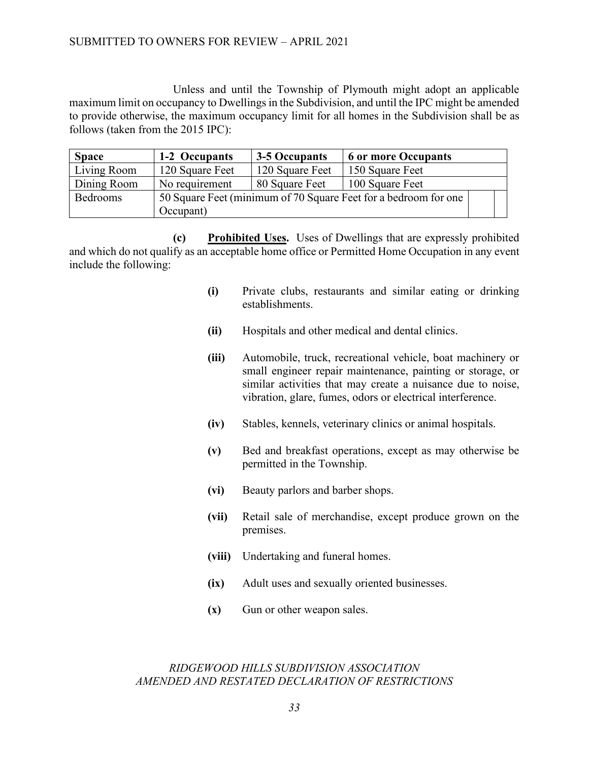Unless and until the Township of Plymouth might adopt an applicable maximum limit on occupancy to Dwellings in the Subdivision, and until the IPC might be amended to provide otherwise, the maximum occupancy limit for all homes in the Subdivision shall be as follows (taken from the 2015 IPC):

| **Space** | **1-2 Occupants** | **3-5 Occupants** | **6 or more Occupants** | | |
|---|---|---|---|---|---|
| Living Room | 120 Square Feet | 120 Square Feet | 150 Square Feet | | |
| Dining Room | No requirement | 80 Square Feet | 100 Square Feet | | |
| Bedrooms | 50 Square Feet (minimum of 70 Square Feet for a bedroom for one Occupant) | | | | |

**(c) Prohibited Uses.** Uses of Dwellings that are expressly prohibited and which do not qualify as an acceptable home office or Permitted Home Occupation in any event include the following:

**(i)** Private clubs, restaurants and similar eating or drinking establishments.

**(ii)** Hospitals and other medical and dental clinics.

**(iii)** Automobile, truck, recreational vehicle, boat machinery or small engineer repair maintenance, painting or storage, or similar activities that may create a nuisance due to noise, vibration, glare, fumes, odors or electrical interference.

**(iv)** Stables, kennels, veterinary clinics or animal hospitals.

**(v)** Bed and breakfast operations, except as may otherwise be permitted in the Township.

**(vi)** Beauty parlors and barber shops.

**(vii)** Retail sale of merchandise, except produce grown on the premises.

**(viii)** Undertaking and funeral homes.

**(ix)** Adult uses and sexually oriented businesses.

**(x)** Gun or other weapon sales.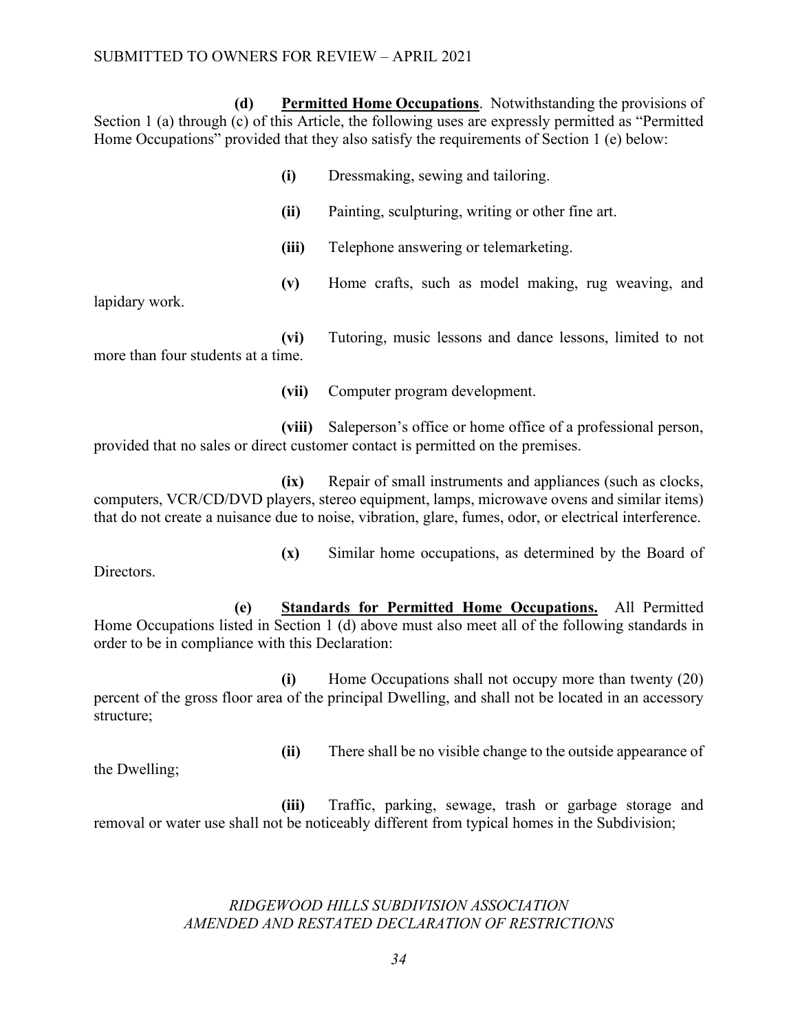**(d) __Permitted Home Occupations__**. Notwithstanding the provisions of Section 1 (a) through (c) of this Article, the following uses are expressly permitted as "Permitted Home Occupations" provided that they also satisfy the requirements of Section 1 (e) below:

**(i)** Dressmaking, sewing and tailoring.

**(ii)** Painting, sculpturing, writing or other fine art.

**(iii)** Telephone answering or telemarketing.

**(v)** Home crafts, such as model making, rug weaving, and lapidary work.

**(vi)** Tutoring, music lessons and dance lessons, limited to not more than four students at a time.

**(vii)** Computer program development.

**(viii)** Saleperson's office or home office of a professional person, provided that no sales or direct customer contact is permitted on the premises.

**(ix)** Repair of small instruments and appliances (such as clocks, computers, VCR/CD/DVD players, stereo equipment, lamps, microwave ovens and similar items) that do not create a nuisance due to noise, vibration, glare, fumes, odor, or electrical interference.

**(x)** Similar home occupations, as determined by the Board of Directors.

**(e) __Standards for Permitted Home Occupations.__** All Permitted Home Occupations listed in Section 1 (d) above must also meet all of the following standards in order to be in compliance with this Declaration:

**(i)** Home Occupations shall not occupy more than twenty (20) percent of the gross floor area of the principal Dwelling, and shall not be located in an accessory structure;

**(ii)** There shall be no visible change to the outside appearance of the Dwelling;

**(iii)** Traffic, parking, sewage, trash or garbage storage and removal or water use shall not be noticeably different from typical homes in the Subdivision;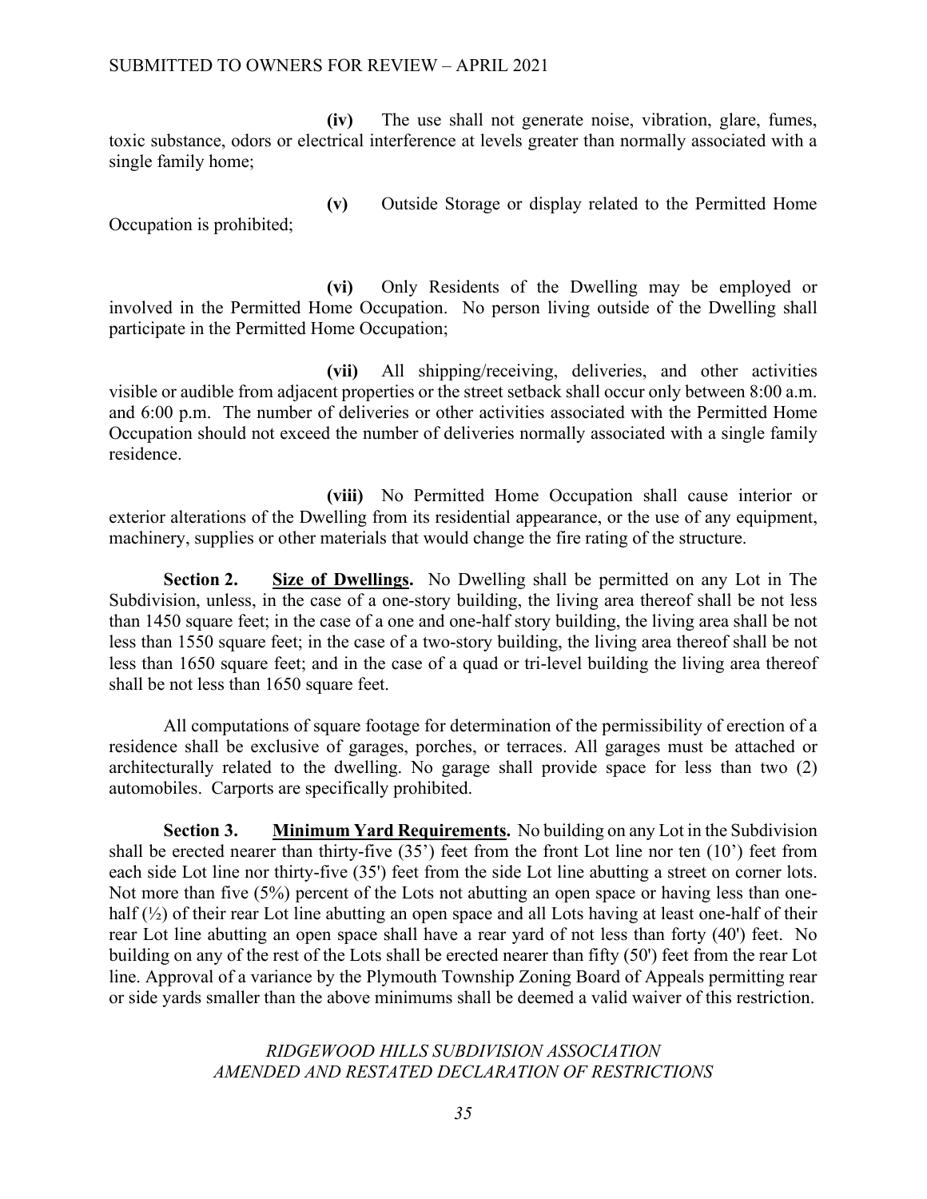**(iv)** The use shall not generate noise, vibration, glare, fumes, toxic substance, odors or electrical interference at levels greater than normally associated with a single family home;

**(v)** Outside Storage or display related to the Permitted Home Occupation is prohibited;

**(vi)** Only Residents of the Dwelling may be employed or involved in the Permitted Home Occupation. No person living outside of the Dwelling shall participate in the Permitted Home Occupation;

**(vii)** All shipping/receiving, deliveries, and other activities visible or audible from adjacent properties or the street setback shall occur only between 8:00 a.m. and 6:00 p.m. The number of deliveries or other activities associated with the Permitted Home Occupation should not exceed the number of deliveries normally associated with a single family residence.

**(viii)** No Permitted Home Occupation shall cause interior or exterior alterations of the Dwelling from its residential appearance, or the use of any equipment, machinery, supplies or other materials that would change the fire rating of the structure.

**Section 2. <u>Size of Dwellings</u>.** No Dwelling shall be permitted on any Lot in The Subdivision, unless, in the case of a one-story building, the living area thereof shall be not less than 1450 square feet; in the case of a one and one-half story building, the living area shall be not less than 1550 square feet; in the case of a two-story building, the living area thereof shall be not less than 1650 square feet; and in the case of a quad or tri-level building the living area thereof shall be not less than 1650 square feet.

All computations of square footage for determination of the permissibility of erection of a residence shall be exclusive of garages, porches, or terraces. All garages must be attached or architecturally related to the dwelling. No garage shall provide space for less than two (2) automobiles. Carports are specifically prohibited.

**Section 3. <u>Minimum Yard Requirements</u>.** No building on any Lot in the Subdivision shall be erected nearer than thirty-five (35') feet from the front Lot line nor ten (10') feet from each side Lot line nor thirty-five (35') feet from the side Lot line abutting a street on corner lots. Not more than five (5%) percent of the Lots not abutting an open space or having less than one-half (½) of their rear Lot line abutting an open space and all Lots having at least one-half of their rear Lot line abutting an open space shall have a rear yard of not less than forty (40') feet. No building on any of the rest of the Lots shall be erected nearer than fifty (50') feet from the rear Lot line. Approval of a variance by the Plymouth Township Zoning Board of Appeals permitting rear or side yards smaller than the above minimums shall be deemed a valid waiver of this restriction.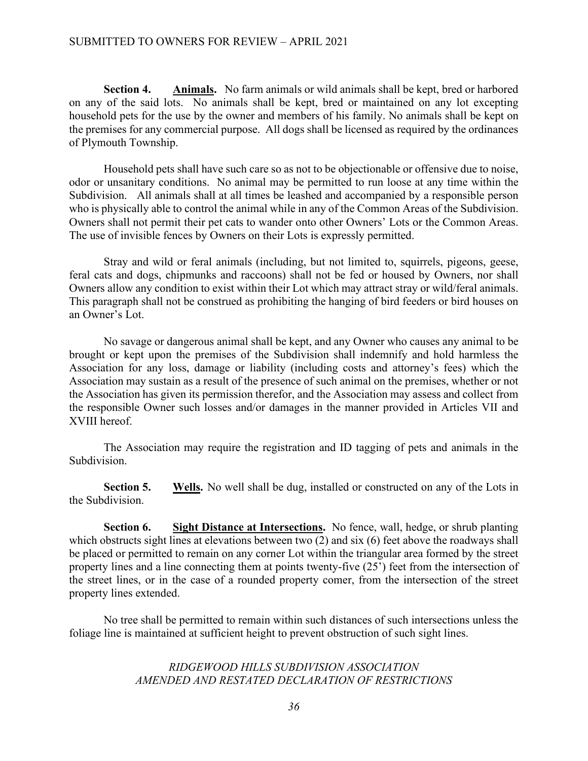**Section 4. Animals.** No farm animals or wild animals shall be kept, bred or harbored on any of the said lots. No animals shall be kept, bred or maintained on any lot excepting household pets for the use by the owner and members of his family. No animals shall be kept on the premises for any commercial purpose. All dogs shall be licensed as required by the ordinances of Plymouth Township.

Household pets shall have such care so as not to be objectionable or offensive due to noise, odor or unsanitary conditions. No animal may be permitted to run loose at any time within the Subdivision. All animals shall at all times be leashed and accompanied by a responsible person who is physically able to control the animal while in any of the Common Areas of the Subdivision. Owners shall not permit their pet cats to wander onto other Owners' Lots or the Common Areas. The use of invisible fences by Owners on their Lots is expressly permitted.

Stray and wild or feral animals (including, but not limited to, squirrels, pigeons, geese, feral cats and dogs, chipmunks and raccoons) shall not be fed or housed by Owners, nor shall Owners allow any condition to exist within their Lot which may attract stray or wild/feral animals. This paragraph shall not be construed as prohibiting the hanging of bird feeders or bird houses on an Owner's Lot.

No savage or dangerous animal shall be kept, and any Owner who causes any animal to be brought or kept upon the premises of the Subdivision shall indemnify and hold harmless the Association for any loss, damage or liability (including costs and attorney's fees) which the Association may sustain as a result of the presence of such animal on the premises, whether or not the Association has given its permission therefor, and the Association may assess and collect from the responsible Owner such losses and/or damages in the manner provided in Articles VII and XVIII hereof.

The Association may require the registration and ID tagging of pets and animals in the Subdivision.

**Section 5. Wells.** No well shall be dug, installed or constructed on any of the Lots in the Subdivision.

**Section 6. Sight Distance at Intersections.** No fence, wall, hedge, or shrub planting which obstructs sight lines at elevations between two (2) and six (6) feet above the roadways shall be placed or permitted to remain on any corner Lot within the triangular area formed by the street property lines and a line connecting them at points twenty-five (25') feet from the intersection of the street lines, or in the case of a rounded property comer, from the intersection of the street property lines extended.

No tree shall be permitted to remain within such distances of such intersections unless the foliage line is maintained at sufficient height to prevent obstruction of such sight lines.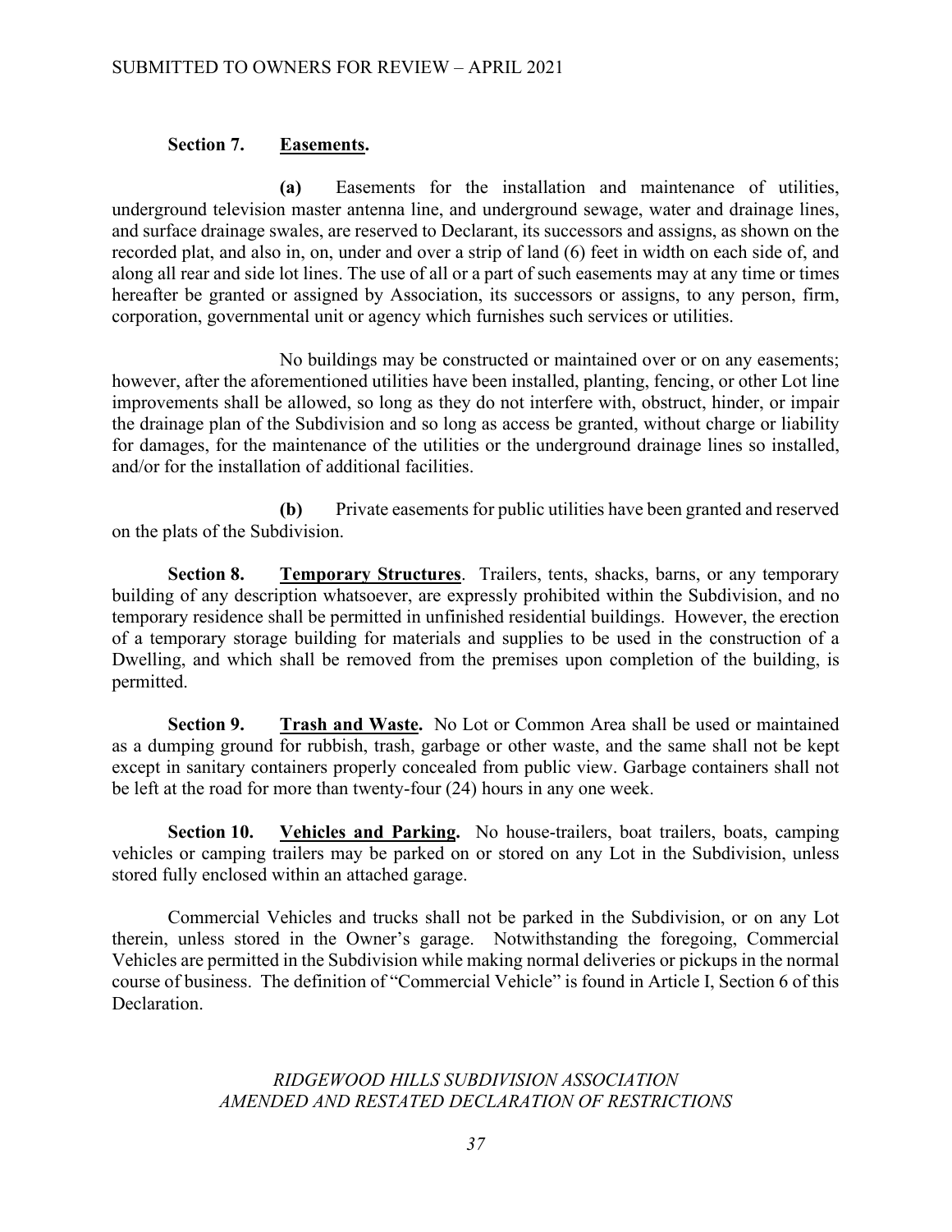**Section 7. Easements.**

**(a)** Easements for the installation and maintenance of utilities, underground television master antenna line, and underground sewage, water and drainage lines, and surface drainage swales, are reserved to Declarant, its successors and assigns, as shown on the recorded plat, and also in, on, under and over a strip of land (6) feet in width on each side of, and along all rear and side lot lines. The use of all or a part of such easements may at any time or times hereafter be granted or assigned by Association, its successors or assigns, to any person, firm, corporation, governmental unit or agency which furnishes such services or utilities.

No buildings may be constructed or maintained over or on any easements; however, after the aforementioned utilities have been installed, planting, fencing, or other Lot line improvements shall be allowed, so long as they do not interfere with, obstruct, hinder, or impair the drainage plan of the Subdivision and so long as access be granted, without charge or liability for damages, for the maintenance of the utilities or the underground drainage lines so installed, and/or for the installation of additional facilities.

**(b)** Private easements for public utilities have been granted and reserved on the plats of the Subdivision.

**Section 8. Temporary Structures**. Trailers, tents, shacks, barns, or any temporary building of any description whatsoever, are expressly prohibited within the Subdivision, and no temporary residence shall be permitted in unfinished residential buildings. However, the erection of a temporary storage building for materials and supplies to be used in the construction of a Dwelling, and which shall be removed from the premises upon completion of the building, is permitted.

**Section 9. Trash and Waste.** No Lot or Common Area shall be used or maintained as a dumping ground for rubbish, trash, garbage or other waste, and the same shall not be kept except in sanitary containers properly concealed from public view. Garbage containers shall not be left at the road for more than twenty-four (24) hours in any one week.

**Section 10. Vehicles and Parking.** No house-trailers, boat trailers, boats, camping vehicles or camping trailers may be parked on or stored on any Lot in the Subdivision, unless stored fully enclosed within an attached garage.

Commercial Vehicles and trucks shall not be parked in the Subdivision, or on any Lot therein, unless stored in the Owner's garage. Notwithstanding the foregoing, Commercial Vehicles are permitted in the Subdivision while making normal deliveries or pickups in the normal course of business. The definition of "Commercial Vehicle" is found in Article I, Section 6 of this Declaration.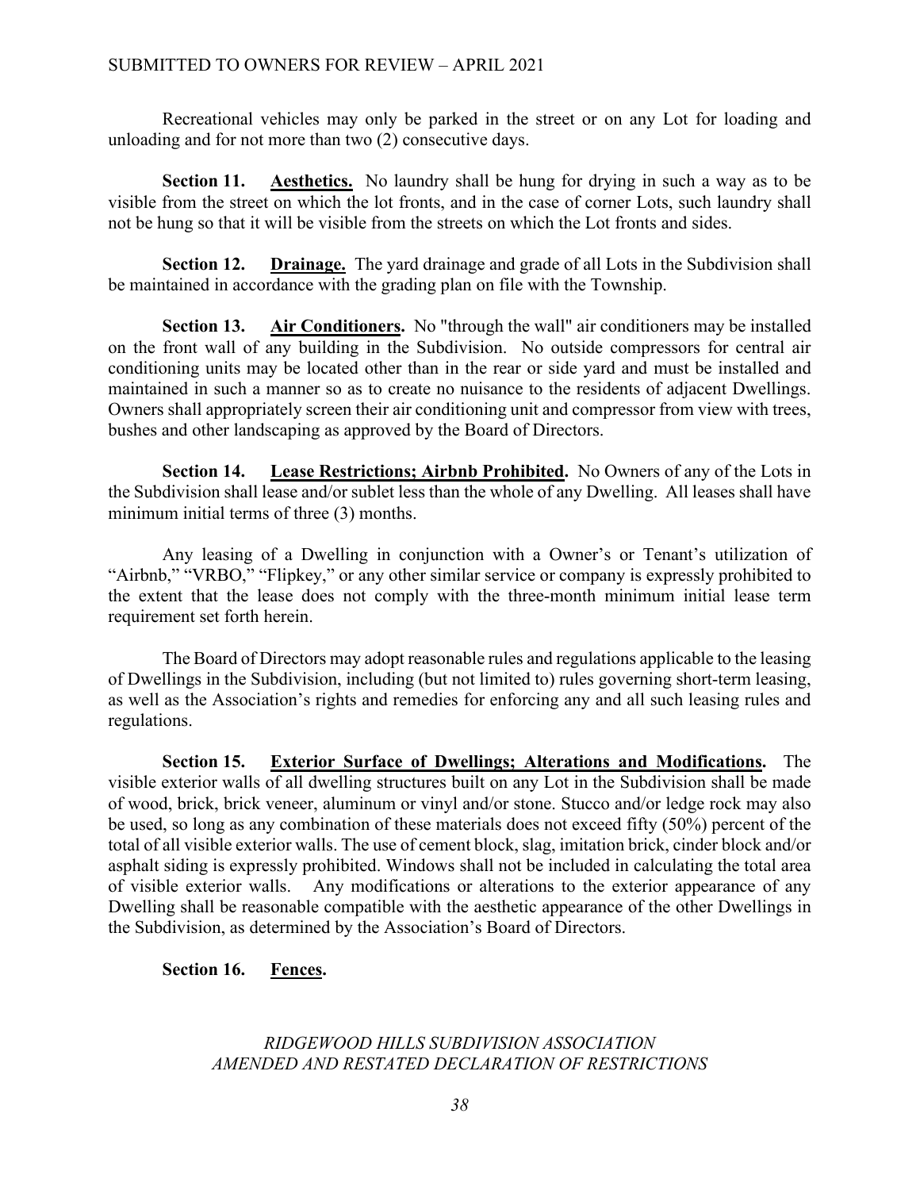Recreational vehicles may only be parked in the street or on any Lot for loading and unloading and for not more than two (2) consecutive days.

**Section 11. Aesthetics.** No laundry shall be hung for drying in such a way as to be visible from the street on which the lot fronts, and in the case of corner Lots, such laundry shall not be hung so that it will be visible from the streets on which the Lot fronts and sides.

**Section 12. Drainage.** The yard drainage and grade of all Lots in the Subdivision shall be maintained in accordance with the grading plan on file with the Township.

**Section 13. Air Conditioners.** No "through the wall" air conditioners may be installed on the front wall of any building in the Subdivision. No outside compressors for central air conditioning units may be located other than in the rear or side yard and must be installed and maintained in such a manner so as to create no nuisance to the residents of adjacent Dwellings. Owners shall appropriately screen their air conditioning unit and compressor from view with trees, bushes and other landscaping as approved by the Board of Directors.

**Section 14. Lease Restrictions; Airbnb Prohibited.** No Owners of any of the Lots in the Subdivision shall lease and/or sublet less than the whole of any Dwelling. All leases shall have minimum initial terms of three (3) months.

Any leasing of a Dwelling in conjunction with a Owner's or Tenant's utilization of "Airbnb," "VRBO," "Flipkey," or any other similar service or company is expressly prohibited to the extent that the lease does not comply with the three-month minimum initial lease term requirement set forth herein.

The Board of Directors may adopt reasonable rules and regulations applicable to the leasing of Dwellings in the Subdivision, including (but not limited to) rules governing short-term leasing, as well as the Association's rights and remedies for enforcing any and all such leasing rules and regulations.

**Section 15. Exterior Surface of Dwellings; Alterations and Modifications.** The visible exterior walls of all dwelling structures built on any Lot in the Subdivision shall be made of wood, brick, brick veneer, aluminum or vinyl and/or stone. Stucco and/or ledge rock may also be used, so long as any combination of these materials does not exceed fifty (50%) percent of the total of all visible exterior walls. The use of cement block, slag, imitation brick, cinder block and/or asphalt siding is expressly prohibited. Windows shall not be included in calculating the total area of visible exterior walls. Any modifications or alterations to the exterior appearance of any Dwelling shall be reasonable compatible with the aesthetic appearance of the other Dwellings in the Subdivision, as determined by the Association's Board of Directors.

**Section 16. Fences.**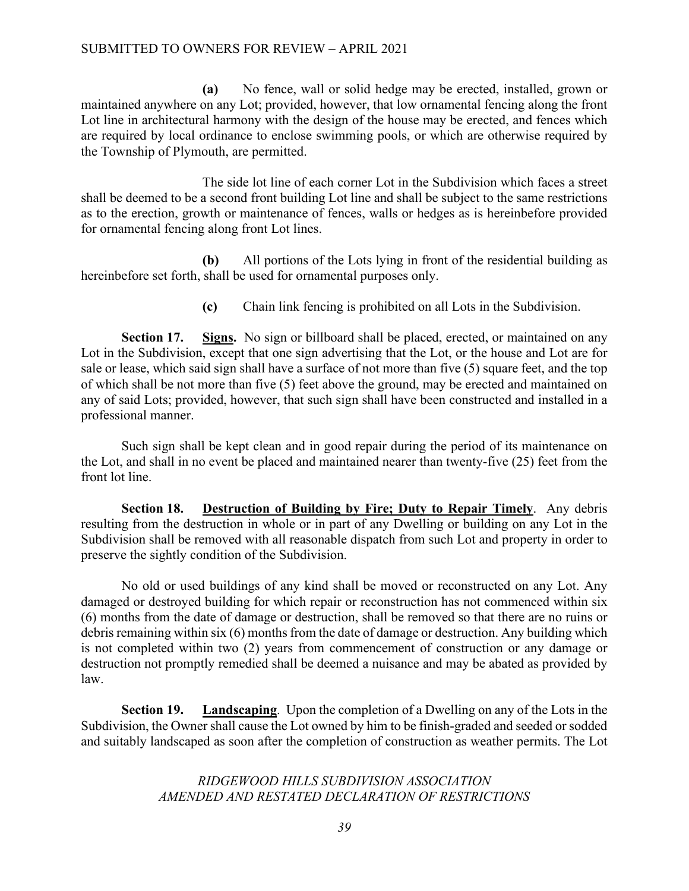**(a)** No fence, wall or solid hedge may be erected, installed, grown or maintained anywhere on any Lot; provided, however, that low ornamental fencing along the front Lot line in architectural harmony with the design of the house may be erected, and fences which are required by local ordinance to enclose swimming pools, or which are otherwise required by the Township of Plymouth, are permitted.

The side lot line of each corner Lot in the Subdivision which faces a street shall be deemed to be a second front building Lot line and shall be subject to the same restrictions as to the erection, growth or maintenance of fences, walls or hedges as is hereinbefore provided for ornamental fencing along front Lot lines.

**(b)** All portions of the Lots lying in front of the residential building as hereinbefore set forth, shall be used for ornamental purposes only.

**(c)** Chain link fencing is prohibited on all Lots in the Subdivision.

**Section 17. Signs.** No sign or billboard shall be placed, erected, or maintained on any Lot in the Subdivision, except that one sign advertising that the Lot, or the house and Lot are for sale or lease, which said sign shall have a surface of not more than five (5) square feet, and the top of which shall be not more than five (5) feet above the ground, may be erected and maintained on any of said Lots; provided, however, that such sign shall have been constructed and installed in a professional manner.

Such sign shall be kept clean and in good repair during the period of its maintenance on the Lot, and shall in no event be placed and maintained nearer than twenty-five (25) feet from the front lot line.

**Section 18. Destruction of Building by Fire; Duty to Repair Timely.** Any debris resulting from the destruction in whole or in part of any Dwelling or building on any Lot in the Subdivision shall be removed with all reasonable dispatch from such Lot and property in order to preserve the sightly condition of the Subdivision.

No old or used buildings of any kind shall be moved or reconstructed on any Lot. Any damaged or destroyed building for which repair or reconstruction has not commenced within six (6) months from the date of damage or destruction, shall be removed so that there are no ruins or debris remaining within six (6) months from the date of damage or destruction. Any building which is not completed within two (2) years from commencement of construction or any damage or destruction not promptly remedied shall be deemed a nuisance and may be abated as provided by law.

**Section 19. Landscaping.** Upon the completion of a Dwelling on any of the Lots in the Subdivision, the Owner shall cause the Lot owned by him to be finish-graded and seeded or sodded and suitably landscaped as soon after the completion of construction as weather permits. The Lot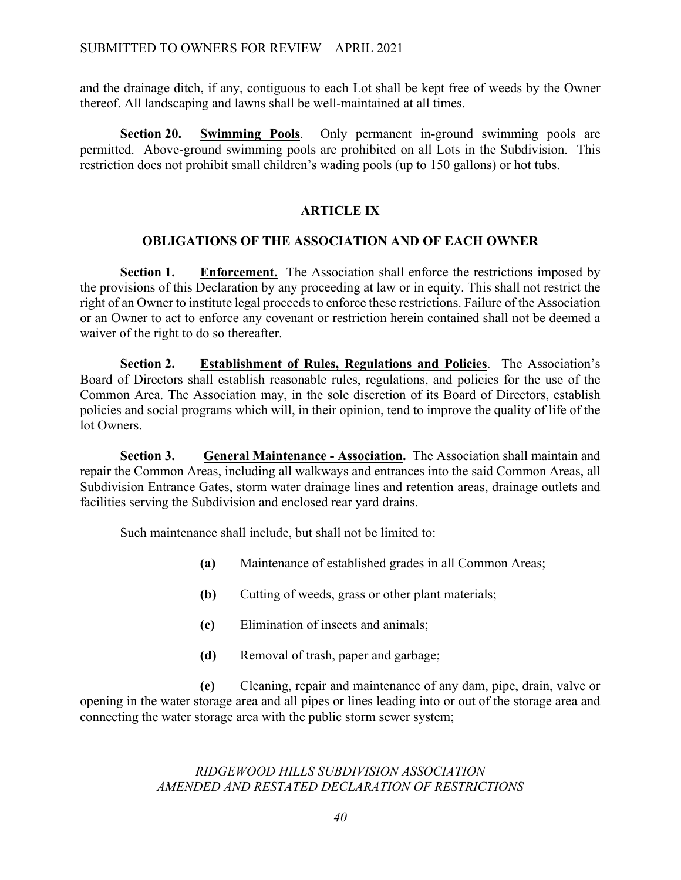and the drainage ditch, if any, contiguous to each Lot shall be kept free of weeds by the Owner thereof. All landscaping and lawns shall be well-maintained at all times.

**Section 20. <u>Swimming Pools</u>**. Only permanent in-ground swimming pools are permitted. Above-ground swimming pools are prohibited on all Lots in the Subdivision. This restriction does not prohibit small children's wading pools (up to 150 gallons) or hot tubs.

## ARTICLE IX

## OBLIGATIONS OF THE ASSOCIATION AND OF EACH OWNER

**Section 1. <u>Enforcement.</u>** The Association shall enforce the restrictions imposed by the provisions of this Declaration by any proceeding at law or in equity. This shall not restrict the right of an Owner to institute legal proceeds to enforce these restrictions. Failure of the Association or an Owner to act to enforce any covenant or restriction herein contained shall not be deemed a waiver of the right to do so thereafter.

**Section 2. <u>Establishment of Rules, Regulations and Policies</u>**. The Association's Board of Directors shall establish reasonable rules, regulations, and policies for the use of the Common Area. The Association may, in the sole discretion of its Board of Directors, establish policies and social programs which will, in their opinion, tend to improve the quality of life of the lot Owners.

**Section 3. <u>General Maintenance - Association.</u>** The Association shall maintain and repair the Common Areas, including all walkways and entrances into the said Common Areas, all Subdivision Entrance Gates, storm water drainage lines and retention areas, drainage outlets and facilities serving the Subdivision and enclosed rear yard drains.

Such maintenance shall include, but shall not be limited to:

**(a)** Maintenance of established grades in all Common Areas;

**(b)** Cutting of weeds, grass or other plant materials;

**(c)** Elimination of insects and animals;

**(d)** Removal of trash, paper and garbage;

**(e)** Cleaning, repair and maintenance of any dam, pipe, drain, valve or opening in the water storage area and all pipes or lines leading into or out of the storage area and connecting the water storage area with the public storm sewer system;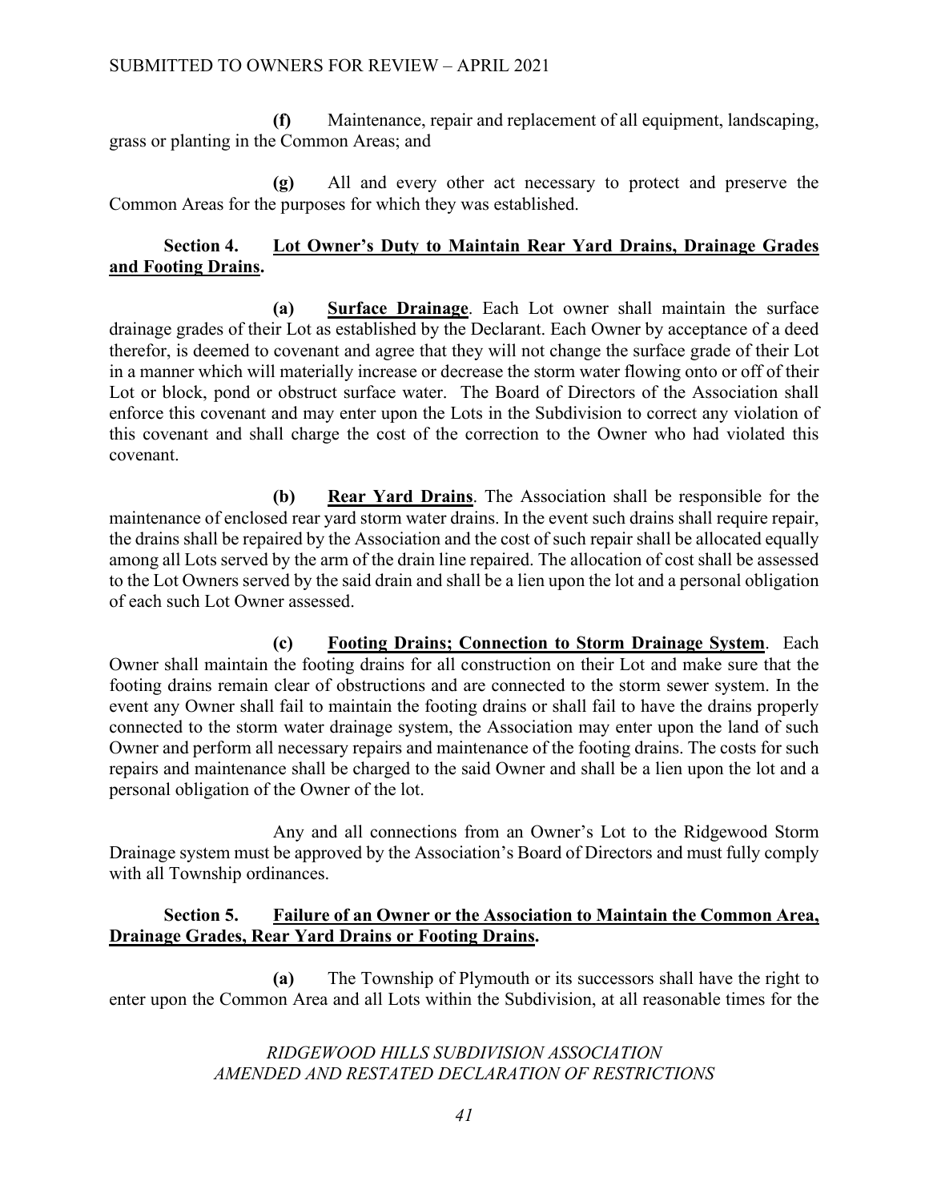**(f)** Maintenance, repair and replacement of all equipment, landscaping, grass or planting in the Common Areas; and

**(g)** All and every other act necessary to protect and preserve the Common Areas for the purposes for which they was established.

**Section 4. <u>Lot Owner's Duty to Maintain Rear Yard Drains, Drainage Grades and Footing Drains</u>.**

**(a) <u>Surface Drainage</u>**. Each Lot owner shall maintain the surface drainage grades of their Lot as established by the Declarant. Each Owner by acceptance of a deed therefor, is deemed to covenant and agree that they will not change the surface grade of their Lot in a manner which will materially increase or decrease the storm water flowing onto or off of their Lot or block, pond or obstruct surface water. The Board of Directors of the Association shall enforce this covenant and may enter upon the Lots in the Subdivision to correct any violation of this covenant and shall charge the cost of the correction to the Owner who had violated this covenant.

**(b) <u>Rear Yard Drains</u>**. The Association shall be responsible for the maintenance of enclosed rear yard storm water drains. In the event such drains shall require repair, the drains shall be repaired by the Association and the cost of such repair shall be allocated equally among all Lots served by the arm of the drain line repaired. The allocation of cost shall be assessed to the Lot Owners served by the said drain and shall be a lien upon the lot and a personal obligation of each such Lot Owner assessed.

**(c) <u>Footing Drains; Connection to Storm Drainage System</u>**. Each Owner shall maintain the footing drains for all construction on their Lot and make sure that the footing drains remain clear of obstructions and are connected to the storm sewer system. In the event any Owner shall fail to maintain the footing drains or shall fail to have the drains properly connected to the storm water drainage system, the Association may enter upon the land of such Owner and perform all necessary repairs and maintenance of the footing drains. The costs for such repairs and maintenance shall be charged to the said Owner and shall be a lien upon the lot and a personal obligation of the Owner of the lot.

Any and all connections from an Owner's Lot to the Ridgewood Storm Drainage system must be approved by the Association's Board of Directors and must fully comply with all Township ordinances.

**Section 5. <u>Failure of an Owner or the Association to Maintain the Common Area, Drainage Grades, Rear Yard Drains or Footing Drains</u>.**

**(a)** The Township of Plymouth or its successors shall have the right to enter upon the Common Area and all Lots within the Subdivision, at all reasonable times for the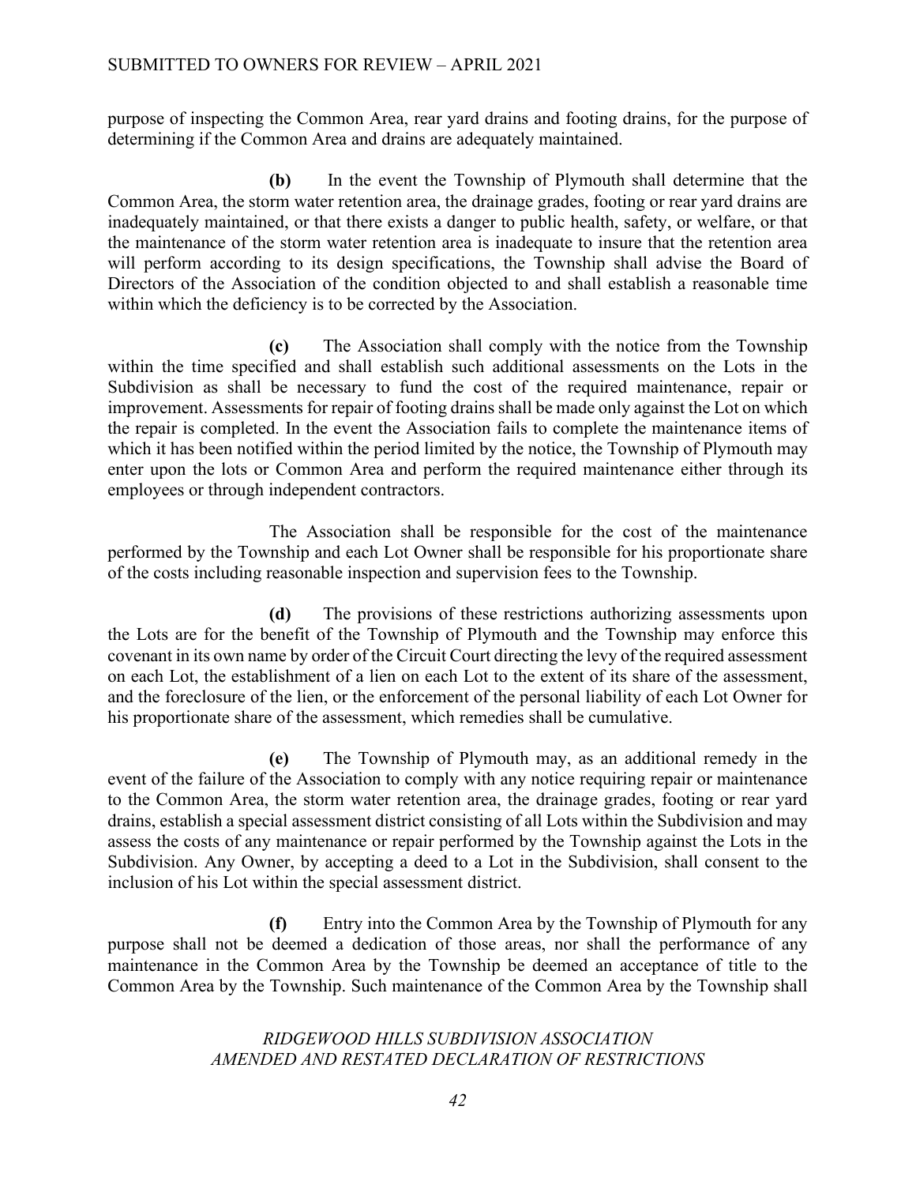purpose of inspecting the Common Area, rear yard drains and footing drains, for the purpose of determining if the Common Area and drains are adequately maintained.

**(b)** In the event the Township of Plymouth shall determine that the Common Area, the storm water retention area, the drainage grades, footing or rear yard drains are inadequately maintained, or that there exists a danger to public health, safety, or welfare, or that the maintenance of the storm water retention area is inadequate to insure that the retention area will perform according to its design specifications, the Township shall advise the Board of Directors of the Association of the condition objected to and shall establish a reasonable time within which the deficiency is to be corrected by the Association.

**(c)** The Association shall comply with the notice from the Township within the time specified and shall establish such additional assessments on the Lots in the Subdivision as shall be necessary to fund the cost of the required maintenance, repair or improvement. Assessments for repair of footing drains shall be made only against the Lot on which the repair is completed. In the event the Association fails to complete the maintenance items of which it has been notified within the period limited by the notice, the Township of Plymouth may enter upon the lots or Common Area and perform the required maintenance either through its employees or through independent contractors.

The Association shall be responsible for the cost of the maintenance performed by the Township and each Lot Owner shall be responsible for his proportionate share of the costs including reasonable inspection and supervision fees to the Township.

**(d)** The provisions of these restrictions authorizing assessments upon the Lots are for the benefit of the Township of Plymouth and the Township may enforce this covenant in its own name by order of the Circuit Court directing the levy of the required assessment on each Lot, the establishment of a lien on each Lot to the extent of its share of the assessment, and the foreclosure of the lien, or the enforcement of the personal liability of each Lot Owner for his proportionate share of the assessment, which remedies shall be cumulative.

**(e)** The Township of Plymouth may, as an additional remedy in the event of the failure of the Association to comply with any notice requiring repair or maintenance to the Common Area, the storm water retention area, the drainage grades, footing or rear yard drains, establish a special assessment district consisting of all Lots within the Subdivision and may assess the costs of any maintenance or repair performed by the Township against the Lots in the Subdivision. Any Owner, by accepting a deed to a Lot in the Subdivision, shall consent to the inclusion of his Lot within the special assessment district.

**(f)** Entry into the Common Area by the Township of Plymouth for any purpose shall not be deemed a dedication of those areas, nor shall the performance of any maintenance in the Common Area by the Township be deemed an acceptance of title to the Common Area by the Township. Such maintenance of the Common Area by the Township shall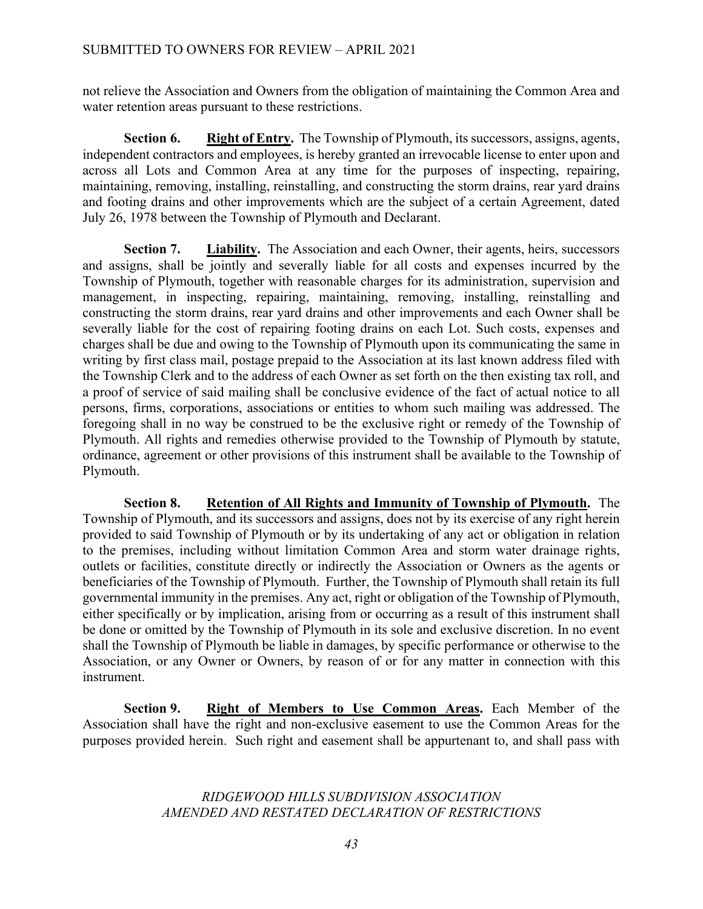not relieve the Association and Owners from the obligation of maintaining the Common Area and water retention areas pursuant to these restrictions.

**Section 6.** **Right of Entry.** The Township of Plymouth, its successors, assigns, agents, independent contractors and employees, is hereby granted an irrevocable license to enter upon and across all Lots and Common Area at any time for the purposes of inspecting, repairing, maintaining, removing, installing, reinstalling, and constructing the storm drains, rear yard drains and footing drains and other improvements which are the subject of a certain Agreement, dated July 26, 1978 between the Township of Plymouth and Declarant.

**Section 7.** **Liability.** The Association and each Owner, their agents, heirs, successors and assigns, shall be jointly and severally liable for all costs and expenses incurred by the Township of Plymouth, together with reasonable charges for its administration, supervision and management, in inspecting, repairing, maintaining, removing, installing, reinstalling and constructing the storm drains, rear yard drains and other improvements and each Owner shall be severally liable for the cost of repairing footing drains on each Lot. Such costs, expenses and charges shall be due and owing to the Township of Plymouth upon its communicating the same in writing by first class mail, postage prepaid to the Association at its last known address filed with the Township Clerk and to the address of each Owner as set forth on the then existing tax roll, and a proof of service of said mailing shall be conclusive evidence of the fact of actual notice to all persons, firms, corporations, associations or entities to whom such mailing was addressed. The foregoing shall in no way be construed to be the exclusive right or remedy of the Township of Plymouth. All rights and remedies otherwise provided to the Township of Plymouth by statute, ordinance, agreement or other provisions of this instrument shall be available to the Township of Plymouth.

**Section 8.** **Retention of All Rights and Immunity of Township of Plymouth.** The Township of Plymouth, and its successors and assigns, does not by its exercise of any right herein provided to said Township of Plymouth or by its undertaking of any act or obligation in relation to the premises, including without limitation Common Area and storm water drainage rights, outlets or facilities, constitute directly or indirectly the Association or Owners as the agents or beneficiaries of the Township of Plymouth. Further, the Township of Plymouth shall retain its full governmental immunity in the premises. Any act, right or obligation of the Township of Plymouth, either specifically or by implication, arising from or occurring as a result of this instrument shall be done or omitted by the Township of Plymouth in its sole and exclusive discretion. In no event shall the Township of Plymouth be liable in damages, by specific performance or otherwise to the Association, or any Owner or Owners, by reason of or for any matter in connection with this instrument.

**Section 9.** **Right of Members to Use Common Areas.** Each Member of the Association shall have the right and non-exclusive easement to use the Common Areas for the purposes provided herein. Such right and easement shall be appurtenant to, and shall pass with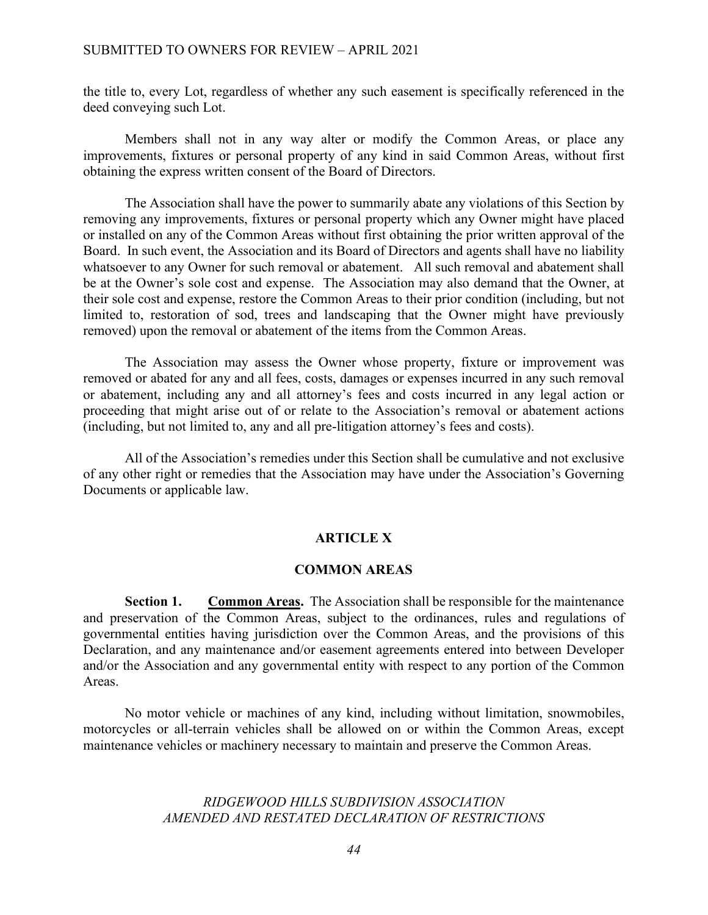the title to, every Lot, regardless of whether any such easement is specifically referenced in the deed conveying such Lot.

Members shall not in any way alter or modify the Common Areas, or place any improvements, fixtures or personal property of any kind in said Common Areas, without first obtaining the express written consent of the Board of Directors.

The Association shall have the power to summarily abate any violations of this Section by removing any improvements, fixtures or personal property which any Owner might have placed or installed on any of the Common Areas without first obtaining the prior written approval of the Board. In such event, the Association and its Board of Directors and agents shall have no liability whatsoever to any Owner for such removal or abatement. All such removal and abatement shall be at the Owner's sole cost and expense. The Association may also demand that the Owner, at their sole cost and expense, restore the Common Areas to their prior condition (including, but not limited to, restoration of sod, trees and landscaping that the Owner might have previously removed) upon the removal or abatement of the items from the Common Areas.

The Association may assess the Owner whose property, fixture or improvement was removed or abated for any and all fees, costs, damages or expenses incurred in any such removal or abatement, including any and all attorney's fees and costs incurred in any legal action or proceeding that might arise out of or relate to the Association's removal or abatement actions (including, but not limited to, any and all pre-litigation attorney's fees and costs).

All of the Association's remedies under this Section shall be cumulative and not exclusive of any other right or remedies that the Association may have under the Association's Governing Documents or applicable law.

## ARTICLE X

## COMMON AREAS

**Section 1. Common Areas.** The Association shall be responsible for the maintenance and preservation of the Common Areas, subject to the ordinances, rules and regulations of governmental entities having jurisdiction over the Common Areas, and the provisions of this Declaration, and any maintenance and/or easement agreements entered into between Developer and/or the Association and any governmental entity with respect to any portion of the Common Areas.

No motor vehicle or machines of any kind, including without limitation, snowmobiles, motorcycles or all-terrain vehicles shall be allowed on or within the Common Areas, except maintenance vehicles or machinery necessary to maintain and preserve the Common Areas.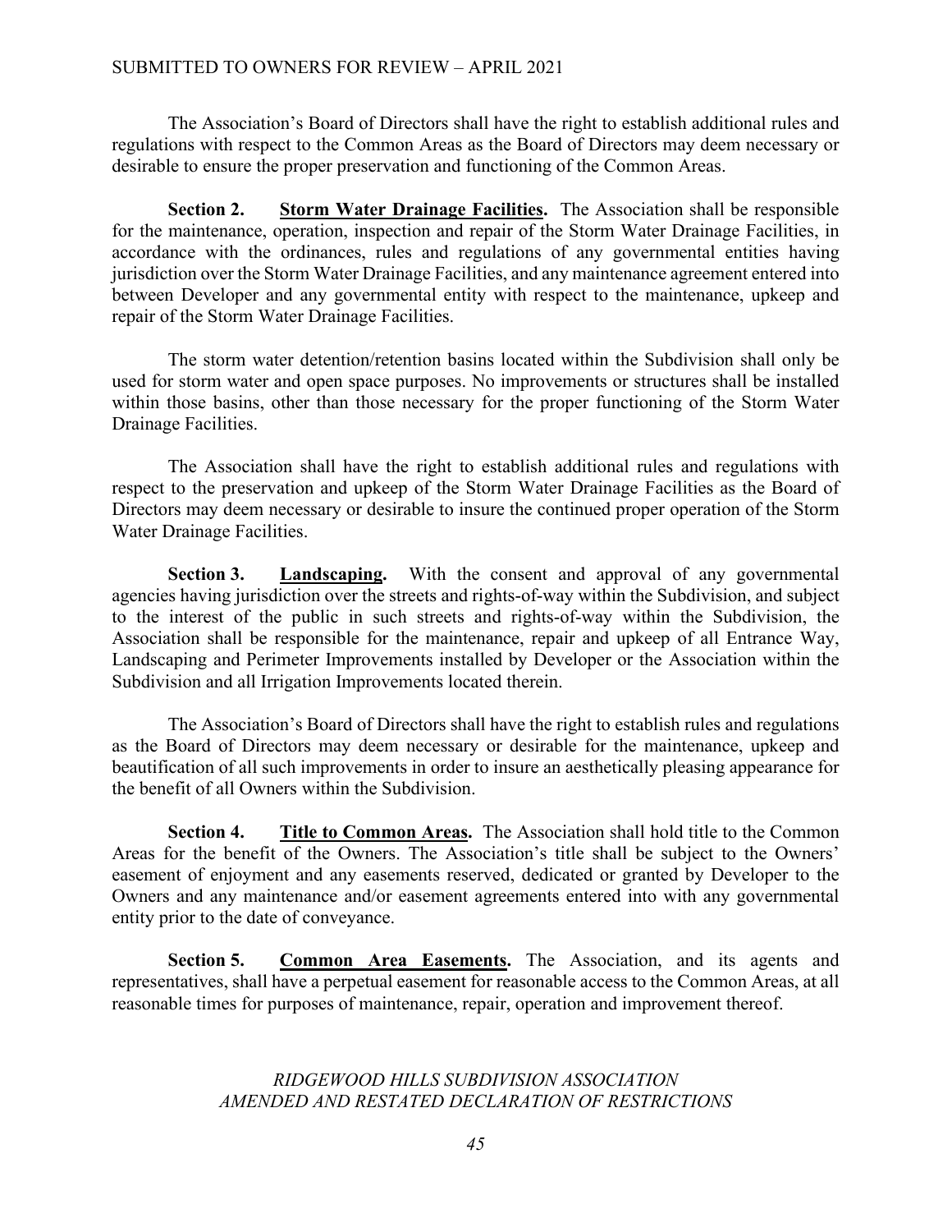The Association's Board of Directors shall have the right to establish additional rules and regulations with respect to the Common Areas as the Board of Directors may deem necessary or desirable to ensure the proper preservation and functioning of the Common Areas.

**Section 2.** **Storm Water Drainage Facilities.** The Association shall be responsible for the maintenance, operation, inspection and repair of the Storm Water Drainage Facilities, in accordance with the ordinances, rules and regulations of any governmental entities having jurisdiction over the Storm Water Drainage Facilities, and any maintenance agreement entered into between Developer and any governmental entity with respect to the maintenance, upkeep and repair of the Storm Water Drainage Facilities.

The storm water detention/retention basins located within the Subdivision shall only be used for storm water and open space purposes. No improvements or structures shall be installed within those basins, other than those necessary for the proper functioning of the Storm Water Drainage Facilities.

The Association shall have the right to establish additional rules and regulations with respect to the preservation and upkeep of the Storm Water Drainage Facilities as the Board of Directors may deem necessary or desirable to insure the continued proper operation of the Storm Water Drainage Facilities.

**Section 3.** **Landscaping.** With the consent and approval of any governmental agencies having jurisdiction over the streets and rights-of-way within the Subdivision, and subject to the interest of the public in such streets and rights-of-way within the Subdivision, the Association shall be responsible for the maintenance, repair and upkeep of all Entrance Way, Landscaping and Perimeter Improvements installed by Developer or the Association within the Subdivision and all Irrigation Improvements located therein.

The Association's Board of Directors shall have the right to establish rules and regulations as the Board of Directors may deem necessary or desirable for the maintenance, upkeep and beautification of all such improvements in order to insure an aesthetically pleasing appearance for the benefit of all Owners within the Subdivision.

**Section 4.** **Title to Common Areas.** The Association shall hold title to the Common Areas for the benefit of the Owners. The Association's title shall be subject to the Owners' easement of enjoyment and any easements reserved, dedicated or granted by Developer to the Owners and any maintenance and/or easement agreements entered into with any governmental entity prior to the date of conveyance.

**Section 5.** **Common Area Easements.** The Association, and its agents and representatives, shall have a perpetual easement for reasonable access to the Common Areas, at all reasonable times for purposes of maintenance, repair, operation and improvement thereof.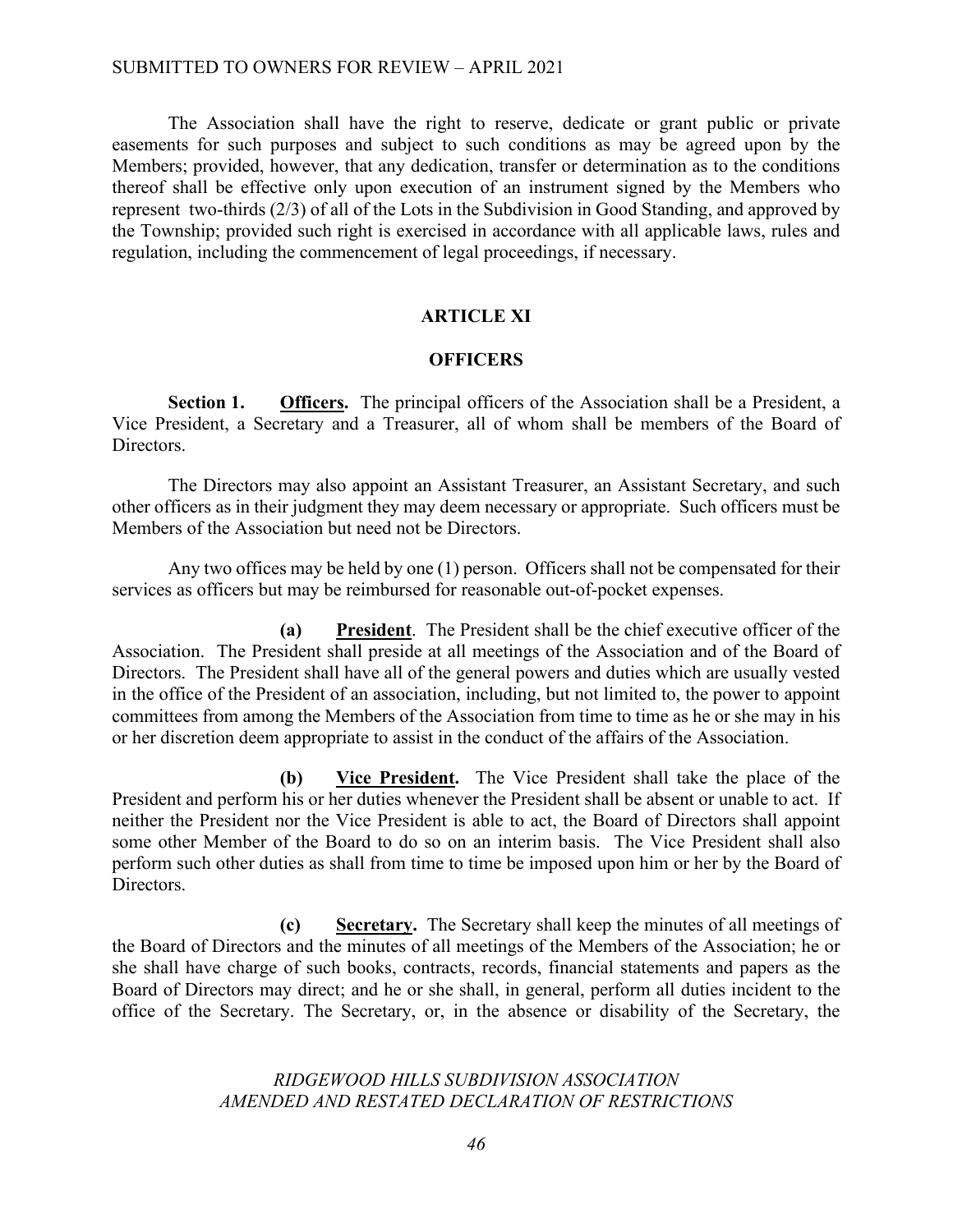The Association shall have the right to reserve, dedicate or grant public or private easements for such purposes and subject to such conditions as may be agreed upon by the Members; provided, however, that any dedication, transfer or determination as to the conditions thereof shall be effective only upon execution of an instrument signed by the Members who represent two-thirds (2/3) of all of the Lots in the Subdivision in Good Standing, and approved by the Township; provided such right is exercised in accordance with all applicable laws, rules and regulation, including the commencement of legal proceedings, if necessary.

## ARTICLE XI

## OFFICERS

**Section 1. <u>Officers</u>.** The principal officers of the Association shall be a President, a Vice President, a Secretary and a Treasurer, all of whom shall be members of the Board of Directors.

The Directors may also appoint an Assistant Treasurer, an Assistant Secretary, and such other officers as in their judgment they may deem necessary or appropriate. Such officers must be Members of the Association but need not be Directors.

Any two offices may be held by one (1) person. Officers shall not be compensated for their services as officers but may be reimbursed for reasonable out-of-pocket expenses.

**(a) <u>President</u>**. The President shall be the chief executive officer of the Association. The President shall preside at all meetings of the Association and of the Board of Directors. The President shall have all of the general powers and duties which are usually vested in the office of the President of an association, including, but not limited to, the power to appoint committees from among the Members of the Association from time to time as he or she may in his or her discretion deem appropriate to assist in the conduct of the affairs of the Association.

**(b) <u>Vice President</u>.** The Vice President shall take the place of the President and perform his or her duties whenever the President shall be absent or unable to act. If neither the President nor the Vice President is able to act, the Board of Directors shall appoint some other Member of the Board to do so on an interim basis. The Vice President shall also perform such other duties as shall from time to time be imposed upon him or her by the Board of Directors.

**(c) <u>Secretary</u>.** The Secretary shall keep the minutes of all meetings of the Board of Directors and the minutes of all meetings of the Members of the Association; he or she shall have charge of such books, contracts, records, financial statements and papers as the Board of Directors may direct; and he or she shall, in general, perform all duties incident to the office of the Secretary. The Secretary, or, in the absence or disability of the Secretary, the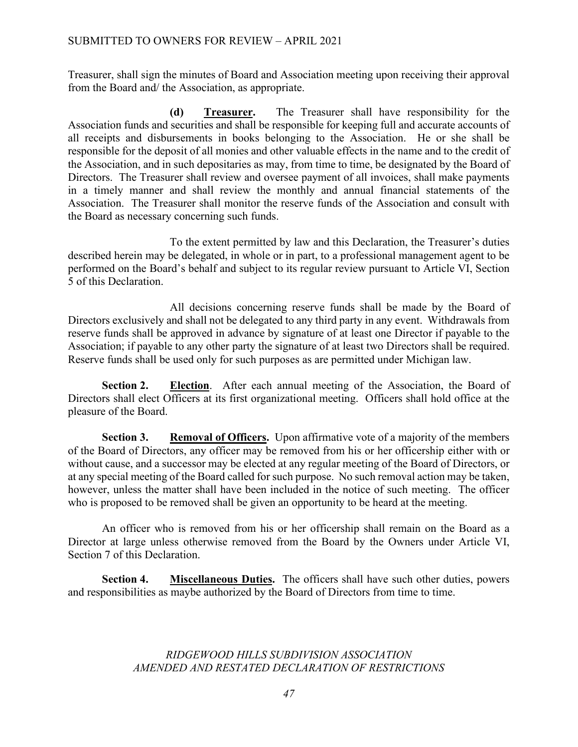Treasurer, shall sign the minutes of Board and Association meeting upon receiving their approval from the Board and/ the Association, as appropriate.

**(d) Treasurer.** The Treasurer shall have responsibility for the Association funds and securities and shall be responsible for keeping full and accurate accounts of all receipts and disbursements in books belonging to the Association. He or she shall be responsible for the deposit of all monies and other valuable effects in the name and to the credit of the Association, and in such depositaries as may, from time to time, be designated by the Board of Directors. The Treasurer shall review and oversee payment of all invoices, shall make payments in a timely manner and shall review the monthly and annual financial statements of the Association. The Treasurer shall monitor the reserve funds of the Association and consult with the Board as necessary concerning such funds.

To the extent permitted by law and this Declaration, the Treasurer's duties described herein may be delegated, in whole or in part, to a professional management agent to be performed on the Board's behalf and subject to its regular review pursuant to Article VI, Section 5 of this Declaration.

All decisions concerning reserve funds shall be made by the Board of Directors exclusively and shall not be delegated to any third party in any event. Withdrawals from reserve funds shall be approved in advance by signature of at least one Director if payable to the Association; if payable to any other party the signature of at least two Directors shall be required. Reserve funds shall be used only for such purposes as are permitted under Michigan law.

**Section 2. Election**. After each annual meeting of the Association, the Board of Directors shall elect Officers at its first organizational meeting. Officers shall hold office at the pleasure of the Board.

**Section 3. Removal of Officers.** Upon affirmative vote of a majority of the members of the Board of Directors, any officer may be removed from his or her officership either with or without cause, and a successor may be elected at any regular meeting of the Board of Directors, or at any special meeting of the Board called for such purpose. No such removal action may be taken, however, unless the matter shall have been included in the notice of such meeting. The officer who is proposed to be removed shall be given an opportunity to be heard at the meeting.

An officer who is removed from his or her officership shall remain on the Board as a Director at large unless otherwise removed from the Board by the Owners under Article VI, Section 7 of this Declaration.

**Section 4. Miscellaneous Duties.** The officers shall have such other duties, powers and responsibilities as maybe authorized by the Board of Directors from time to time.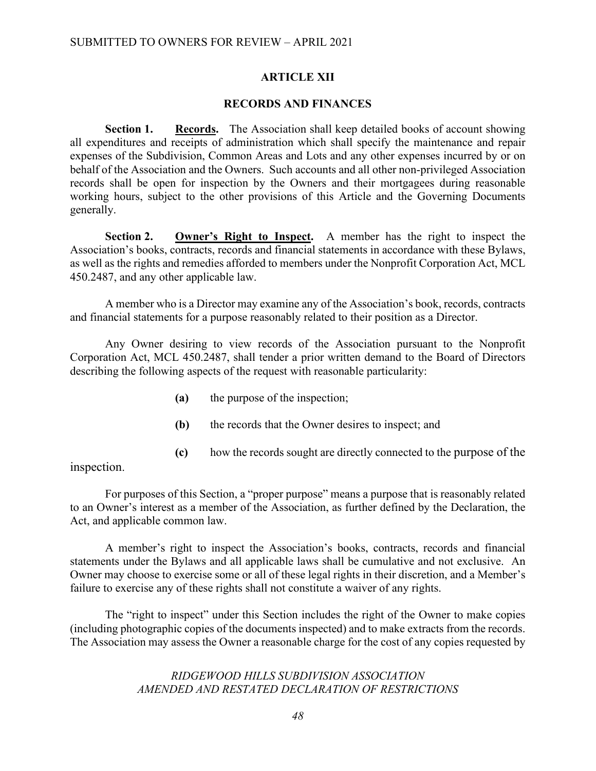## ARTICLE XII

## RECORDS AND FINANCES

**Section 1. Records.** The Association shall keep detailed books of account showing all expenditures and receipts of administration which shall specify the maintenance and repair expenses of the Subdivision, Common Areas and Lots and any other expenses incurred by or on behalf of the Association and the Owners. Such accounts and all other non-privileged Association records shall be open for inspection by the Owners and their mortgagees during reasonable working hours, subject to the other provisions of this Article and the Governing Documents generally.

**Section 2. Owner's Right to Inspect.** A member has the right to inspect the Association's books, contracts, records and financial statements in accordance with these Bylaws, as well as the rights and remedies afforded to members under the Nonprofit Corporation Act, MCL 450.2487, and any other applicable law.

A member who is a Director may examine any of the Association's book, records, contracts and financial statements for a purpose reasonably related to their position as a Director.

Any Owner desiring to view records of the Association pursuant to the Nonprofit Corporation Act, MCL 450.2487, shall tender a prior written demand to the Board of Directors describing the following aspects of the request with reasonable particularity:

**(a)** the purpose of the inspection;

**(b)** the records that the Owner desires to inspect; and

**(c)** how the records sought are directly connected to the purpose of the inspection.

For purposes of this Section, a "proper purpose" means a purpose that is reasonably related to an Owner's interest as a member of the Association, as further defined by the Declaration, the Act, and applicable common law.

A member's right to inspect the Association's books, contracts, records and financial statements under the Bylaws and all applicable laws shall be cumulative and not exclusive. An Owner may choose to exercise some or all of these legal rights in their discretion, and a Member's failure to exercise any of these rights shall not constitute a waiver of any rights.

The "right to inspect" under this Section includes the right of the Owner to make copies (including photographic copies of the documents inspected) and to make extracts from the records. The Association may assess the Owner a reasonable charge for the cost of any copies requested by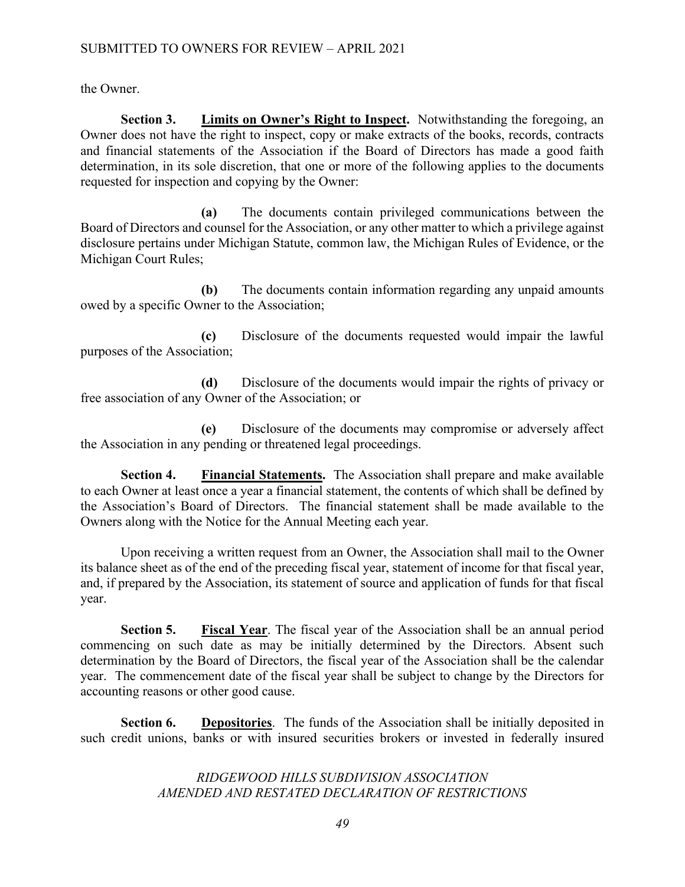the Owner.

**Section 3.** **Limits on Owner's Right to Inspect.** Notwithstanding the foregoing, an Owner does not have the right to inspect, copy or make extracts of the books, records, contracts and financial statements of the Association if the Board of Directors has made a good faith determination, in its sole discretion, that one or more of the following applies to the documents requested for inspection and copying by the Owner:

**(a)** The documents contain privileged communications between the Board of Directors and counsel for the Association, or any other matter to which a privilege against disclosure pertains under Michigan Statute, common law, the Michigan Rules of Evidence, or the Michigan Court Rules;

**(b)** The documents contain information regarding any unpaid amounts owed by a specific Owner to the Association;

**(c)** Disclosure of the documents requested would impair the lawful purposes of the Association;

**(d)** Disclosure of the documents would impair the rights of privacy or free association of any Owner of the Association; or

**(e)** Disclosure of the documents may compromise or adversely affect the Association in any pending or threatened legal proceedings.

**Section 4.** **Financial Statements.** The Association shall prepare and make available to each Owner at least once a year a financial statement, the contents of which shall be defined by the Association's Board of Directors. The financial statement shall be made available to the Owners along with the Notice for the Annual Meeting each year.

Upon receiving a written request from an Owner, the Association shall mail to the Owner its balance sheet as of the end of the preceding fiscal year, statement of income for that fiscal year, and, if prepared by the Association, its statement of source and application of funds for that fiscal year.

**Section 5.** **Fiscal Year**. The fiscal year of the Association shall be an annual period commencing on such date as may be initially determined by the Directors. Absent such determination by the Board of Directors, the fiscal year of the Association shall be the calendar year. The commencement date of the fiscal year shall be subject to change by the Directors for accounting reasons or other good cause.

**Section 6.** **Depositories**. The funds of the Association shall be initially deposited in such credit unions, banks or with insured securities brokers or invested in federally insured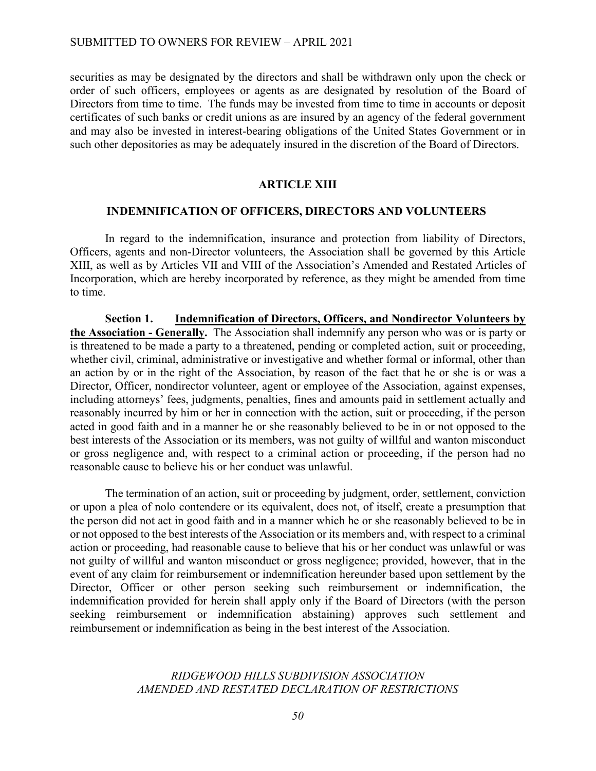securities as may be designated by the directors and shall be withdrawn only upon the check or order of such officers, employees or agents as are designated by resolution of the Board of Directors from time to time. The funds may be invested from time to time in accounts or deposit certificates of such banks or credit unions as are insured by an agency of the federal government and may also be invested in interest-bearing obligations of the United States Government or in such other depositories as may be adequately insured in the discretion of the Board of Directors.

## ARTICLE XIII

## INDEMNIFICATION OF OFFICERS, DIRECTORS AND VOLUNTEERS

In regard to the indemnification, insurance and protection from liability of Directors, Officers, agents and non-Director volunteers, the Association shall be governed by this Article XIII, as well as by Articles VII and VIII of the Association's Amended and Restated Articles of Incorporation, which are hereby incorporated by reference, as they might be amended from time to time.

**Section 1.** **Indemnification of Directors, Officers, and Nondirector Volunteers by the Association - Generally.** The Association shall indemnify any person who was or is party or is threatened to be made a party to a threatened, pending or completed action, suit or proceeding, whether civil, criminal, administrative or investigative and whether formal or informal, other than an action by or in the right of the Association, by reason of the fact that he or she is or was a Director, Officer, nondirector volunteer, agent or employee of the Association, against expenses, including attorneys' fees, judgments, penalties, fines and amounts paid in settlement actually and reasonably incurred by him or her in connection with the action, suit or proceeding, if the person acted in good faith and in a manner he or she reasonably believed to be in or not opposed to the best interests of the Association or its members, was not guilty of willful and wanton misconduct or gross negligence and, with respect to a criminal action or proceeding, if the person had no reasonable cause to believe his or her conduct was unlawful.

The termination of an action, suit or proceeding by judgment, order, settlement, conviction or upon a plea of nolo contendere or its equivalent, does not, of itself, create a presumption that the person did not act in good faith and in a manner which he or she reasonably believed to be in or not opposed to the best interests of the Association or its members and, with respect to a criminal action or proceeding, had reasonable cause to believe that his or her conduct was unlawful or was not guilty of willful and wanton misconduct or gross negligence; provided, however, that in the event of any claim for reimbursement or indemnification hereunder based upon settlement by the Director, Officer or other person seeking such reimbursement or indemnification, the indemnification provided for herein shall apply only if the Board of Directors (with the person seeking reimbursement or indemnification abstaining) approves such settlement and reimbursement or indemnification as being in the best interest of the Association.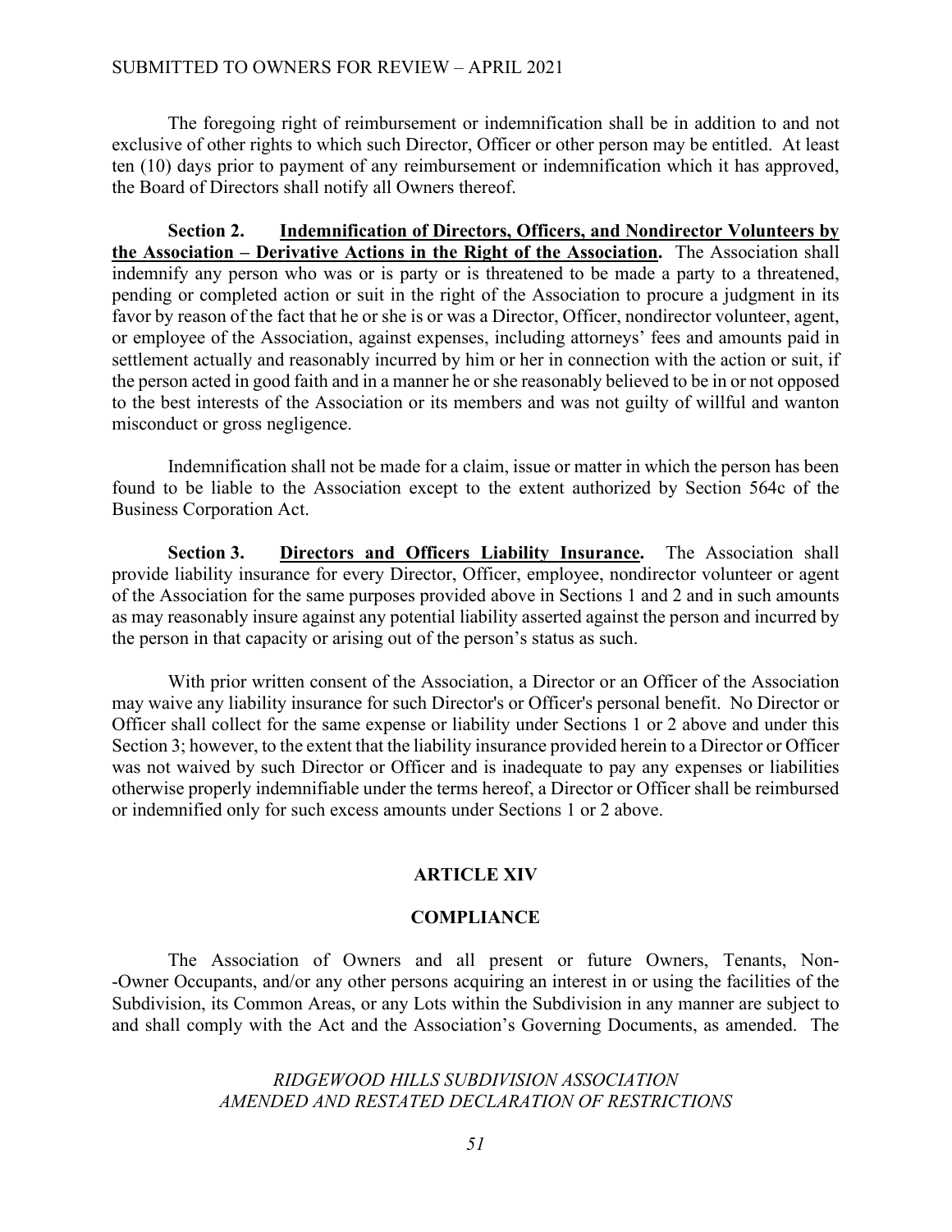The foregoing right of reimbursement or indemnification shall be in addition to and not exclusive of other rights to which such Director, Officer or other person may be entitled. At least ten (10) days prior to payment of any reimbursement or indemnification which it has approved, the Board of Directors shall notify all Owners thereof.

**Section 2. <u>Indemnification of Directors, Officers, and Nondirector Volunteers by the Association – Derivative Actions in the Right of the Association</u>.** The Association shall indemnify any person who was or is party or is threatened to be made a party to a threatened, pending or completed action or suit in the right of the Association to procure a judgment in its favor by reason of the fact that he or she is or was a Director, Officer, nondirector volunteer, agent, or employee of the Association, against expenses, including attorneys' fees and amounts paid in settlement actually and reasonably incurred by him or her in connection with the action or suit, if the person acted in good faith and in a manner he or she reasonably believed to be in or not opposed to the best interests of the Association or its members and was not guilty of willful and wanton misconduct or gross negligence.

Indemnification shall not be made for a claim, issue or matter in which the person has been found to be liable to the Association except to the extent authorized by Section 564c of the Business Corporation Act.

**Section 3. <u>Directors and Officers Liability Insurance</u>.** The Association shall provide liability insurance for every Director, Officer, employee, nondirector volunteer or agent of the Association for the same purposes provided above in Sections 1 and 2 and in such amounts as may reasonably insure against any potential liability asserted against the person and incurred by the person in that capacity or arising out of the person's status as such.

With prior written consent of the Association, a Director or an Officer of the Association may waive any liability insurance for such Director's or Officer's personal benefit. No Director or Officer shall collect for the same expense or liability under Sections 1 or 2 above and under this Section 3; however, to the extent that the liability insurance provided herein to a Director or Officer was not waived by such Director or Officer and is inadequate to pay any expenses or liabilities otherwise properly indemnifiable under the terms hereof, a Director or Officer shall be reimbursed or indemnified only for such excess amounts under Sections 1 or 2 above.

## ARTICLE XIV

## COMPLIANCE

The Association of Owners and all present or future Owners, Tenants, Non--Owner Occupants, and/or any other persons acquiring an interest in or using the facilities of the Subdivision, its Common Areas, or any Lots within the Subdivision in any manner are subject to and shall comply with the Act and the Association's Governing Documents, as amended. The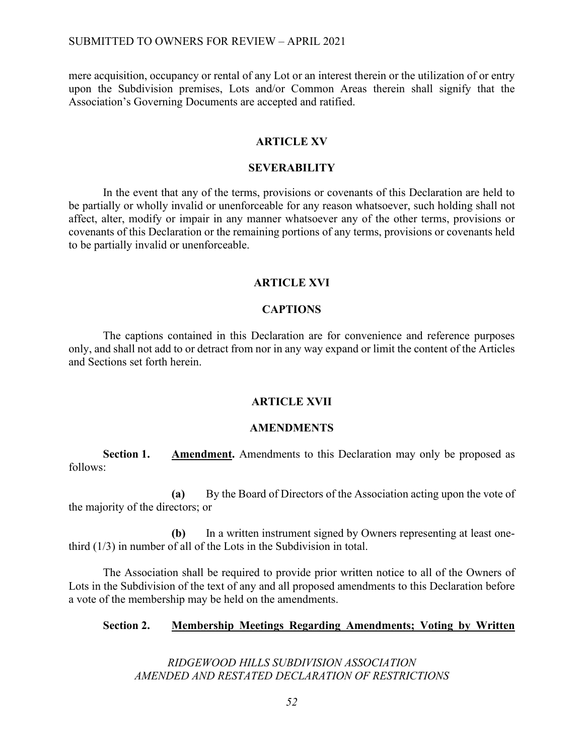mere acquisition, occupancy or rental of any Lot or an interest therein or the utilization of or entry upon the Subdivision premises, Lots and/or Common Areas therein shall signify that the Association's Governing Documents are accepted and ratified.

## ARTICLE XV

## SEVERABILITY

In the event that any of the terms, provisions or covenants of this Declaration are held to be partially or wholly invalid or unenforceable for any reason whatsoever, such holding shall not affect, alter, modify or impair in any manner whatsoever any of the other terms, provisions or covenants of this Declaration or the remaining portions of any terms, provisions or covenants held to be partially invalid or unenforceable.

## ARTICLE XVI

## CAPTIONS

The captions contained in this Declaration are for convenience and reference purposes only, and shall not add to or detract from nor in any way expand or limit the content of the Articles and Sections set forth herein.

## ARTICLE XVII

## AMENDMENTS

**Section 1. <u>Amendment</u>.** Amendments to this Declaration may only be proposed as follows:

**(a)** By the Board of Directors of the Association acting upon the vote of the majority of the directors; or

**(b)** In a written instrument signed by Owners representing at least one-third (1/3) in number of all of the Lots in the Subdivision in total.

The Association shall be required to provide prior written notice to all of the Owners of Lots in the Subdivision of the text of any and all proposed amendments to this Declaration before a vote of the membership may be held on the amendments.

**Section 2. <u>Membership Meetings Regarding Amendments; Voting by Written</u>**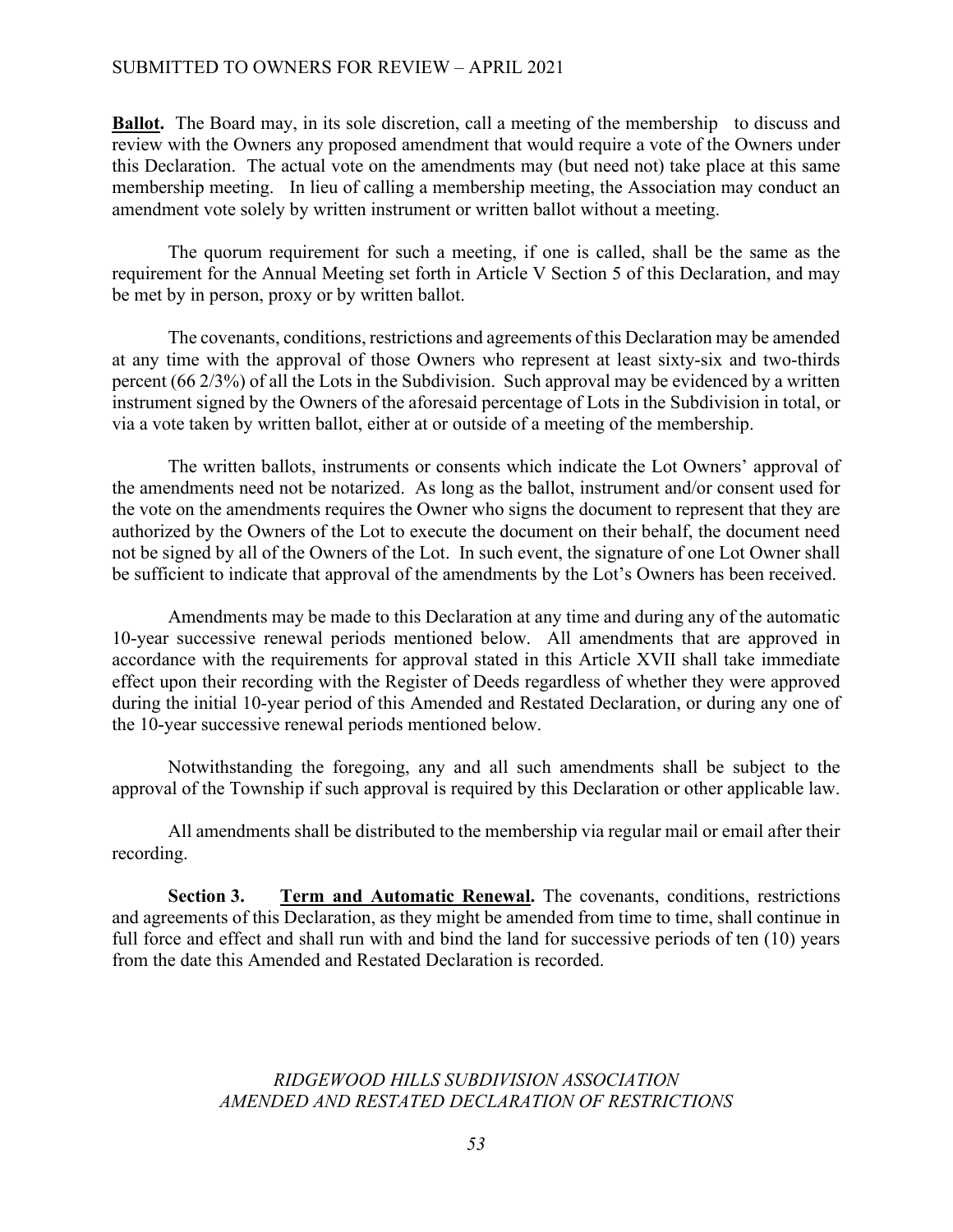**Ballot.** The Board may, in its sole discretion, call a meeting of the membership to discuss and review with the Owners any proposed amendment that would require a vote of the Owners under this Declaration. The actual vote on the amendments may (but need not) take place at this same membership meeting. In lieu of calling a membership meeting, the Association may conduct an amendment vote solely by written instrument or written ballot without a meeting.

The quorum requirement for such a meeting, if one is called, shall be the same as the requirement for the Annual Meeting set forth in Article V Section 5 of this Declaration, and may be met by in person, proxy or by written ballot.

The covenants, conditions, restrictions and agreements of this Declaration may be amended at any time with the approval of those Owners who represent at least sixty-six and two-thirds percent (66 2/3%) of all the Lots in the Subdivision. Such approval may be evidenced by a written instrument signed by the Owners of the aforesaid percentage of Lots in the Subdivision in total, or via a vote taken by written ballot, either at or outside of a meeting of the membership.

The written ballots, instruments or consents which indicate the Lot Owners' approval of the amendments need not be notarized. As long as the ballot, instrument and/or consent used for the vote on the amendments requires the Owner who signs the document to represent that they are authorized by the Owners of the Lot to execute the document on their behalf, the document need not be signed by all of the Owners of the Lot. In such event, the signature of one Lot Owner shall be sufficient to indicate that approval of the amendments by the Lot's Owners has been received.

Amendments may be made to this Declaration at any time and during any of the automatic 10-year successive renewal periods mentioned below. All amendments that are approved in accordance with the requirements for approval stated in this Article XVII shall take immediate effect upon their recording with the Register of Deeds regardless of whether they were approved during the initial 10-year period of this Amended and Restated Declaration, or during any one of the 10-year successive renewal periods mentioned below.

Notwithstanding the foregoing, any and all such amendments shall be subject to the approval of the Township if such approval is required by this Declaration or other applicable law.

All amendments shall be distributed to the membership via regular mail or email after their recording.

**Section 3. Term and Automatic Renewal.** The covenants, conditions, restrictions and agreements of this Declaration, as they might be amended from time to time, shall continue in full force and effect and shall run with and bind the land for successive periods of ten (10) years from the date this Amended and Restated Declaration is recorded.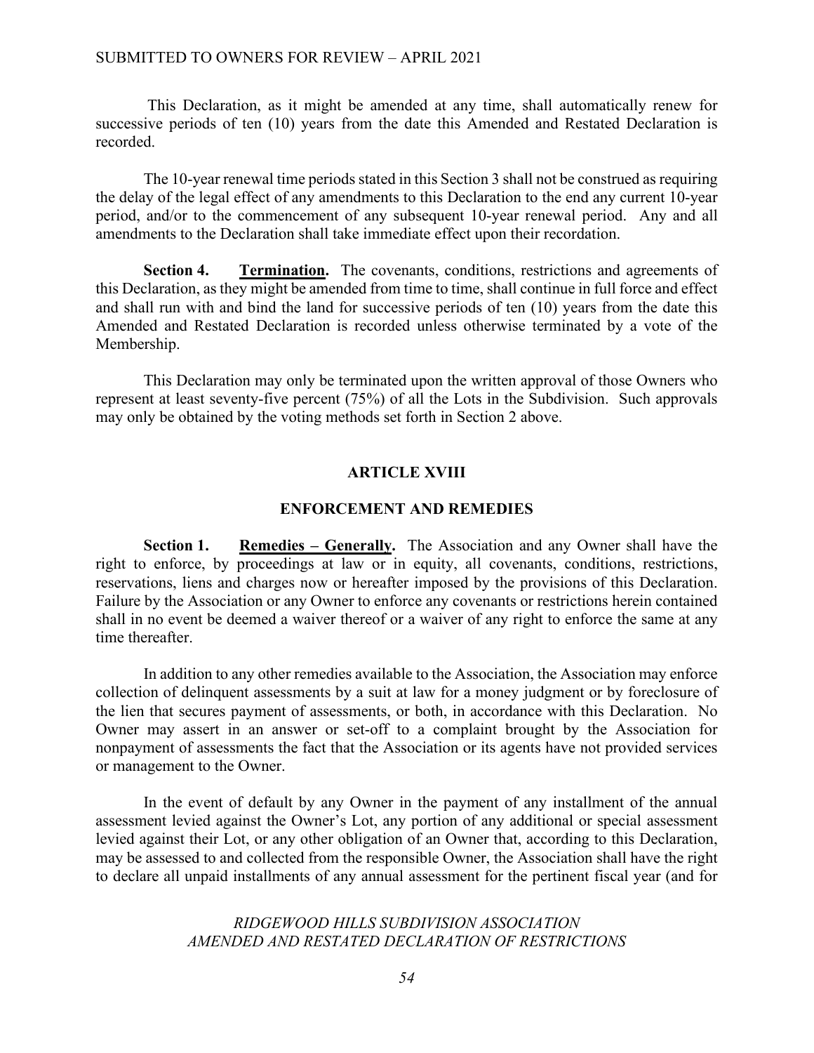This Declaration, as it might be amended at any time, shall automatically renew for successive periods of ten (10) years from the date this Amended and Restated Declaration is recorded.

The 10-year renewal time periods stated in this Section 3 shall not be construed as requiring the delay of the legal effect of any amendments to this Declaration to the end any current 10-year period, and/or to the commencement of any subsequent 10-year renewal period. Any and all amendments to the Declaration shall take immediate effect upon their recordation.

**Section 4. <u>Termination</u>.** The covenants, conditions, restrictions and agreements of this Declaration, as they might be amended from time to time, shall continue in full force and effect and shall run with and bind the land for successive periods of ten (10) years from the date this Amended and Restated Declaration is recorded unless otherwise terminated by a vote of the Membership.

This Declaration may only be terminated upon the written approval of those Owners who represent at least seventy-five percent (75%) of all the Lots in the Subdivision. Such approvals may only be obtained by the voting methods set forth in Section 2 above.

## ARTICLE XVIII

## ENFORCEMENT AND REMEDIES

**Section 1. <u>Remedies – Generally</u>.** The Association and any Owner shall have the right to enforce, by proceedings at law or in equity, all covenants, conditions, restrictions, reservations, liens and charges now or hereafter imposed by the provisions of this Declaration. Failure by the Association or any Owner to enforce any covenants or restrictions herein contained shall in no event be deemed a waiver thereof or a waiver of any right to enforce the same at any time thereafter.

In addition to any other remedies available to the Association, the Association may enforce collection of delinquent assessments by a suit at law for a money judgment or by foreclosure of the lien that secures payment of assessments, or both, in accordance with this Declaration. No Owner may assert in an answer or set-off to a complaint brought by the Association for nonpayment of assessments the fact that the Association or its agents have not provided services or management to the Owner.

In the event of default by any Owner in the payment of any installment of the annual assessment levied against the Owner's Lot, any portion of any additional or special assessment levied against their Lot, or any other obligation of an Owner that, according to this Declaration, may be assessed to and collected from the responsible Owner, the Association shall have the right to declare all unpaid installments of any annual assessment for the pertinent fiscal year (and for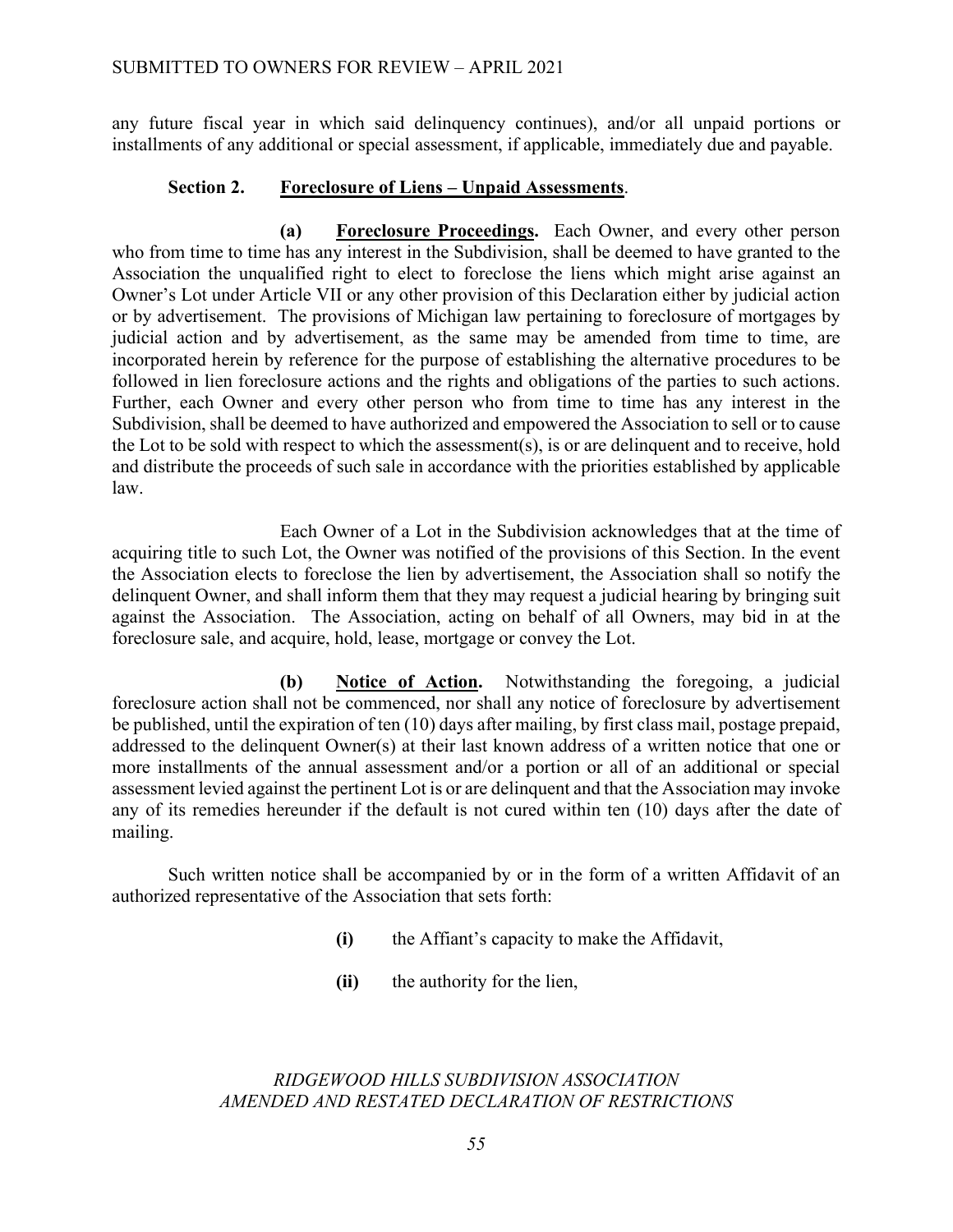any future fiscal year in which said delinquency continues), and/or all unpaid portions or installments of any additional or special assessment, if applicable, immediately due and payable.

**Section 2. Foreclosure of Liens – Unpaid Assessments**.

**(a) Foreclosure Proceedings.** Each Owner, and every other person who from time to time has any interest in the Subdivision, shall be deemed to have granted to the Association the unqualified right to elect to foreclose the liens which might arise against an Owner's Lot under Article VII or any other provision of this Declaration either by judicial action or by advertisement. The provisions of Michigan law pertaining to foreclosure of mortgages by judicial action and by advertisement, as the same may be amended from time to time, are incorporated herein by reference for the purpose of establishing the alternative procedures to be followed in lien foreclosure actions and the rights and obligations of the parties to such actions. Further, each Owner and every other person who from time to time has any interest in the Subdivision, shall be deemed to have authorized and empowered the Association to sell or to cause the Lot to be sold with respect to which the assessment(s), is or are delinquent and to receive, hold and distribute the proceeds of such sale in accordance with the priorities established by applicable law.

Each Owner of a Lot in the Subdivision acknowledges that at the time of acquiring title to such Lot, the Owner was notified of the provisions of this Section. In the event the Association elects to foreclose the lien by advertisement, the Association shall so notify the delinquent Owner, and shall inform them that they may request a judicial hearing by bringing suit against the Association. The Association, acting on behalf of all Owners, may bid in at the foreclosure sale, and acquire, hold, lease, mortgage or convey the Lot.

**(b) Notice of Action.** Notwithstanding the foregoing, a judicial foreclosure action shall not be commenced, nor shall any notice of foreclosure by advertisement be published, until the expiration of ten (10) days after mailing, by first class mail, postage prepaid, addressed to the delinquent Owner(s) at their last known address of a written notice that one or more installments of the annual assessment and/or a portion or all of an additional or special assessment levied against the pertinent Lot is or are delinquent and that the Association may invoke any of its remedies hereunder if the default is not cured within ten (10) days after the date of mailing.

Such written notice shall be accompanied by or in the form of a written Affidavit of an authorized representative of the Association that sets forth:

- **(i)** the Affiant's capacity to make the Affidavit,
- **(ii)** the authority for the lien,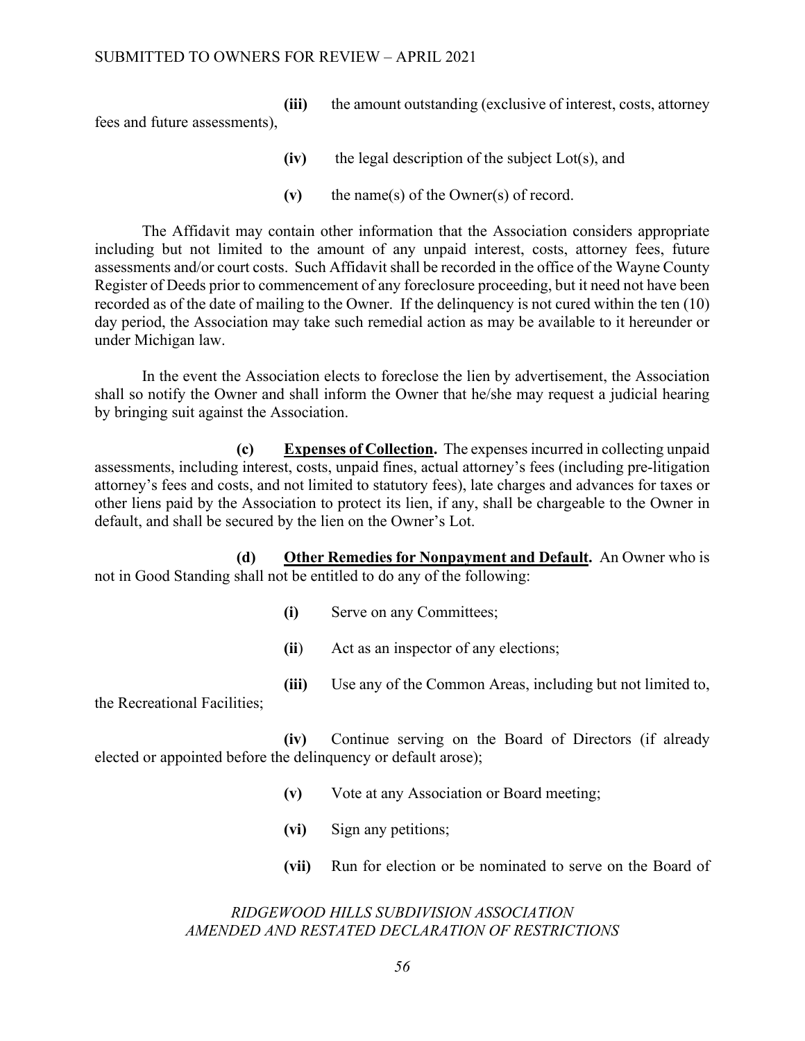**(iii)** the amount outstanding (exclusive of interest, costs, attorney fees and future assessments),

**(iv)** the legal description of the subject Lot(s), and

**(v)** the name(s) of the Owner(s) of record.

The Affidavit may contain other information that the Association considers appropriate including but not limited to the amount of any unpaid interest, costs, attorney fees, future assessments and/or court costs. Such Affidavit shall be recorded in the office of the Wayne County Register of Deeds prior to commencement of any foreclosure proceeding, but it need not have been recorded as of the date of mailing to the Owner. If the delinquency is not cured within the ten (10) day period, the Association may take such remedial action as may be available to it hereunder or under Michigan law.

In the event the Association elects to foreclose the lien by advertisement, the Association shall so notify the Owner and shall inform the Owner that he/she may request a judicial hearing by bringing suit against the Association.

**(c)** **Expenses of Collection.** The expenses incurred in collecting unpaid assessments, including interest, costs, unpaid fines, actual attorney's fees (including pre-litigation attorney's fees and costs, and not limited to statutory fees), late charges and advances for taxes or other liens paid by the Association to protect its lien, if any, shall be chargeable to the Owner in default, and shall be secured by the lien on the Owner's Lot.

**(d)** **Other Remedies for Nonpayment and Default.** An Owner who is not in Good Standing shall not be entitled to do any of the following:

**(i)** Serve on any Committees;

**(ii)** Act as an inspector of any elections;

**(iii)** Use any of the Common Areas, including but not limited to, the Recreational Facilities;

**(iv)** Continue serving on the Board of Directors (if already elected or appointed before the delinquency or default arose);

**(v)** Vote at any Association or Board meeting;

**(vi)** Sign any petitions;

**(vii)** Run for election or be nominated to serve on the Board of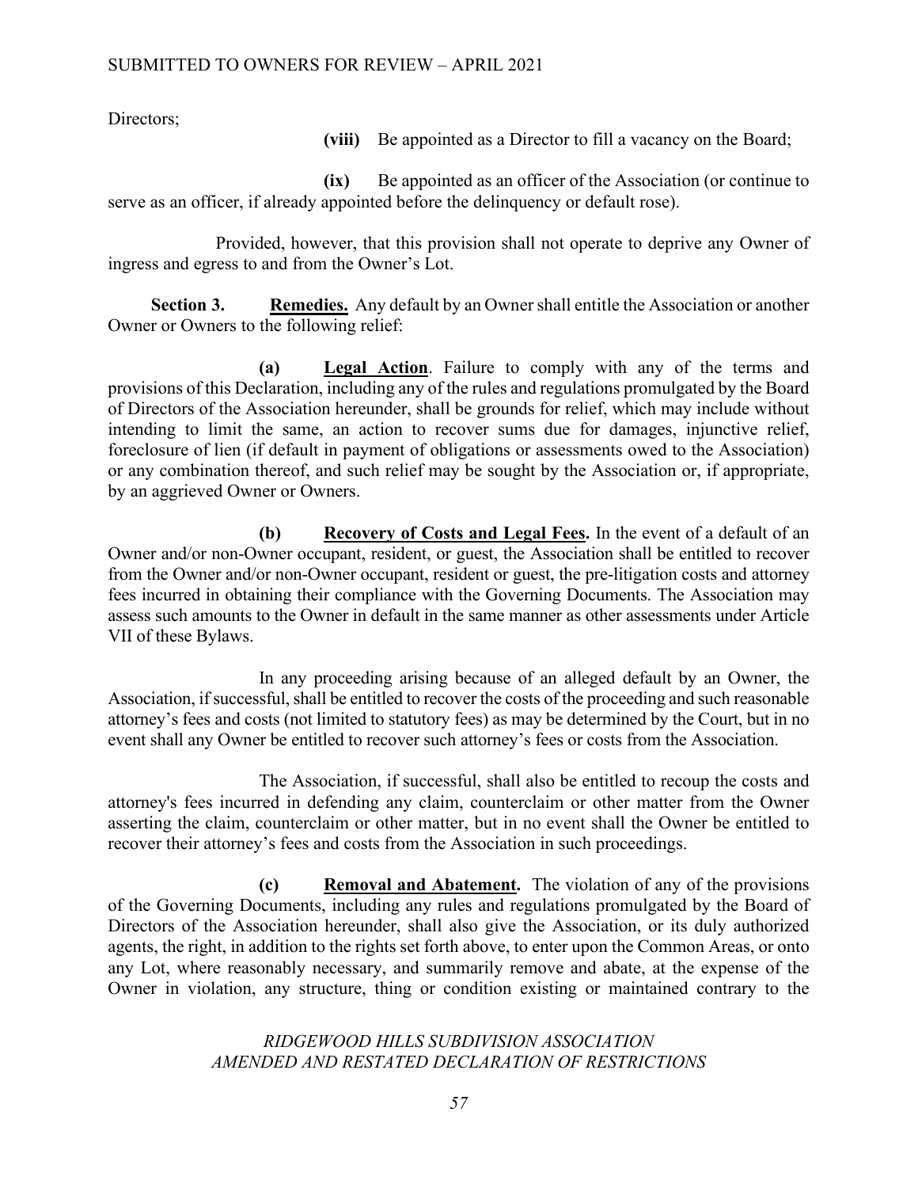Directors;

**(viii)** Be appointed as a Director to fill a vacancy on the Board;

**(ix)** Be appointed as an officer of the Association (or continue to serve as an officer, if already appointed before the delinquency or default rose).

Provided, however, that this provision shall not operate to deprive any Owner of ingress and egress to and from the Owner's Lot.

**Section 3.** **Remedies.** Any default by an Owner shall entitle the Association or another Owner or Owners to the following relief:

**(a)** **Legal Action**. Failure to comply with any of the terms and provisions of this Declaration, including any of the rules and regulations promulgated by the Board of Directors of the Association hereunder, shall be grounds for relief, which may include without intending to limit the same, an action to recover sums due for damages, injunctive relief, foreclosure of lien (if default in payment of obligations or assessments owed to the Association) or any combination thereof, and such relief may be sought by the Association or, if appropriate, by an aggrieved Owner or Owners.

**(b)** **Recovery of Costs and Legal Fees.** In the event of a default of an Owner and/or non-Owner occupant, resident, or guest, the Association shall be entitled to recover from the Owner and/or non-Owner occupant, resident or guest, the pre-litigation costs and attorney fees incurred in obtaining their compliance with the Governing Documents. The Association may assess such amounts to the Owner in default in the same manner as other assessments under Article VII of these Bylaws.

In any proceeding arising because of an alleged default by an Owner, the Association, if successful, shall be entitled to recover the costs of the proceeding and such reasonable attorney's fees and costs (not limited to statutory fees) as may be determined by the Court, but in no event shall any Owner be entitled to recover such attorney's fees or costs from the Association.

The Association, if successful, shall also be entitled to recoup the costs and attorney's fees incurred in defending any claim, counterclaim or other matter from the Owner asserting the claim, counterclaim or other matter, but in no event shall the Owner be entitled to recover their attorney's fees and costs from the Association in such proceedings.

**(c)** **Removal and Abatement.** The violation of any of the provisions of the Governing Documents, including any rules and regulations promulgated by the Board of Directors of the Association hereunder, shall also give the Association, or its duly authorized agents, the right, in addition to the rights set forth above, to enter upon the Common Areas, or onto any Lot, where reasonably necessary, and summarily remove and abate, at the expense of the Owner in violation, any structure, thing or condition existing or maintained contrary to the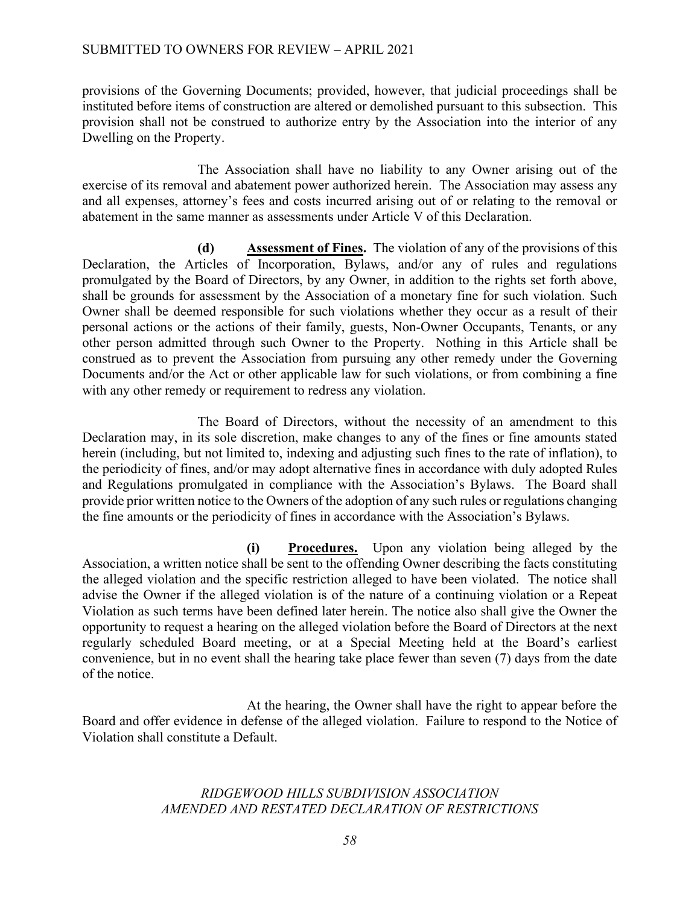provisions of the Governing Documents; provided, however, that judicial proceedings shall be instituted before items of construction are altered or demolished pursuant to this subsection. This provision shall not be construed to authorize entry by the Association into the interior of any Dwelling on the Property.

The Association shall have no liability to any Owner arising out of the exercise of its removal and abatement power authorized herein. The Association may assess any and all expenses, attorney's fees and costs incurred arising out of or relating to the removal or abatement in the same manner as assessments under Article V of this Declaration.

**(d) Assessment of Fines.** The violation of any of the provisions of this Declaration, the Articles of Incorporation, Bylaws, and/or any of rules and regulations promulgated by the Board of Directors, by any Owner, in addition to the rights set forth above, shall be grounds for assessment by the Association of a monetary fine for such violation. Such Owner shall be deemed responsible for such violations whether they occur as a result of their personal actions or the actions of their family, guests, Non-Owner Occupants, Tenants, or any other person admitted through such Owner to the Property. Nothing in this Article shall be construed as to prevent the Association from pursuing any other remedy under the Governing Documents and/or the Act or other applicable law for such violations, or from combining a fine with any other remedy or requirement to redress any violation.

The Board of Directors, without the necessity of an amendment to this Declaration may, in its sole discretion, make changes to any of the fines or fine amounts stated herein (including, but not limited to, indexing and adjusting such fines to the rate of inflation), to the periodicity of fines, and/or may adopt alternative fines in accordance with duly adopted Rules and Regulations promulgated in compliance with the Association's Bylaws. The Board shall provide prior written notice to the Owners of the adoption of any such rules or regulations changing the fine amounts or the periodicity of fines in accordance with the Association's Bylaws.

**(i) Procedures.** Upon any violation being alleged by the Association, a written notice shall be sent to the offending Owner describing the facts constituting the alleged violation and the specific restriction alleged to have been violated. The notice shall advise the Owner if the alleged violation is of the nature of a continuing violation or a Repeat Violation as such terms have been defined later herein. The notice also shall give the Owner the opportunity to request a hearing on the alleged violation before the Board of Directors at the next regularly scheduled Board meeting, or at a Special Meeting held at the Board's earliest convenience, but in no event shall the hearing take place fewer than seven (7) days from the date of the notice.

At the hearing, the Owner shall have the right to appear before the Board and offer evidence in defense of the alleged violation. Failure to respond to the Notice of Violation shall constitute a Default.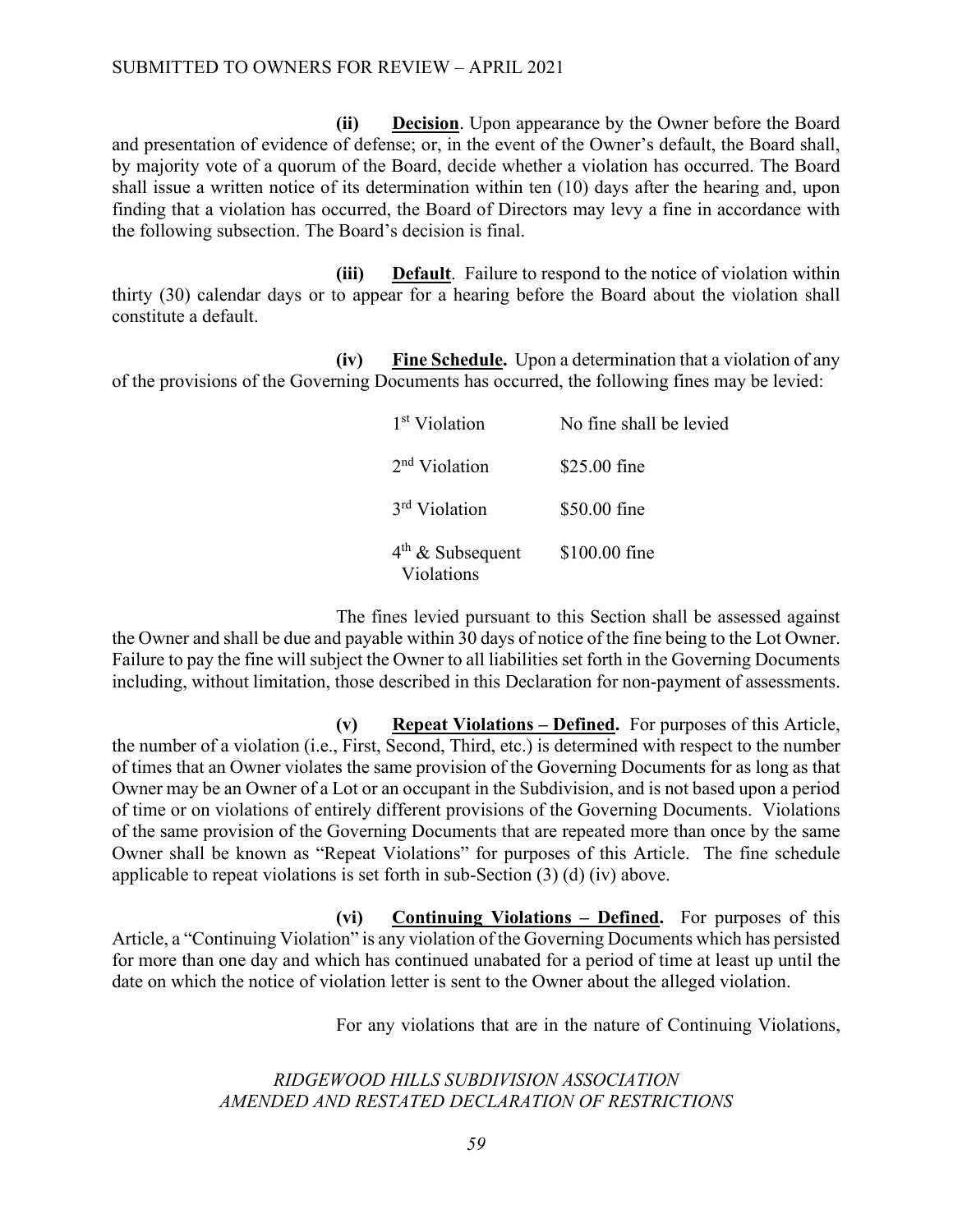**(ii) <u>Decision</u>**. Upon appearance by the Owner before the Board and presentation of evidence of defense; or, in the event of the Owner's default, the Board shall, by majority vote of a quorum of the Board, decide whether a violation has occurred. The Board shall issue a written notice of its determination within ten (10) days after the hearing and, upon finding that a violation has occurred, the Board of Directors may levy a fine in accordance with the following subsection. The Board's decision is final.

**(iii) <u>Default</u>**. Failure to respond to the notice of violation within thirty (30) calendar days or to appear for a hearing before the Board about the violation shall constitute a default.

**(iv) <u>Fine Schedule</u>.** Upon a determination that a violation of any of the provisions of the Governing Documents has occurred, the following fines may be levied:

| | |
|---|---|
| 1st Violation | No fine shall be levied |
| 2nd Violation | $25.00 fine |
| 3rd Violation | $50.00 fine |
| 4th & Subsequent Violations | $100.00 fine |

The fines levied pursuant to this Section shall be assessed against the Owner and shall be due and payable within 30 days of notice of the fine being to the Lot Owner. Failure to pay the fine will subject the Owner to all liabilities set forth in the Governing Documents including, without limitation, those described in this Declaration for non-payment of assessments.

**(v) <u>Repeat Violations – Defined</u>.** For purposes of this Article, the number of a violation (i.e., First, Second, Third, etc.) is determined with respect to the number of times that an Owner violates the same provision of the Governing Documents for as long as that Owner may be an Owner of a Lot or an occupant in the Subdivision, and is not based upon a period of time or on violations of entirely different provisions of the Governing Documents. Violations of the same provision of the Governing Documents that are repeated more than once by the same Owner shall be known as "Repeat Violations" for purposes of this Article. The fine schedule applicable to repeat violations is set forth in sub-Section (3) (d) (iv) above.

**(vi) <u>Continuing Violations – Defined</u>.** For purposes of this Article, a "Continuing Violation" is any violation of the Governing Documents which has persisted for more than one day and which has continued unabated for a period of time at least up until the date on which the notice of violation letter is sent to the Owner about the alleged violation.

For any violations that are in the nature of Continuing Violations,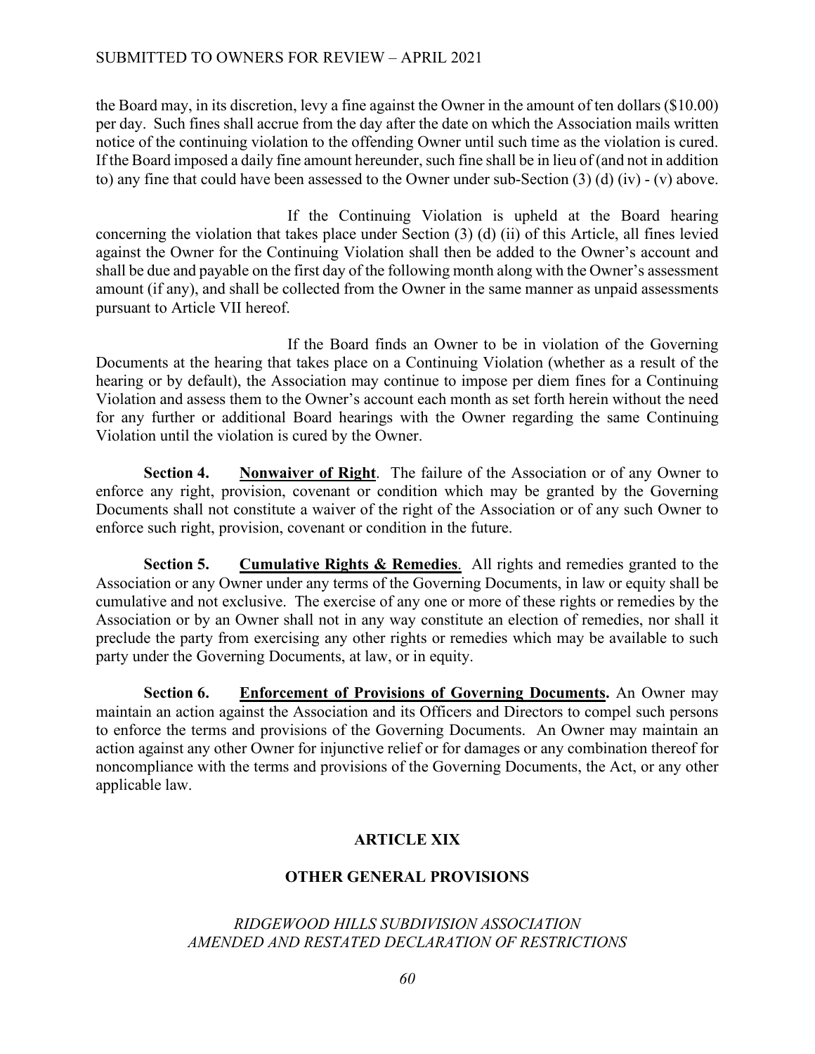the Board may, in its discretion, levy a fine against the Owner in the amount of ten dollars ($10.00) per day. Such fines shall accrue from the day after the date on which the Association mails written notice of the continuing violation to the offending Owner until such time as the violation is cured. If the Board imposed a daily fine amount hereunder, such fine shall be in lieu of (and not in addition to) any fine that could have been assessed to the Owner under sub-Section (3) (d) (iv) - (v) above.

If the Continuing Violation is upheld at the Board hearing concerning the violation that takes place under Section (3) (d) (ii) of this Article, all fines levied against the Owner for the Continuing Violation shall then be added to the Owner's account and shall be due and payable on the first day of the following month along with the Owner's assessment amount (if any), and shall be collected from the Owner in the same manner as unpaid assessments pursuant to Article VII hereof.

If the Board finds an Owner to be in violation of the Governing Documents at the hearing that takes place on a Continuing Violation (whether as a result of the hearing or by default), the Association may continue to impose per diem fines for a Continuing Violation and assess them to the Owner's account each month as set forth herein without the need for any further or additional Board hearings with the Owner regarding the same Continuing Violation until the violation is cured by the Owner.

**Section 4.** **Nonwaiver of Right**. The failure of the Association or of any Owner to enforce any right, provision, covenant or condition which may be granted by the Governing Documents shall not constitute a waiver of the right of the Association or of any such Owner to enforce such right, provision, covenant or condition in the future.

**Section 5.** **Cumulative Rights & Remedies**. All rights and remedies granted to the Association or any Owner under any terms of the Governing Documents, in law or equity shall be cumulative and not exclusive. The exercise of any one or more of these rights or remedies by the Association or by an Owner shall not in any way constitute an election of remedies, nor shall it preclude the party from exercising any other rights or remedies which may be available to such party under the Governing Documents, at law, or in equity.

**Section 6.** **Enforcement of Provisions of Governing Documents.** An Owner may maintain an action against the Association and its Officers and Directors to compel such persons to enforce the terms and provisions of the Governing Documents. An Owner may maintain an action against any other Owner for injunctive relief or for damages or any combination thereof for noncompliance with the terms and provisions of the Governing Documents, the Act, or any other applicable law.

## ARTICLE XIX

## OTHER GENERAL PROVISIONS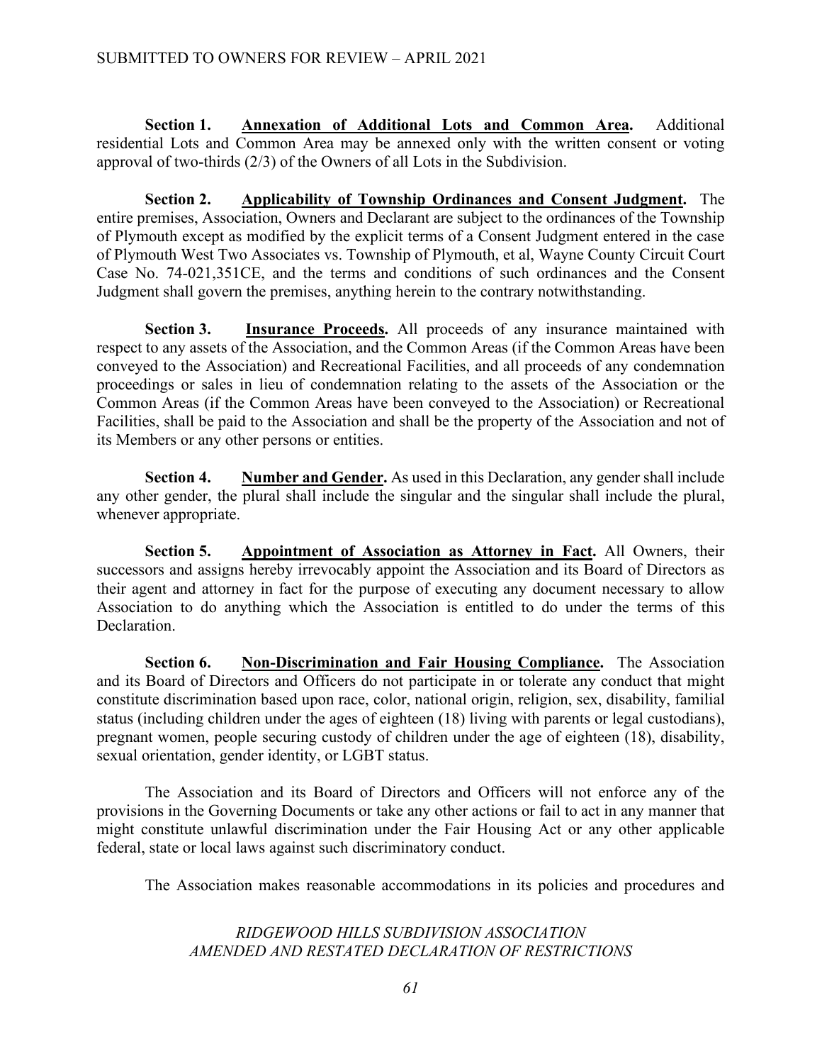**Section 1. Annexation of Additional Lots and Common Area.** Additional residential Lots and Common Area may be annexed only with the written consent or voting approval of two-thirds (2/3) of the Owners of all Lots in the Subdivision.

**Section 2. Applicability of Township Ordinances and Consent Judgment.** The entire premises, Association, Owners and Declarant are subject to the ordinances of the Township of Plymouth except as modified by the explicit terms of a Consent Judgment entered in the case of Plymouth West Two Associates vs. Township of Plymouth, et al, Wayne County Circuit Court Case No. 74-021,351CE, and the terms and conditions of such ordinances and the Consent Judgment shall govern the premises, anything herein to the contrary notwithstanding.

**Section 3. Insurance Proceeds.** All proceeds of any insurance maintained with respect to any assets of the Association, and the Common Areas (if the Common Areas have been conveyed to the Association) and Recreational Facilities, and all proceeds of any condemnation proceedings or sales in lieu of condemnation relating to the assets of the Association or the Common Areas (if the Common Areas have been conveyed to the Association) or Recreational Facilities, shall be paid to the Association and shall be the property of the Association and not of its Members or any other persons or entities.

**Section 4. Number and Gender.** As used in this Declaration, any gender shall include any other gender, the plural shall include the singular and the singular shall include the plural, whenever appropriate.

**Section 5. Appointment of Association as Attorney in Fact.** All Owners, their successors and assigns hereby irrevocably appoint the Association and its Board of Directors as their agent and attorney in fact for the purpose of executing any document necessary to allow Association to do anything which the Association is entitled to do under the terms of this Declaration.

**Section 6. Non-Discrimination and Fair Housing Compliance.** The Association and its Board of Directors and Officers do not participate in or tolerate any conduct that might constitute discrimination based upon race, color, national origin, religion, sex, disability, familial status (including children under the ages of eighteen (18) living with parents or legal custodians), pregnant women, people securing custody of children under the age of eighteen (18), disability, sexual orientation, gender identity, or LGBT status.

The Association and its Board of Directors and Officers will not enforce any of the provisions in the Governing Documents or take any other actions or fail to act in any manner that might constitute unlawful discrimination under the Fair Housing Act or any other applicable federal, state or local laws against such discriminatory conduct.

The Association makes reasonable accommodations in its policies and procedures and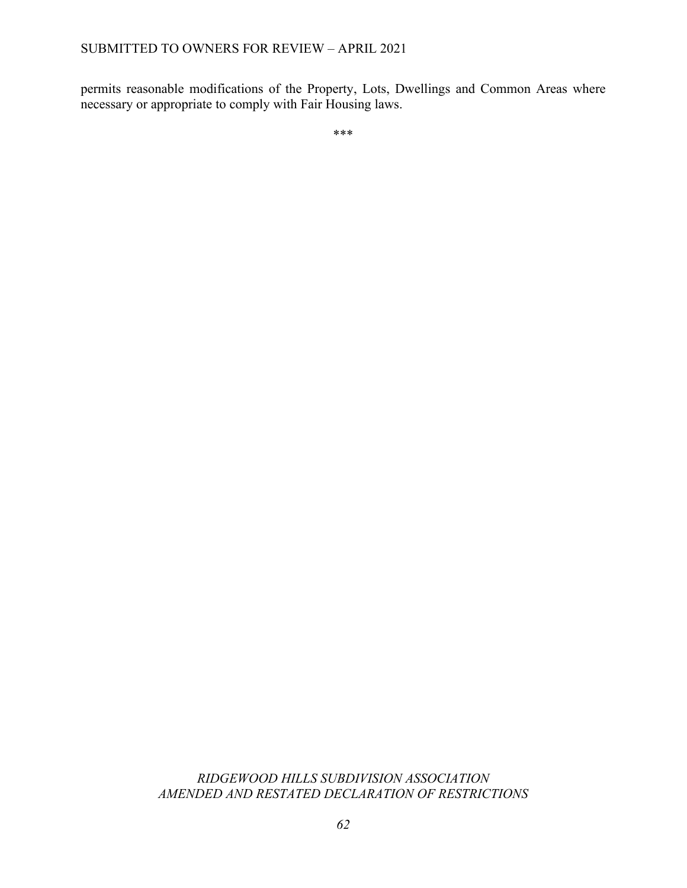permits reasonable modifications of the Property, Lots, Dwellings and Common Areas where necessary or appropriate to comply with Fair Housing laws.

***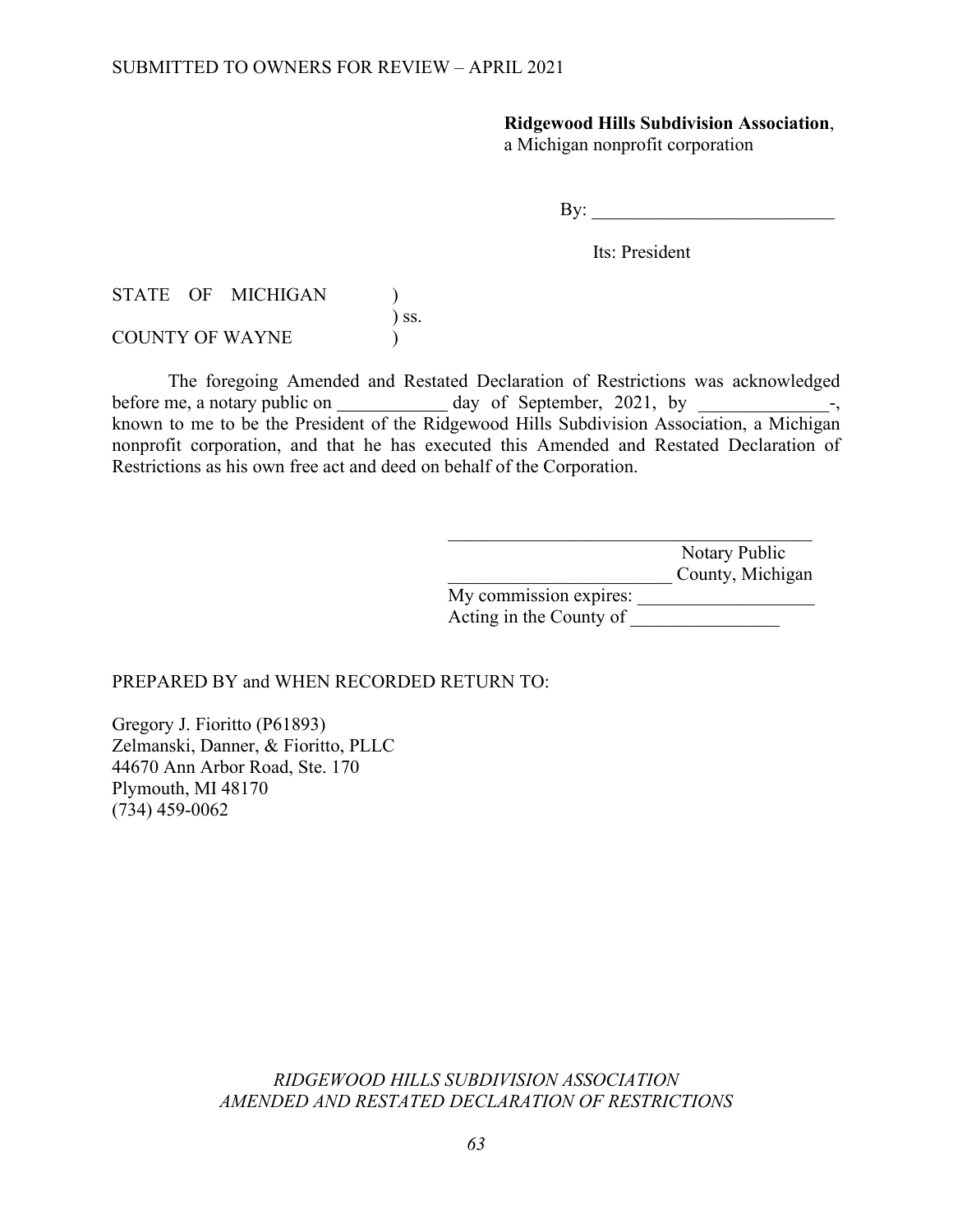**Ridgewood Hills Subdivision Association**,
a Michigan nonprofit corporation

By: ___________________________

Its: President

STATE OF MICHIGAN )
) ss.
COUNTY OF WAYNE )

The foregoing Amended and Restated Declaration of Restrictions was acknowledged before me, a notary public on ____________ day of September, 2021, by ______________-, known to me to be the President of the Ridgewood Hills Subdivision Association, a Michigan nonprofit corporation, and that he has executed this Amended and Restated Declaration of Restrictions as his own free act and deed on behalf of the Corporation.

_______________________________________
Notary Public
________________________ County, Michigan
My commission expires: ___________________
Acting in the County of ________________

PREPARED BY and WHEN RECORDED RETURN TO:

Gregory J. Fioritto (P61893)
Zelmanski, Danner, & Fioritto, PLLC
44670 Ann Arbor Road, Ste. 170
Plymouth, MI 48170
(734) 459-0062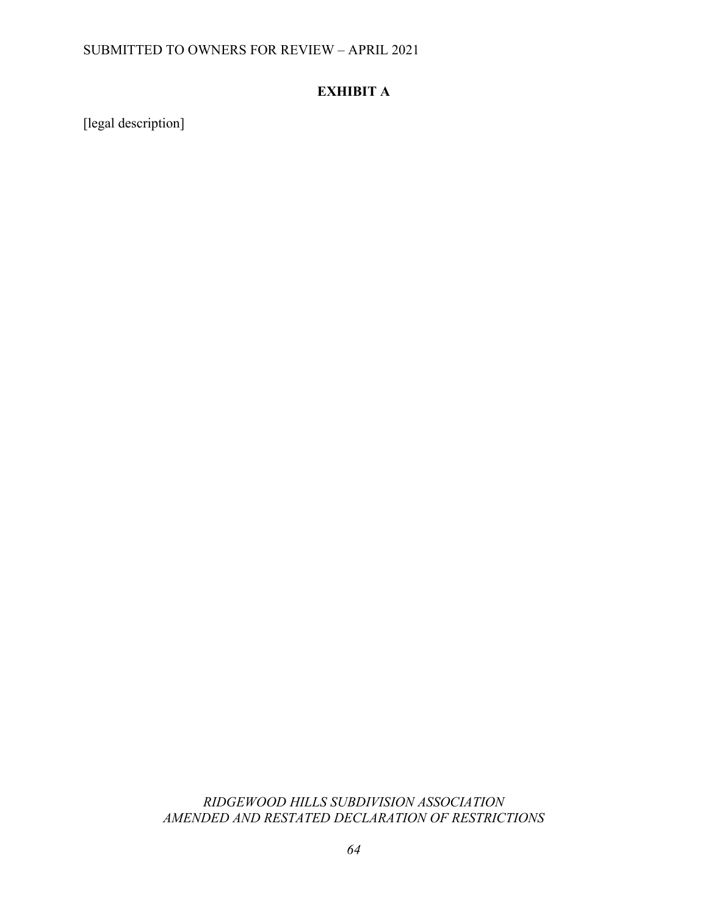# EXHIBIT A

[legal description]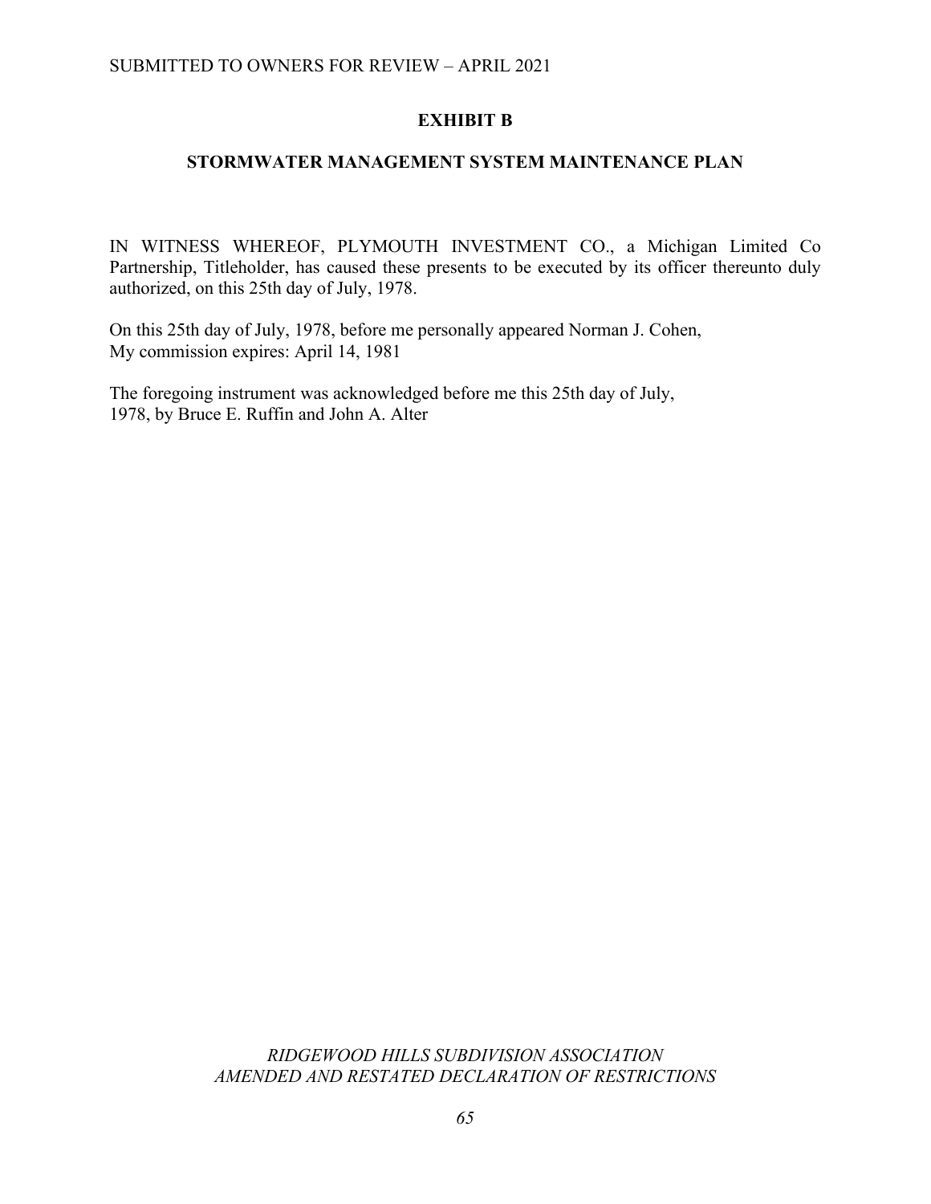# EXHIBIT B

## STORMWATER MANAGEMENT SYSTEM MAINTENANCE PLAN

IN WITNESS WHEREOF, PLYMOUTH INVESTMENT CO., a Michigan Limited Co Partnership, Titleholder, has caused these presents to be executed by its officer thereunto duly authorized, on this 25th day of July, 1978.

On this 25th day of July, 1978, before me personally appeared Norman J. Cohen,
My commission expires: April 14, 1981

The foregoing instrument was acknowledged before me this 25th day of July, 1978, by Bruce E. Ruffin and John A. Alter